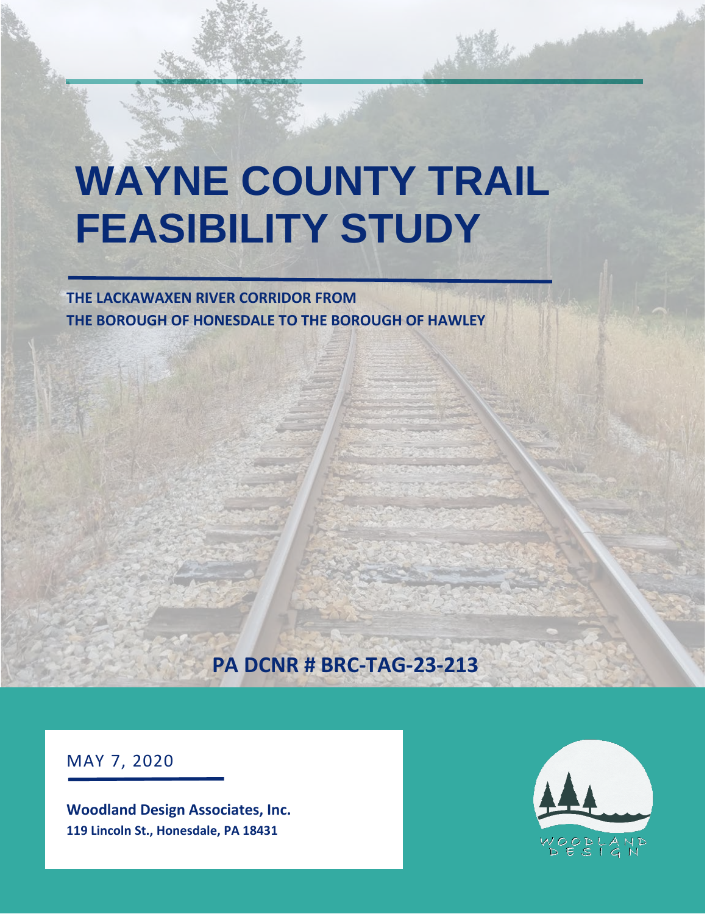# WAYNE COUNTY TRAIL FEASIBILITY STUDY

**THE LACKAWAXEN RIVER CORRIDOR FROM THE BOROUGH OF HONESDALE TO THE BOROUGH OF HAWLEY**

**PA DCNR # BRC-TAG-23-213**

MAY 7, 2020

**Woodland Design Associates, Inc.**
**119 Lincoln St., Honesdale, PA 18431**

WOODLAND DESIGN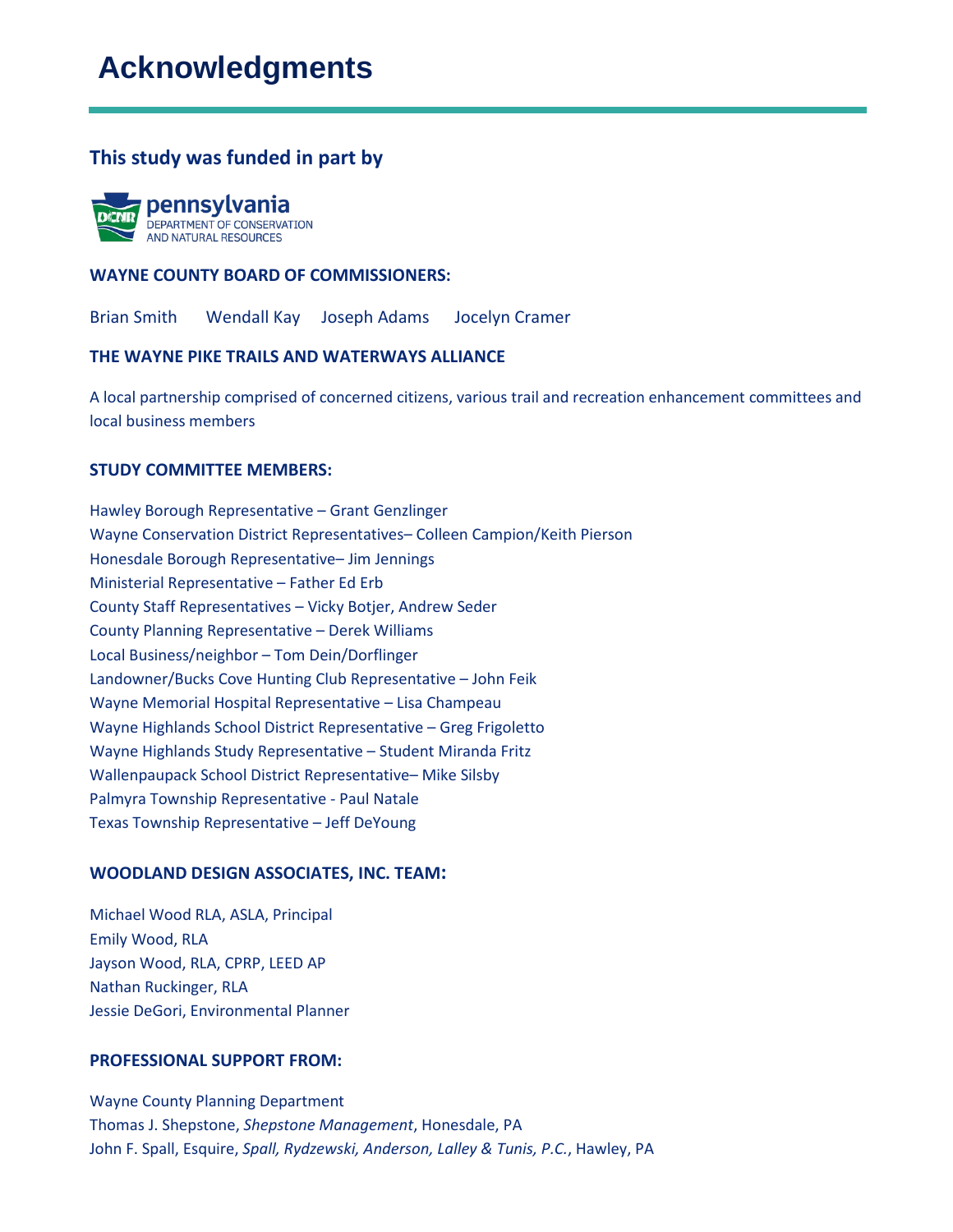# Acknowledgments

### This study was funded in part by

pennsylvania
DEPARTMENT OF CONSERVATION AND NATURAL RESOURCES

**WAYNE COUNTY BOARD OF COMMISSIONERS:**

Brian Smith Wendall Kay Joseph Adams Jocelyn Cramer

**THE WAYNE PIKE TRAILS AND WATERWAYS ALLIANCE**

A local partnership comprised of concerned citizens, various trail and recreation enhancement committees and local business members

**STUDY COMMITTEE MEMBERS:**

Hawley Borough Representative – Grant Genzlinger
Wayne Conservation District Representatives– Colleen Campion/Keith Pierson
Honesdale Borough Representative– Jim Jennings
Ministerial Representative – Father Ed Erb
County Staff Representatives – Vicky Botjer, Andrew Seder
County Planning Representative – Derek Williams
Local Business/neighbor – Tom Dein/Dorflinger
Landowner/Bucks Cove Hunting Club Representative – John Feik
Wayne Memorial Hospital Representative – Lisa Champeau
Wayne Highlands School District Representative – Greg Frigoletto
Wayne Highlands Study Representative – Student Miranda Fritz
Wallenpaupack School District Representative– Mike Silsby
Palmyra Township Representative - Paul Natale
Texas Township Representative – Jeff DeYoung

**WOODLAND DESIGN ASSOCIATES, INC. TEAM:**

Michael Wood RLA, ASLA, Principal
Emily Wood, RLA
Jayson Wood, RLA, CPRP, LEED AP
Nathan Ruckinger, RLA
Jessie DeGori, Environmental Planner

**PROFESSIONAL SUPPORT FROM:**

Wayne County Planning Department
Thomas J. Shepstone, *Shepstone Management*, Honesdale, PA
John F. Spall, Esquire, *Spall, Rydzewski, Anderson, Lalley & Tunis, P.C.*, Hawley, PA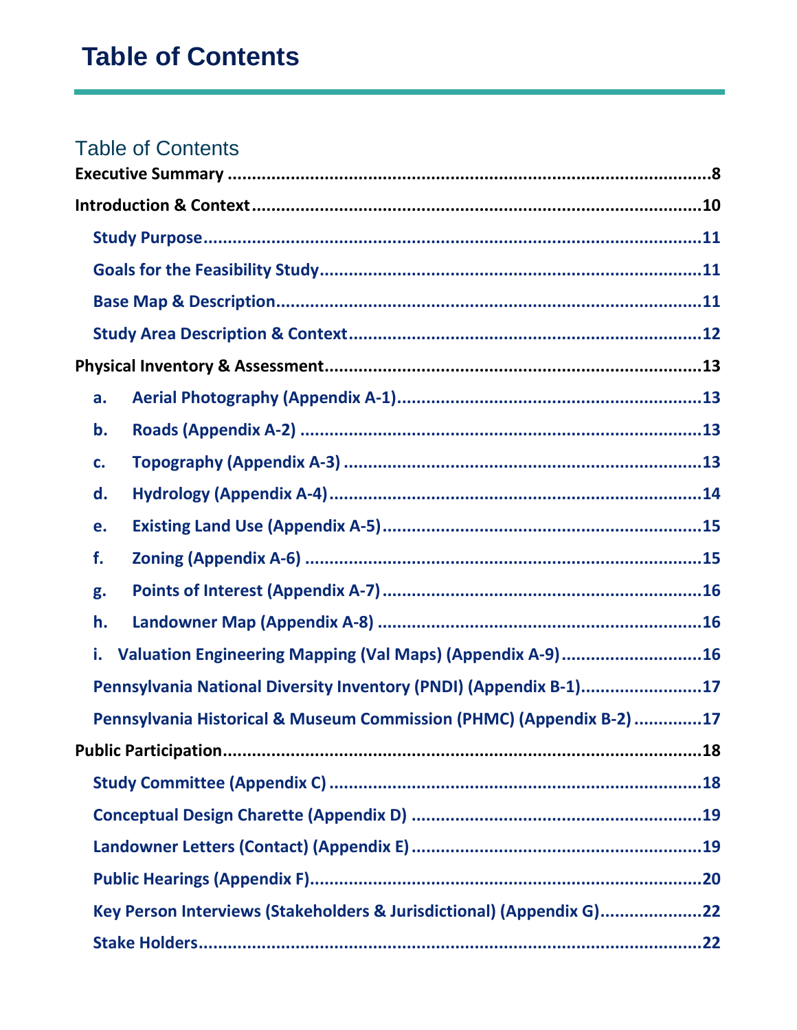# Table of Contents

## Table of Contents

**Executive Summary** ........................................................................................................ 8

**Introduction & Context** ................................................................................................. 10

- **Study Purpose** ........................................................................................................ 11
- **Goals for the Feasibility Study** ................................................................................ 11
- **Base Map & Description** ........................................................................................ 11
- **Study Area Description & Context** .......................................................................... 12

**Physical Inventory & Assessment** .................................................................................. 13

- **a. Aerial Photography (Appendix A-1)** ..................................................................... 13
- **b. Roads (Appendix A-2)** ......................................................................................... 13
- **c. Topography (Appendix A-3)** ................................................................................ 13
- **d. Hydrology (Appendix A-4)** .................................................................................. 14
- **e. Existing Land Use (Appendix A-5)** ....................................................................... 15
- **f. Zoning (Appendix A-6)** ........................................................................................ 15
- **g. Points of Interest (Appendix A-7)** ........................................................................ 16
- **h. Landowner Map (Appendix A-8)** ......................................................................... 16
- **i. Valuation Engineering Mapping (Val Maps) (Appendix A-9)** .................................. 16
- **Pennsylvania National Diversity Inventory (PNDI) (Appendix B-1)** ........................... 17
- **Pennsylvania Historical & Museum Commission (PHMC) (Appendix B-2)** ................. 17

**Public Participation** ....................................................................................................... 18

- **Study Committee (Appendix C)** .............................................................................. 18
- **Conceptual Design Charette (Appendix D)** ............................................................. 19
- **Landowner Letters (Contact) (Appendix E)** ............................................................. 19
- **Public Hearings (Appendix F)** ................................................................................. 20
- **Key Person Interviews (Stakeholders & Jurisdictional) (Appendix G)** ....................... 22
- **Stake Holders** ........................................................................................................ 22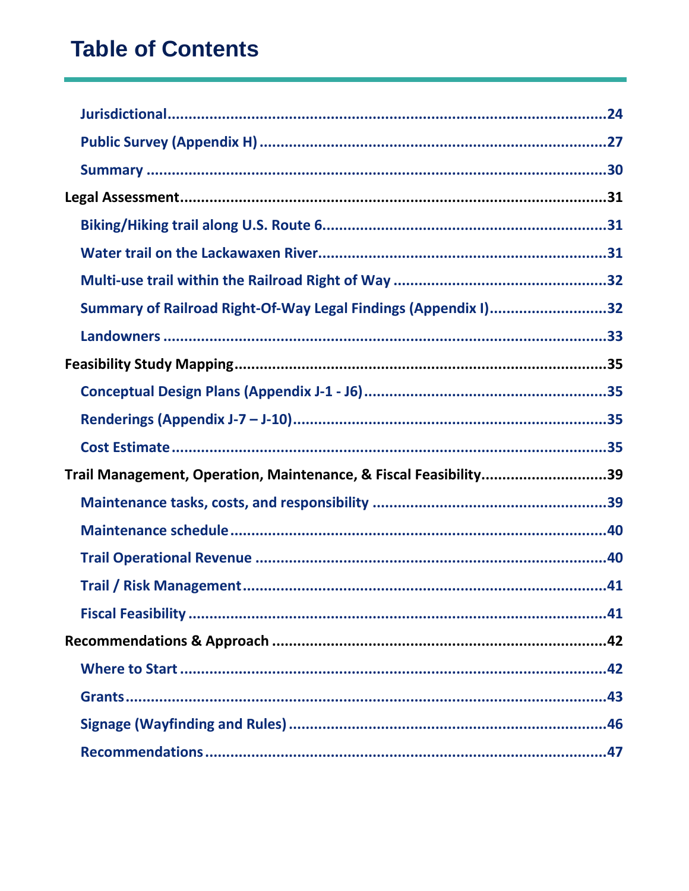# Table of Contents

- Jurisdictional....24
- Public Survey (Appendix H)....27
- Summary....30

Legal Assessment....31

- Biking/Hiking trail along U.S. Route 6....31
- Water trail on the Lackawaxen River....31
- Multi-use trail within the Railroad Right of Way....32
- Summary of Railroad Right-Of-Way Legal Findings (Appendix I)....32
- Landowners....33

Feasibility Study Mapping....35

- Conceptual Design Plans (Appendix J-1 - J6)....35
- Renderings (Appendix J-7 – J-10)....35
- Cost Estimate....35

Trail Management, Operation, Maintenance, & Fiscal Feasibility....39

- Maintenance tasks, costs, and responsibility....39
- Maintenance schedule....40
- Trail Operational Revenue....40
- Trail / Risk Management....41
- Fiscal Feasibility....41

Recommendations & Approach....42

- Where to Start....42
- Grants....43
- Signage (Wayfinding and Rules)....46
- Recommendations....47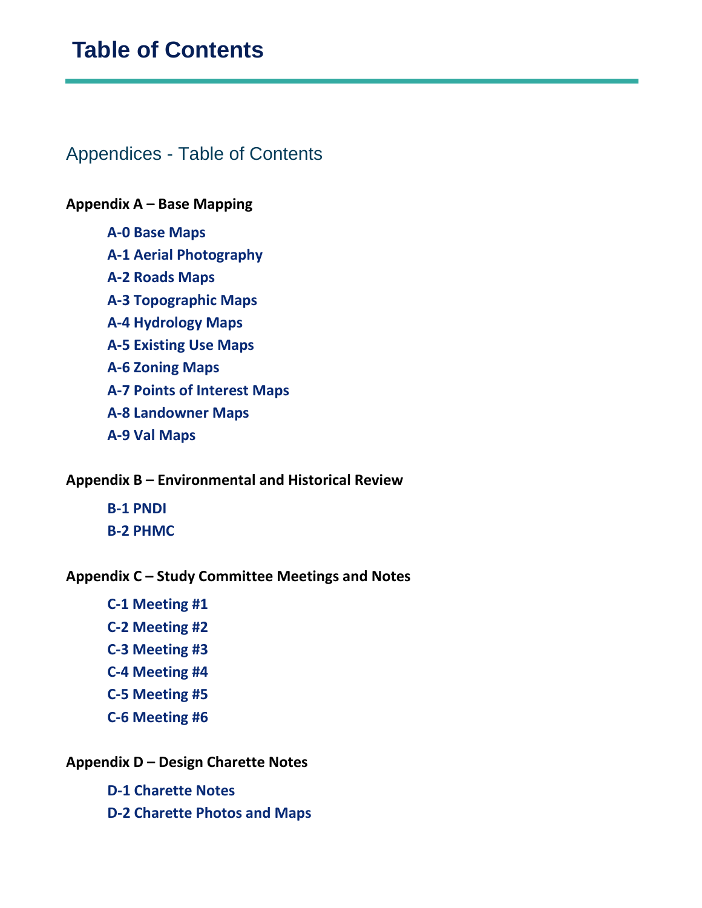# Table of Contents

## Appendices - Table of Contents

**Appendix A – Base Mapping**

- **A-0 Base Maps**
- **A-1 Aerial Photography**
- **A-2 Roads Maps**
- **A-3 Topographic Maps**
- **A-4 Hydrology Maps**
- **A-5 Existing Use Maps**
- **A-6 Zoning Maps**
- **A-7 Points of Interest Maps**
- **A-8 Landowner Maps**
- **A-9 Val Maps**

**Appendix B – Environmental and Historical Review**

- **B-1 PNDI**
- **B-2 PHMC**

**Appendix C – Study Committee Meetings and Notes**

- **C-1 Meeting #1**
- **C-2 Meeting #2**
- **C-3 Meeting #3**
- **C-4 Meeting #4**
- **C-5 Meeting #5**
- **C-6 Meeting #6**

**Appendix D – Design Charette Notes**

- **D-1 Charette Notes**
- **D-2 Charette Photos and Maps**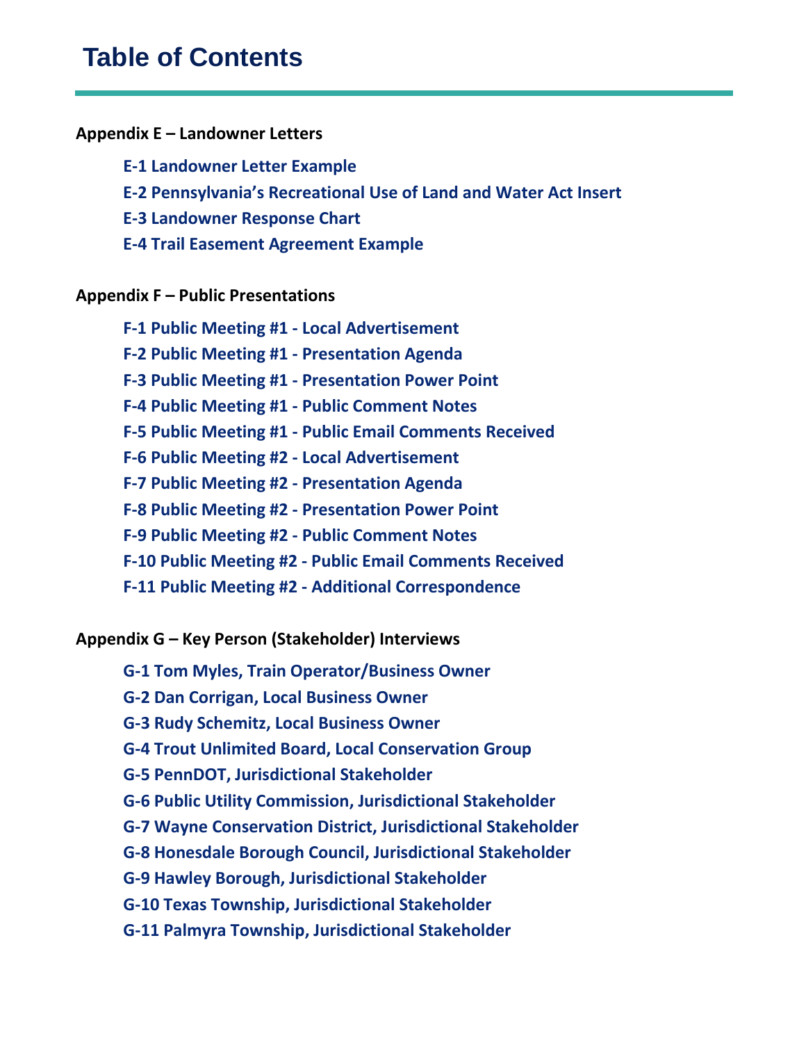# Table of Contents

**Appendix E – Landowner Letters**

- **E-1 Landowner Letter Example**
- **E-2 Pennsylvania's Recreational Use of Land and Water Act Insert**
- **E-3 Landowner Response Chart**
- **E-4 Trail Easement Agreement Example**

**Appendix F – Public Presentations**

- **F-1 Public Meeting #1 - Local Advertisement**
- **F-2 Public Meeting #1 - Presentation Agenda**
- **F-3 Public Meeting #1 - Presentation Power Point**
- **F-4 Public Meeting #1 - Public Comment Notes**
- **F-5 Public Meeting #1 - Public Email Comments Received**
- **F-6 Public Meeting #2 - Local Advertisement**
- **F-7 Public Meeting #2 - Presentation Agenda**
- **F-8 Public Meeting #2 - Presentation Power Point**
- **F-9 Public Meeting #2 - Public Comment Notes**
- **F-10 Public Meeting #2 - Public Email Comments Received**
- **F-11 Public Meeting #2 - Additional Correspondence**

**Appendix G – Key Person (Stakeholder) Interviews**

- **G-1 Tom Myles, Train Operator/Business Owner**
- **G-2 Dan Corrigan, Local Business Owner**
- **G-3 Rudy Schemitz, Local Business Owner**
- **G-4 Trout Unlimited Board, Local Conservation Group**
- **G-5 PennDOT, Jurisdictional Stakeholder**
- **G-6 Public Utility Commission, Jurisdictional Stakeholder**
- **G-7 Wayne Conservation District, Jurisdictional Stakeholder**
- **G-8 Honesdale Borough Council, Jurisdictional Stakeholder**
- **G-9 Hawley Borough, Jurisdictional Stakeholder**
- **G-10 Texas Township, Jurisdictional Stakeholder**
- **G-11 Palmyra Township, Jurisdictional Stakeholder**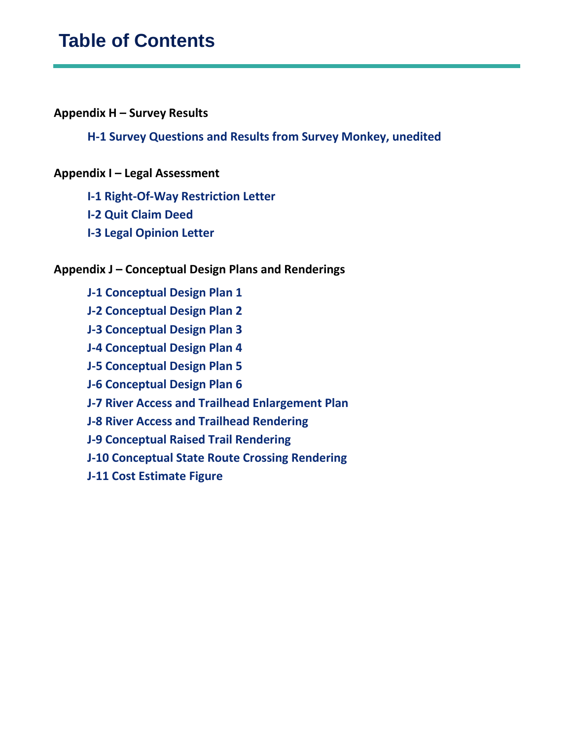# Table of Contents

**Appendix H – Survey Results**

- **H-1 Survey Questions and Results from Survey Monkey, unedited**

**Appendix I – Legal Assessment**

- **I-1 Right-Of-Way Restriction Letter**
- **I-2 Quit Claim Deed**
- **I-3 Legal Opinion Letter**

**Appendix J – Conceptual Design Plans and Renderings**

- **J-1 Conceptual Design Plan 1**
- **J-2 Conceptual Design Plan 2**
- **J-3 Conceptual Design Plan 3**
- **J-4 Conceptual Design Plan 4**
- **J-5 Conceptual Design Plan 5**
- **J-6 Conceptual Design Plan 6**
- **J-7 River Access and Trailhead Enlargement Plan**
- **J-8 River Access and Trailhead Rendering**
- **J-9 Conceptual Raised Trail Rendering**
- **J-10 Conceptual State Route Crossing Rendering**
- **J-11 Cost Estimate Figure**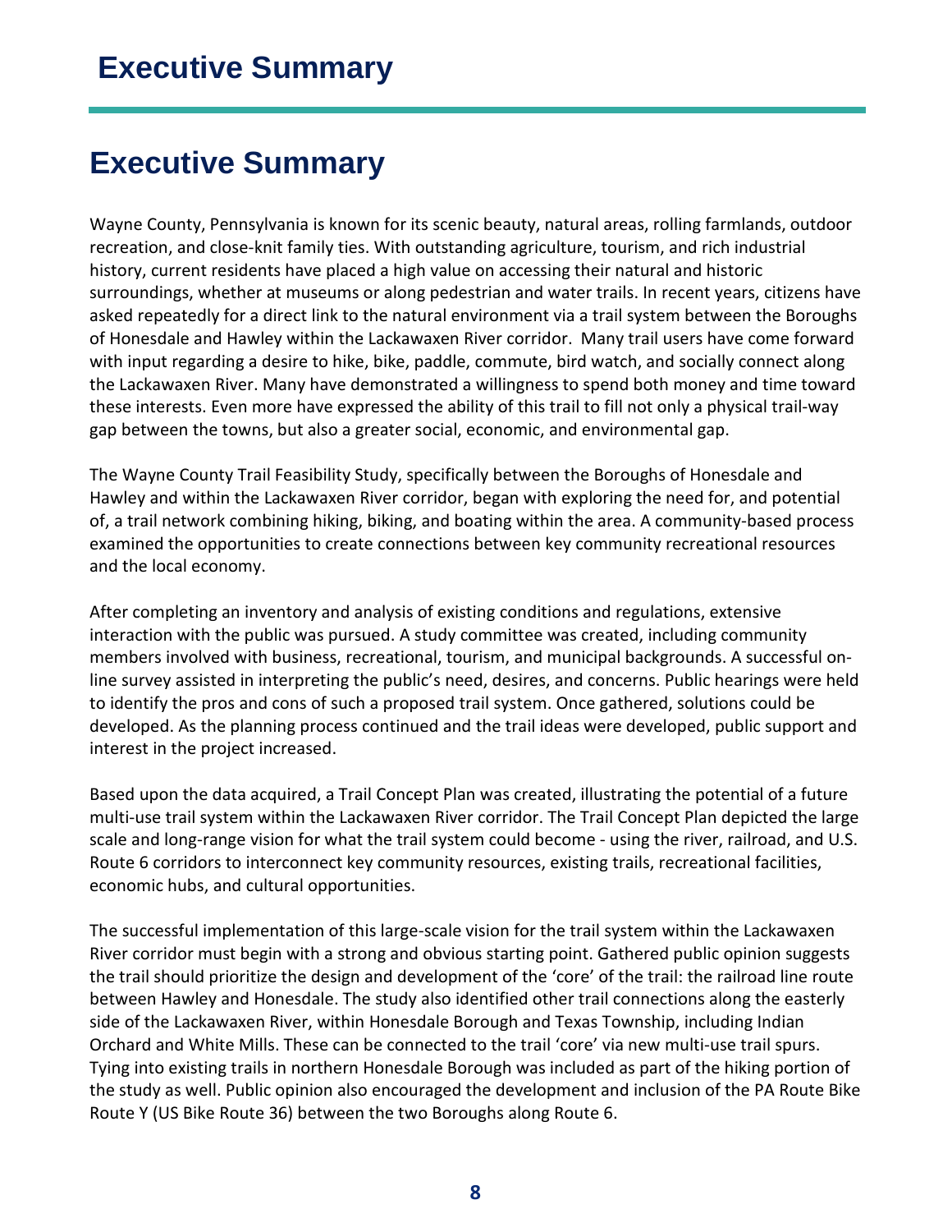# Executive Summary

## Executive Summary

Wayne County, Pennsylvania is known for its scenic beauty, natural areas, rolling farmlands, outdoor recreation, and close-knit family ties. With outstanding agriculture, tourism, and rich industrial history, current residents have placed a high value on accessing their natural and historic surroundings, whether at museums or along pedestrian and water trails. In recent years, citizens have asked repeatedly for a direct link to the natural environment via a trail system between the Boroughs of Honesdale and Hawley within the Lackawaxen River corridor. Many trail users have come forward with input regarding a desire to hike, bike, paddle, commute, bird watch, and socially connect along the Lackawaxen River. Many have demonstrated a willingness to spend both money and time toward these interests. Even more have expressed the ability of this trail to fill not only a physical trail-way gap between the towns, but also a greater social, economic, and environmental gap.

The Wayne County Trail Feasibility Study, specifically between the Boroughs of Honesdale and Hawley and within the Lackawaxen River corridor, began with exploring the need for, and potential of, a trail network combining hiking, biking, and boating within the area. A community-based process examined the opportunities to create connections between key community recreational resources and the local economy.

After completing an inventory and analysis of existing conditions and regulations, extensive interaction with the public was pursued. A study committee was created, including community members involved with business, recreational, tourism, and municipal backgrounds. A successful on-line survey assisted in interpreting the public's need, desires, and concerns. Public hearings were held to identify the pros and cons of such a proposed trail system. Once gathered, solutions could be developed. As the planning process continued and the trail ideas were developed, public support and interest in the project increased.

Based upon the data acquired, a Trail Concept Plan was created, illustrating the potential of a future multi-use trail system within the Lackawaxen River corridor. The Trail Concept Plan depicted the large scale and long-range vision for what the trail system could become - using the river, railroad, and U.S. Route 6 corridors to interconnect key community resources, existing trails, recreational facilities, economic hubs, and cultural opportunities.

The successful implementation of this large-scale vision for the trail system within the Lackawaxen River corridor must begin with a strong and obvious starting point. Gathered public opinion suggests the trail should prioritize the design and development of the 'core' of the trail: the railroad line route between Hawley and Honesdale. The study also identified other trail connections along the easterly side of the Lackawaxen River, within Honesdale Borough and Texas Township, including Indian Orchard and White Mills. These can be connected to the trail 'core' via new multi-use trail spurs. Tying into existing trails in northern Honesdale Borough was included as part of the hiking portion of the study as well. Public opinion also encouraged the development and inclusion of the PA Route Bike Route Y (US Bike Route 36) between the two Boroughs along Route 6.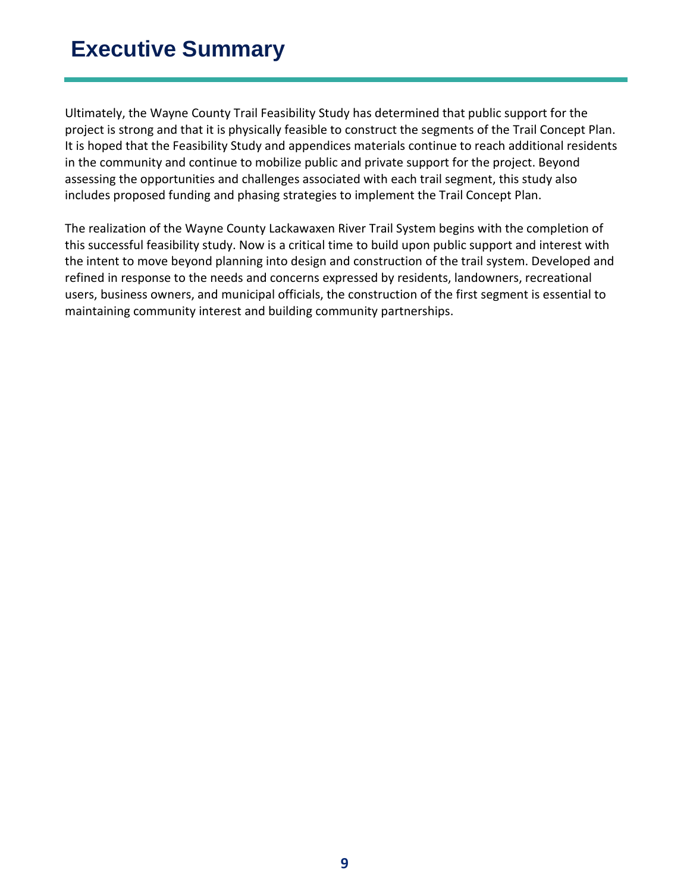# Executive Summary

Ultimately, the Wayne County Trail Feasibility Study has determined that public support for the project is strong and that it is physically feasible to construct the segments of the Trail Concept Plan. It is hoped that the Feasibility Study and appendices materials continue to reach additional residents in the community and continue to mobilize public and private support for the project. Beyond assessing the opportunities and challenges associated with each trail segment, this study also includes proposed funding and phasing strategies to implement the Trail Concept Plan.

The realization of the Wayne County Lackawaxen River Trail System begins with the completion of this successful feasibility study. Now is a critical time to build upon public support and interest with the intent to move beyond planning into design and construction of the trail system. Developed and refined in response to the needs and concerns expressed by residents, landowners, recreational users, business owners, and municipal officials, the construction of the first segment is essential to maintaining community interest and building community partnerships.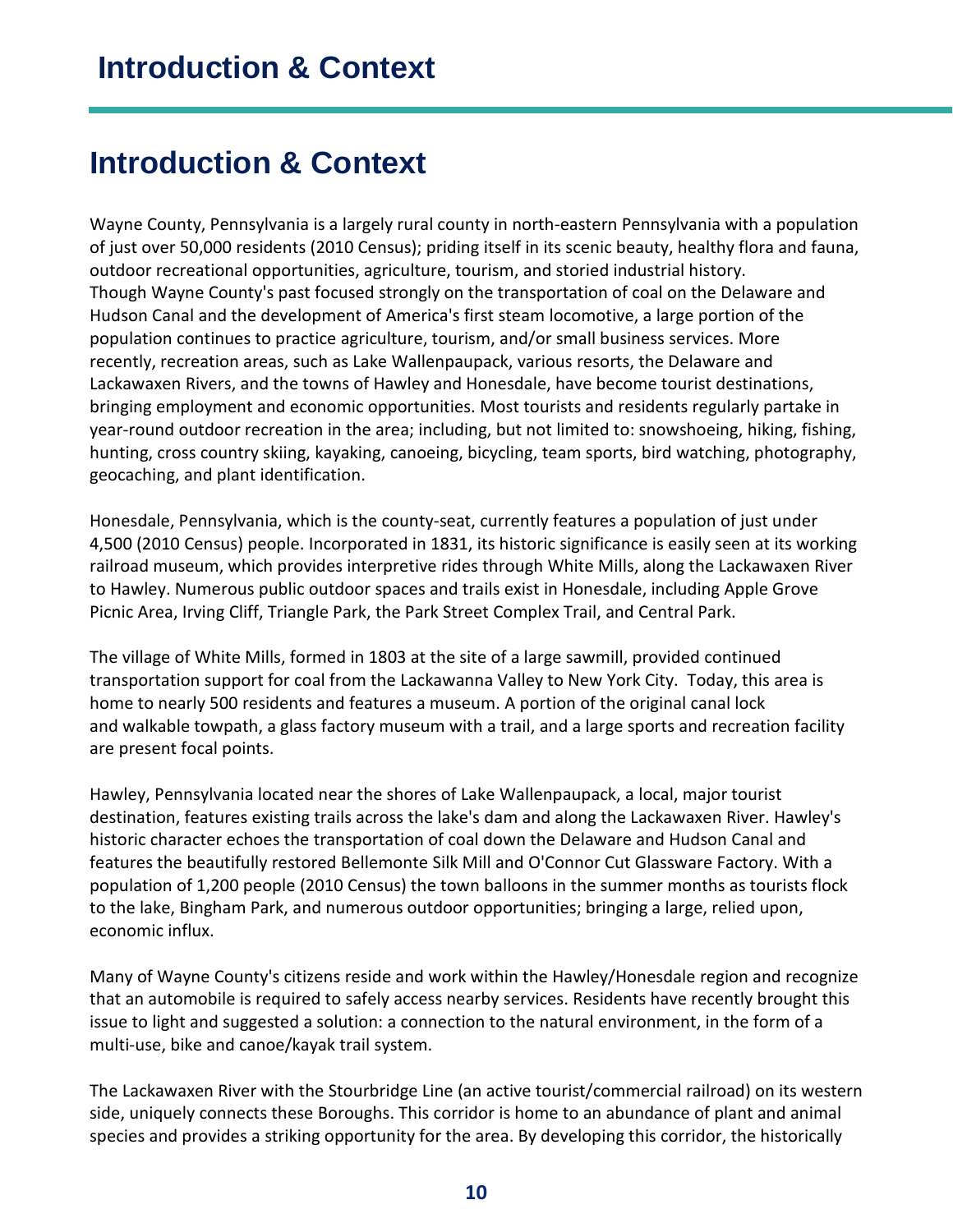# Introduction & Context

Wayne County, Pennsylvania is a largely rural county in north-eastern Pennsylvania with a population of just over 50,000 residents (2010 Census); priding itself in its scenic beauty, healthy flora and fauna, outdoor recreational opportunities, agriculture, tourism, and storied industrial history. Though Wayne County's past focused strongly on the transportation of coal on the Delaware and Hudson Canal and the development of America's first steam locomotive, a large portion of the population continues to practice agriculture, tourism, and/or small business services. More recently, recreation areas, such as Lake Wallenpaupack, various resorts, the Delaware and Lackawaxen Rivers, and the towns of Hawley and Honesdale, have become tourist destinations, bringing employment and economic opportunities. Most tourists and residents regularly partake in year-round outdoor recreation in the area; including, but not limited to: snowshoeing, hiking, fishing, hunting, cross country skiing, kayaking, canoeing, bicycling, team sports, bird watching, photography, geocaching, and plant identification.

Honesdale, Pennsylvania, which is the county-seat, currently features a population of just under 4,500 (2010 Census) people. Incorporated in 1831, its historic significance is easily seen at its working railroad museum, which provides interpretive rides through White Mills, along the Lackawaxen River to Hawley. Numerous public outdoor spaces and trails exist in Honesdale, including Apple Grove Picnic Area, Irving Cliff, Triangle Park, the Park Street Complex Trail, and Central Park.

The village of White Mills, formed in 1803 at the site of a large sawmill, provided continued transportation support for coal from the Lackawanna Valley to New York City. Today, this area is home to nearly 500 residents and features a museum. A portion of the original canal lock and walkable towpath, a glass factory museum with a trail, and a large sports and recreation facility are present focal points.

Hawley, Pennsylvania located near the shores of Lake Wallenpaupack, a local, major tourist destination, features existing trails across the lake's dam and along the Lackawaxen River. Hawley's historic character echoes the transportation of coal down the Delaware and Hudson Canal and features the beautifully restored Bellemonte Silk Mill and O'Connor Cut Glassware Factory. With a population of 1,200 people (2010 Census) the town balloons in the summer months as tourists flock to the lake, Bingham Park, and numerous outdoor opportunities; bringing a large, relied upon, economic influx.

Many of Wayne County's citizens reside and work within the Hawley/Honesdale region and recognize that an automobile is required to safely access nearby services. Residents have recently brought this issue to light and suggested a solution: a connection to the natural environment, in the form of a multi-use, bike and canoe/kayak trail system.

The Lackawaxen River with the Stourbridge Line (an active tourist/commercial railroad) on its western side, uniquely connects these Boroughs. This corridor is home to an abundance of plant and animal species and provides a striking opportunity for the area. By developing this corridor, the historically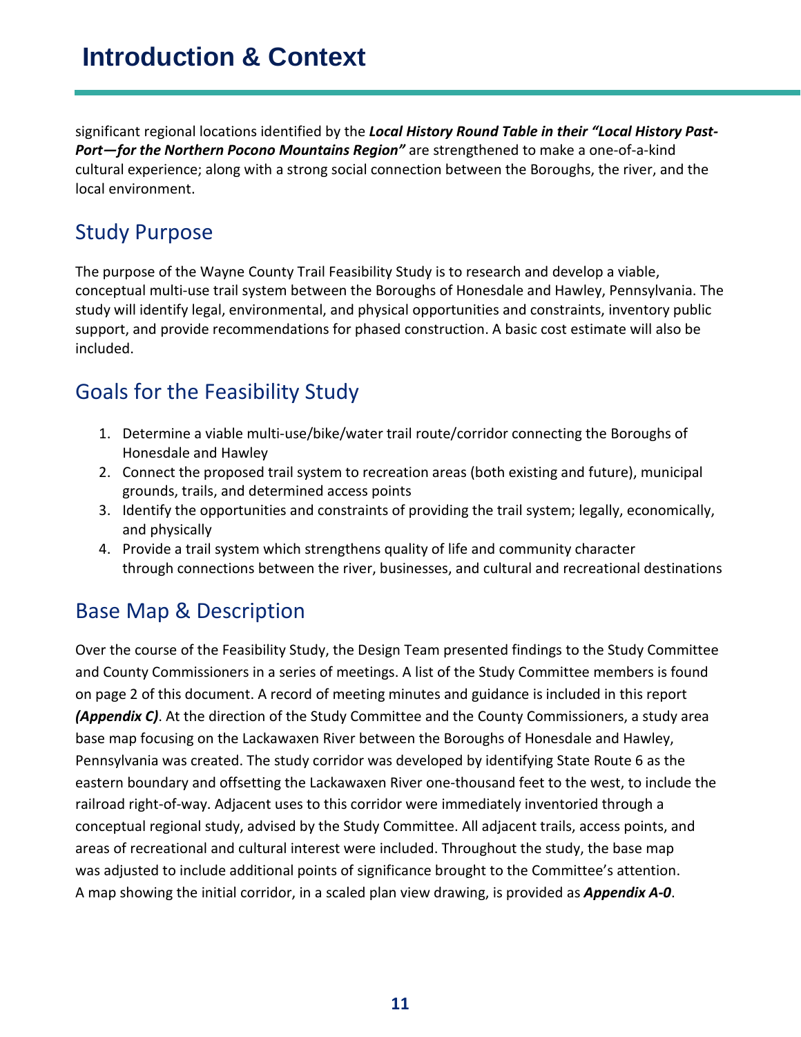# Introduction & Context

significant regional locations identified by the ***Local History Round Table in their "Local History Past-Port—for the Northern Pocono Mountains Region"*** are strengthened to make a one-of-a-kind cultural experience; along with a strong social connection between the Boroughs, the river, and the local environment.

## Study Purpose

The purpose of the Wayne County Trail Feasibility Study is to research and develop a viable, conceptual multi-use trail system between the Boroughs of Honesdale and Hawley, Pennsylvania. The study will identify legal, environmental, and physical opportunities and constraints, inventory public support, and provide recommendations for phased construction. A basic cost estimate will also be included.

## Goals for the Feasibility Study

1. Determine a viable multi-use/bike/water trail route/corridor connecting the Boroughs of Honesdale and Hawley
2. Connect the proposed trail system to recreation areas (both existing and future), municipal grounds, trails, and determined access points
3. Identify the opportunities and constraints of providing the trail system; legally, economically, and physically
4. Provide a trail system which strengthens quality of life and community character through connections between the river, businesses, and cultural and recreational destinations

## Base Map & Description

Over the course of the Feasibility Study, the Design Team presented findings to the Study Committee and County Commissioners in a series of meetings. A list of the Study Committee members is found on page 2 of this document. A record of meeting minutes and guidance is included in this report ***(Appendix C)***. At the direction of the Study Committee and the County Commissioners, a study area base map focusing on the Lackawaxen River between the Boroughs of Honesdale and Hawley, Pennsylvania was created. The study corridor was developed by identifying State Route 6 as the eastern boundary and offsetting the Lackawaxen River one-thousand feet to the west, to include the railroad right-of-way. Adjacent uses to this corridor were immediately inventoried through a conceptual regional study, advised by the Study Committee. All adjacent trails, access points, and areas of recreational and cultural interest were included. Throughout the study, the base map was adjusted to include additional points of significance brought to the Committee's attention. A map showing the initial corridor, in a scaled plan view drawing, is provided as ***Appendix A-0***.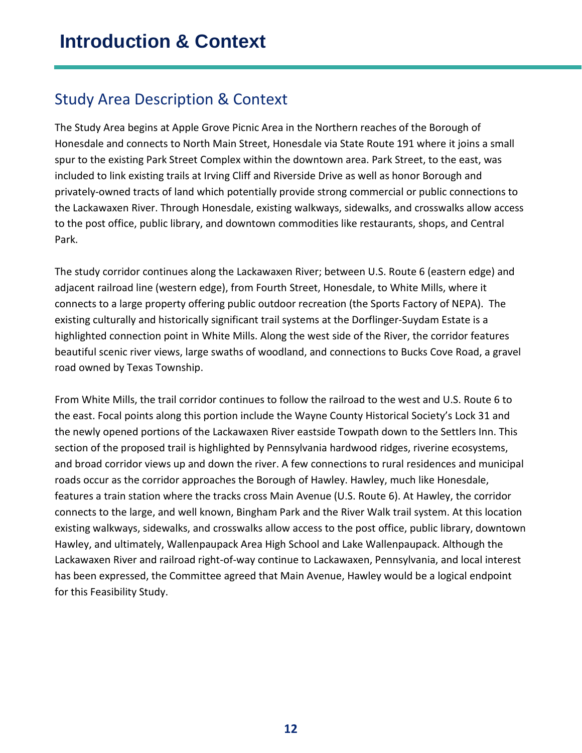# Introduction & Context

## Study Area Description & Context

The Study Area begins at Apple Grove Picnic Area in the Northern reaches of the Borough of Honesdale and connects to North Main Street, Honesdale via State Route 191 where it joins a small spur to the existing Park Street Complex within the downtown area. Park Street, to the east, was included to link existing trails at Irving Cliff and Riverside Drive as well as honor Borough and privately-owned tracts of land which potentially provide strong commercial or public connections to the Lackawaxen River. Through Honesdale, existing walkways, sidewalks, and crosswalks allow access to the post office, public library, and downtown commodities like restaurants, shops, and Central Park.

The study corridor continues along the Lackawaxen River; between U.S. Route 6 (eastern edge) and adjacent railroad line (western edge), from Fourth Street, Honesdale, to White Mills, where it connects to a large property offering public outdoor recreation (the Sports Factory of NEPA). The existing culturally and historically significant trail systems at the Dorflinger-Suydam Estate is a highlighted connection point in White Mills. Along the west side of the River, the corridor features beautiful scenic river views, large swaths of woodland, and connections to Bucks Cove Road, a gravel road owned by Texas Township.

From White Mills, the trail corridor continues to follow the railroad to the west and U.S. Route 6 to the east. Focal points along this portion include the Wayne County Historical Society's Lock 31 and the newly opened portions of the Lackawaxen River eastside Towpath down to the Settlers Inn. This section of the proposed trail is highlighted by Pennsylvania hardwood ridges, riverine ecosystems, and broad corridor views up and down the river. A few connections to rural residences and municipal roads occur as the corridor approaches the Borough of Hawley. Hawley, much like Honesdale, features a train station where the tracks cross Main Avenue (U.S. Route 6). At Hawley, the corridor connects to the large, and well known, Bingham Park and the River Walk trail system. At this location existing walkways, sidewalks, and crosswalks allow access to the post office, public library, downtown Hawley, and ultimately, Wallenpaupack Area High School and Lake Wallenpaupack. Although the Lackawaxen River and railroad right-of-way continue to Lackawaxen, Pennsylvania, and local interest has been expressed, the Committee agreed that Main Avenue, Hawley would be a logical endpoint for this Feasibility Study.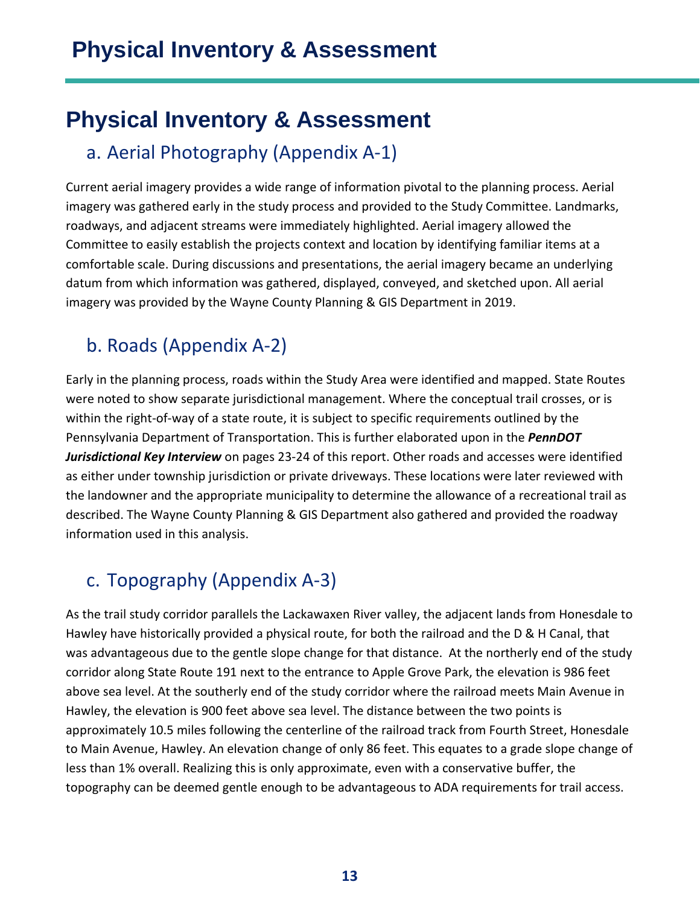# Physical Inventory & Assessment

## a. Aerial Photography (Appendix A-1)

Current aerial imagery provides a wide range of information pivotal to the planning process. Aerial imagery was gathered early in the study process and provided to the Study Committee. Landmarks, roadways, and adjacent streams were immediately highlighted. Aerial imagery allowed the Committee to easily establish the projects context and location by identifying familiar items at a comfortable scale. During discussions and presentations, the aerial imagery became an underlying datum from which information was gathered, displayed, conveyed, and sketched upon. All aerial imagery was provided by the Wayne County Planning & GIS Department in 2019.

## b. Roads (Appendix A-2)

Early in the planning process, roads within the Study Area were identified and mapped. State Routes were noted to show separate jurisdictional management. Where the conceptual trail crosses, or is within the right-of-way of a state route, it is subject to specific requirements outlined by the Pennsylvania Department of Transportation. This is further elaborated upon in the ***PennDOT Jurisdictional Key Interview*** on pages 23-24 of this report. Other roads and accesses were identified as either under township jurisdiction or private driveways. These locations were later reviewed with the landowner and the appropriate municipality to determine the allowance of a recreational trail as described. The Wayne County Planning & GIS Department also gathered and provided the roadway information used in this analysis.

## c. Topography (Appendix A-3)

As the trail study corridor parallels the Lackawaxen River valley, the adjacent lands from Honesdale to Hawley have historically provided a physical route, for both the railroad and the D & H Canal, that was advantageous due to the gentle slope change for that distance. At the northerly end of the study corridor along State Route 191 next to the entrance to Apple Grove Park, the elevation is 986 feet above sea level. At the southerly end of the study corridor where the railroad meets Main Avenue in Hawley, the elevation is 900 feet above sea level. The distance between the two points is approximately 10.5 miles following the centerline of the railroad track from Fourth Street, Honesdale to Main Avenue, Hawley. An elevation change of only 86 feet. This equates to a grade slope change of less than 1% overall. Realizing this is only approximate, even with a conservative buffer, the topography can be deemed gentle enough to be advantageous to ADA requirements for trail access.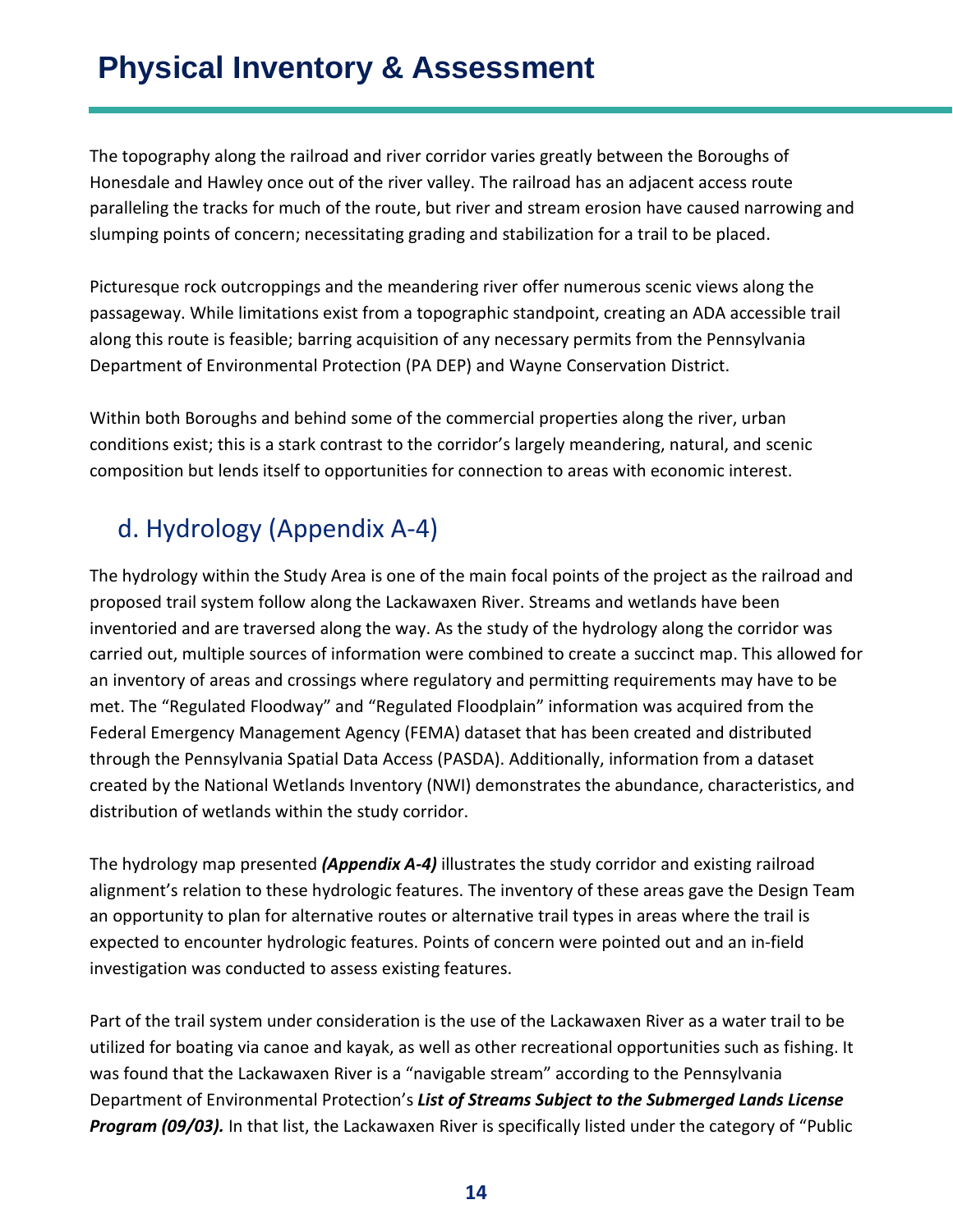# Physical Inventory & Assessment

The topography along the railroad and river corridor varies greatly between the Boroughs of Honesdale and Hawley once out of the river valley. The railroad has an adjacent access route paralleling the tracks for much of the route, but river and stream erosion have caused narrowing and slumping points of concern; necessitating grading and stabilization for a trail to be placed.

Picturesque rock outcroppings and the meandering river offer numerous scenic views along the passageway. While limitations exist from a topographic standpoint, creating an ADA accessible trail along this route is feasible; barring acquisition of any necessary permits from the Pennsylvania Department of Environmental Protection (PA DEP) and Wayne Conservation District.

Within both Boroughs and behind some of the commercial properties along the river, urban conditions exist; this is a stark contrast to the corridor's largely meandering, natural, and scenic composition but lends itself to opportunities for connection to areas with economic interest.

## d. Hydrology (Appendix A-4)

The hydrology within the Study Area is one of the main focal points of the project as the railroad and proposed trail system follow along the Lackawaxen River. Streams and wetlands have been inventoried and are traversed along the way. As the study of the hydrology along the corridor was carried out, multiple sources of information were combined to create a succinct map. This allowed for an inventory of areas and crossings where regulatory and permitting requirements may have to be met. The "Regulated Floodway" and "Regulated Floodplain" information was acquired from the Federal Emergency Management Agency (FEMA) dataset that has been created and distributed through the Pennsylvania Spatial Data Access (PASDA). Additionally, information from a dataset created by the National Wetlands Inventory (NWI) demonstrates the abundance, characteristics, and distribution of wetlands within the study corridor.

The hydrology map presented ***(Appendix A-4)*** illustrates the study corridor and existing railroad alignment's relation to these hydrologic features. The inventory of these areas gave the Design Team an opportunity to plan for alternative routes or alternative trail types in areas where the trail is expected to encounter hydrologic features. Points of concern were pointed out and an in-field investigation was conducted to assess existing features.

Part of the trail system under consideration is the use of the Lackawaxen River as a water trail to be utilized for boating via canoe and kayak, as well as other recreational opportunities such as fishing. It was found that the Lackawaxen River is a "navigable stream" according to the Pennsylvania Department of Environmental Protection's ***List of Streams Subject to the Submerged Lands License Program (09/03).*** In that list, the Lackawaxen River is specifically listed under the category of "Public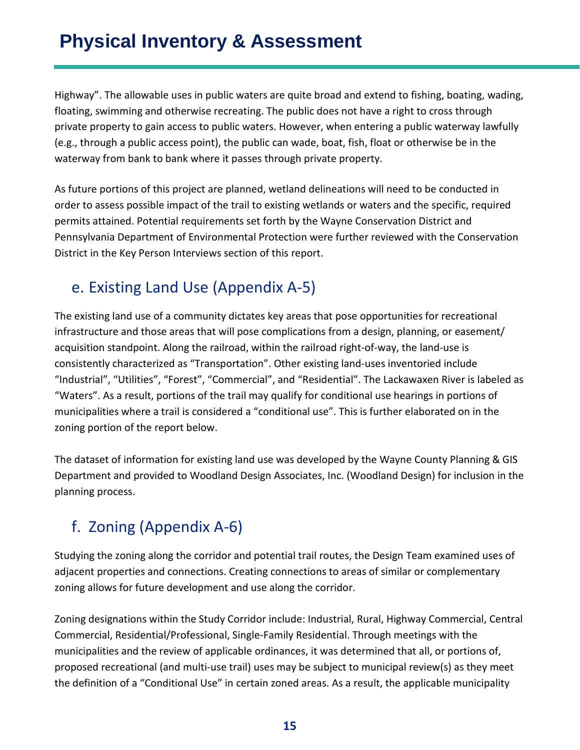Highway". The allowable uses in public waters are quite broad and extend to fishing, boating, wading, floating, swimming and otherwise recreating. The public does not have a right to cross through private property to gain access to public waters. However, when entering a public waterway lawfully (e.g., through a public access point), the public can wade, boat, fish, float or otherwise be in the waterway from bank to bank where it passes through private property.

As future portions of this project are planned, wetland delineations will need to be conducted in order to assess possible impact of the trail to existing wetlands or waters and the specific, required permits attained. Potential requirements set forth by the Wayne Conservation District and Pennsylvania Department of Environmental Protection were further reviewed with the Conservation District in the Key Person Interviews section of this report.

## e. Existing Land Use (Appendix A-5)

The existing land use of a community dictates key areas that pose opportunities for recreational infrastructure and those areas that will pose complications from a design, planning, or easement/ acquisition standpoint. Along the railroad, within the railroad right-of-way, the land-use is consistently characterized as "Transportation". Other existing land-uses inventoried include "Industrial", "Utilities", "Forest", "Commercial", and "Residential". The Lackawaxen River is labeled as "Waters". As a result, portions of the trail may qualify for conditional use hearings in portions of municipalities where a trail is considered a "conditional use". This is further elaborated on in the zoning portion of the report below.

The dataset of information for existing land use was developed by the Wayne County Planning & GIS Department and provided to Woodland Design Associates, Inc. (Woodland Design) for inclusion in the planning process.

## f. Zoning (Appendix A-6)

Studying the zoning along the corridor and potential trail routes, the Design Team examined uses of adjacent properties and connections. Creating connections to areas of similar or complementary zoning allows for future development and use along the corridor.

Zoning designations within the Study Corridor include: Industrial, Rural, Highway Commercial, Central Commercial, Residential/Professional, Single-Family Residential. Through meetings with the municipalities and the review of applicable ordinances, it was determined that all, or portions of, proposed recreational (and multi-use trail) uses may be subject to municipal review(s) as they meet the definition of a "Conditional Use" in certain zoned areas. As a result, the applicable municipality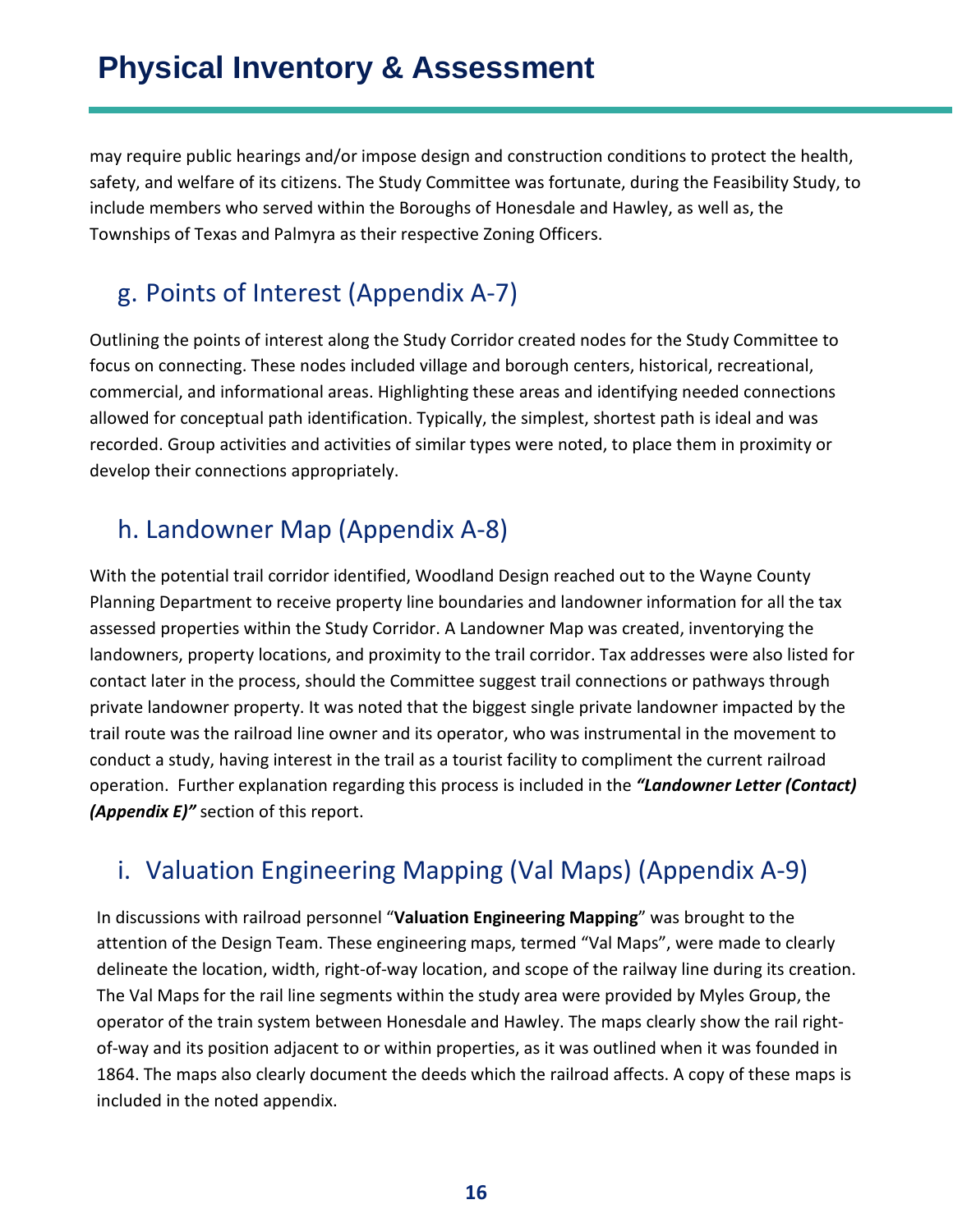may require public hearings and/or impose design and construction conditions to protect the health, safety, and welfare of its citizens. The Study Committee was fortunate, during the Feasibility Study, to include members who served within the Boroughs of Honesdale and Hawley, as well as, the Townships of Texas and Palmyra as their respective Zoning Officers.

## g. Points of Interest (Appendix A-7)

Outlining the points of interest along the Study Corridor created nodes for the Study Committee to focus on connecting. These nodes included village and borough centers, historical, recreational, commercial, and informational areas. Highlighting these areas and identifying needed connections allowed for conceptual path identification. Typically, the simplest, shortest path is ideal and was recorded. Group activities and activities of similar types were noted, to place them in proximity or develop their connections appropriately.

## h. Landowner Map (Appendix A-8)

With the potential trail corridor identified, Woodland Design reached out to the Wayne County Planning Department to receive property line boundaries and landowner information for all the tax assessed properties within the Study Corridor. A Landowner Map was created, inventorying the landowners, property locations, and proximity to the trail corridor. Tax addresses were also listed for contact later in the process, should the Committee suggest trail connections or pathways through private landowner property. It was noted that the biggest single private landowner impacted by the trail route was the railroad line owner and its operator, who was instrumental in the movement to conduct a study, having interest in the trail as a tourist facility to compliment the current railroad operation. Further explanation regarding this process is included in the ***"Landowner Letter (Contact) (Appendix E)"*** section of this report.

## i. Valuation Engineering Mapping (Val Maps) (Appendix A-9)

In discussions with railroad personnel "**Valuation Engineering Mapping**" was brought to the attention of the Design Team. These engineering maps, termed "Val Maps", were made to clearly delineate the location, width, right-of-way location, and scope of the railway line during its creation. The Val Maps for the rail line segments within the study area were provided by Myles Group, the operator of the train system between Honesdale and Hawley. The maps clearly show the rail right-of-way and its position adjacent to or within properties, as it was outlined when it was founded in 1864. The maps also clearly document the deeds which the railroad affects. A copy of these maps is included in the noted appendix.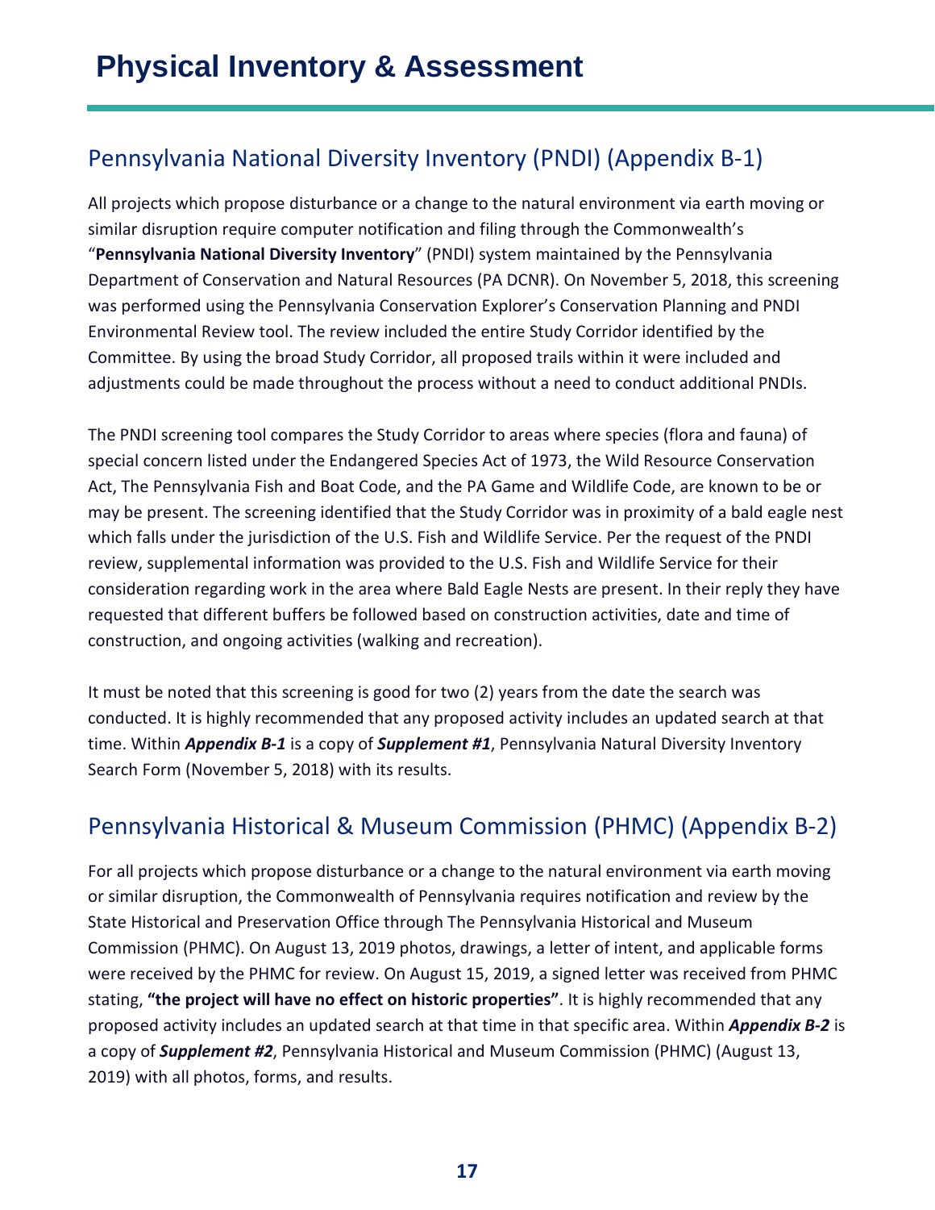# Physical Inventory & Assessment

## Pennsylvania National Diversity Inventory (PNDI) (Appendix B-1)

All projects which propose disturbance or a change to the natural environment via earth moving or similar disruption require computer notification and filing through the Commonwealth's "**Pennsylvania National Diversity Inventory**" (PNDI) system maintained by the Pennsylvania Department of Conservation and Natural Resources (PA DCNR). On November 5, 2018, this screening was performed using the Pennsylvania Conservation Explorer's Conservation Planning and PNDI Environmental Review tool. The review included the entire Study Corridor identified by the Committee. By using the broad Study Corridor, all proposed trails within it were included and adjustments could be made throughout the process without a need to conduct additional PNDIs.

The PNDI screening tool compares the Study Corridor to areas where species (flora and fauna) of special concern listed under the Endangered Species Act of 1973, the Wild Resource Conservation Act, The Pennsylvania Fish and Boat Code, and the PA Game and Wildlife Code, are known to be or may be present. The screening identified that the Study Corridor was in proximity of a bald eagle nest which falls under the jurisdiction of the U.S. Fish and Wildlife Service. Per the request of the PNDI review, supplemental information was provided to the U.S. Fish and Wildlife Service for their consideration regarding work in the area where Bald Eagle Nests are present. In their reply they have requested that different buffers be followed based on construction activities, date and time of construction, and ongoing activities (walking and recreation).

It must be noted that this screening is good for two (2) years from the date the search was conducted. It is highly recommended that any proposed activity includes an updated search at that time. Within ***Appendix B-1*** is a copy of ***Supplement #1***, Pennsylvania Natural Diversity Inventory Search Form (November 5, 2018) with its results.

## Pennsylvania Historical & Museum Commission (PHMC) (Appendix B-2)

For all projects which propose disturbance or a change to the natural environment via earth moving or similar disruption, the Commonwealth of Pennsylvania requires notification and review by the State Historical and Preservation Office through The Pennsylvania Historical and Museum Commission (PHMC). On August 13, 2019 photos, drawings, a letter of intent, and applicable forms were received by the PHMC for review. On August 15, 2019, a signed letter was received from PHMC stating, **"the project will have no effect on historic properties"**. It is highly recommended that any proposed activity includes an updated search at that time in that specific area. Within ***Appendix B-2*** is a copy of ***Supplement #2***, Pennsylvania Historical and Museum Commission (PHMC) (August 13, 2019) with all photos, forms, and results.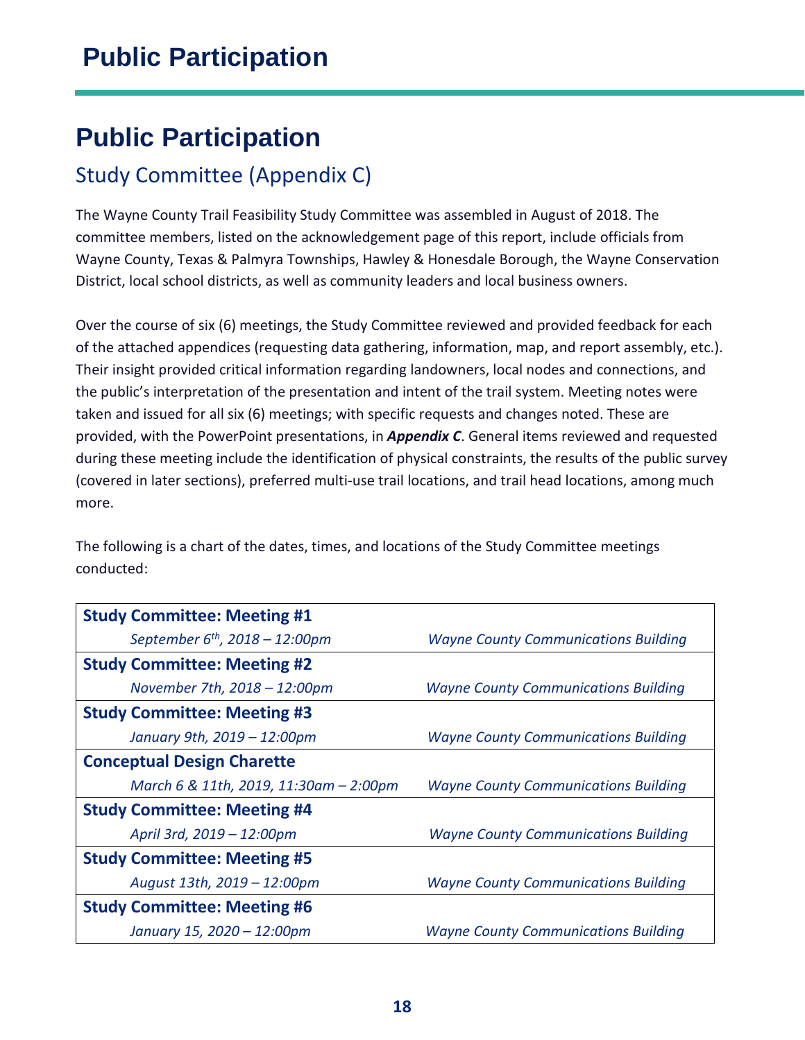# Public Participation

## Study Committee (Appendix C)

The Wayne County Trail Feasibility Study Committee was assembled in August of 2018. The committee members, listed on the acknowledgement page of this report, include officials from Wayne County, Texas & Palmyra Townships, Hawley & Honesdale Borough, the Wayne Conservation District, local school districts, as well as community leaders and local business owners.

Over the course of six (6) meetings, the Study Committee reviewed and provided feedback for each of the attached appendices (requesting data gathering, information, map, and report assembly, etc.). Their insight provided critical information regarding landowners, local nodes and connections, and the public's interpretation of the presentation and intent of the trail system. Meeting notes were taken and issued for all six (6) meetings; with specific requests and changes noted. These are provided, with the PowerPoint presentations, in ***Appendix C***. General items reviewed and requested during these meeting include the identification of physical constraints, the results of the public survey (covered in later sections), preferred multi-use trail locations, and trail head locations, among much more.

The following is a chart of the dates, times, and locations of the Study Committee meetings conducted:

| Meeting | Location |
|---|---|
| **Study Committee: Meeting #1** *September 6th, 2018 – 12:00pm* | *Wayne County Communications Building* |
| **Study Committee: Meeting #2** *November 7th, 2018 – 12:00pm* | *Wayne County Communications Building* |
| **Study Committee: Meeting #3** *January 9th, 2019 – 12:00pm* | *Wayne County Communications Building* |
| **Conceptual Design Charette** *March 6 & 11th, 2019, 11:30am – 2:00pm* | *Wayne County Communications Building* |
| **Study Committee: Meeting #4** *April 3rd, 2019 – 12:00pm* | *Wayne County Communications Building* |
| **Study Committee: Meeting #5** *August 13th, 2019 – 12:00pm* | *Wayne County Communications Building* |
| **Study Committee: Meeting #6** *January 15, 2020 – 12:00pm* | *Wayne County Communications Building* |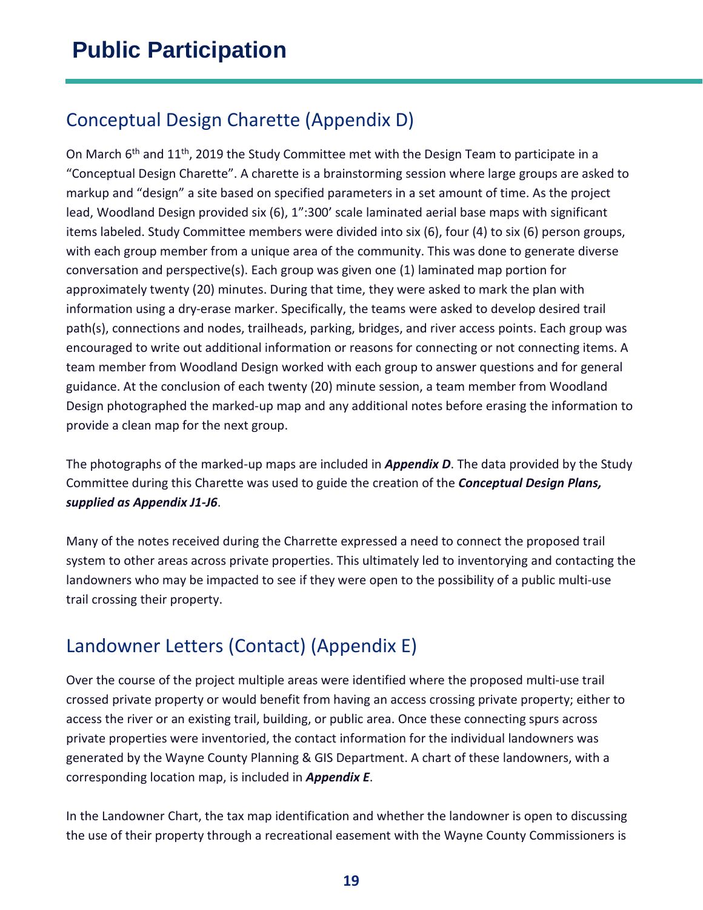# Public Participation

## Conceptual Design Charette (Appendix D)

On March 6th and 11th, 2019 the Study Committee met with the Design Team to participate in a "Conceptual Design Charette". A charette is a brainstorming session where large groups are asked to markup and "design" a site based on specified parameters in a set amount of time. As the project lead, Woodland Design provided six (6), 1":300' scale laminated aerial base maps with significant items labeled. Study Committee members were divided into six (6), four (4) to six (6) person groups, with each group member from a unique area of the community. This was done to generate diverse conversation and perspective(s). Each group was given one (1) laminated map portion for approximately twenty (20) minutes. During that time, they were asked to mark the plan with information using a dry-erase marker. Specifically, the teams were asked to develop desired trail path(s), connections and nodes, trailheads, parking, bridges, and river access points. Each group was encouraged to write out additional information or reasons for connecting or not connecting items. A team member from Woodland Design worked with each group to answer questions and for general guidance. At the conclusion of each twenty (20) minute session, a team member from Woodland Design photographed the marked-up map and any additional notes before erasing the information to provide a clean map for the next group.

The photographs of the marked-up maps are included in ***Appendix D***. The data provided by the Study Committee during this Charette was used to guide the creation of the ***Conceptual Design Plans, supplied as Appendix J1-J6***.

Many of the notes received during the Charrette expressed a need to connect the proposed trail system to other areas across private properties. This ultimately led to inventorying and contacting the landowners who may be impacted to see if they were open to the possibility of a public multi-use trail crossing their property.

## Landowner Letters (Contact) (Appendix E)

Over the course of the project multiple areas were identified where the proposed multi-use trail crossed private property or would benefit from having an access crossing private property; either to access the river or an existing trail, building, or public area. Once these connecting spurs across private properties were inventoried, the contact information for the individual landowners was generated by the Wayne County Planning & GIS Department. A chart of these landowners, with a corresponding location map, is included in ***Appendix E***.

In the Landowner Chart, the tax map identification and whether the landowner is open to discussing the use of their property through a recreational easement with the Wayne County Commissioners is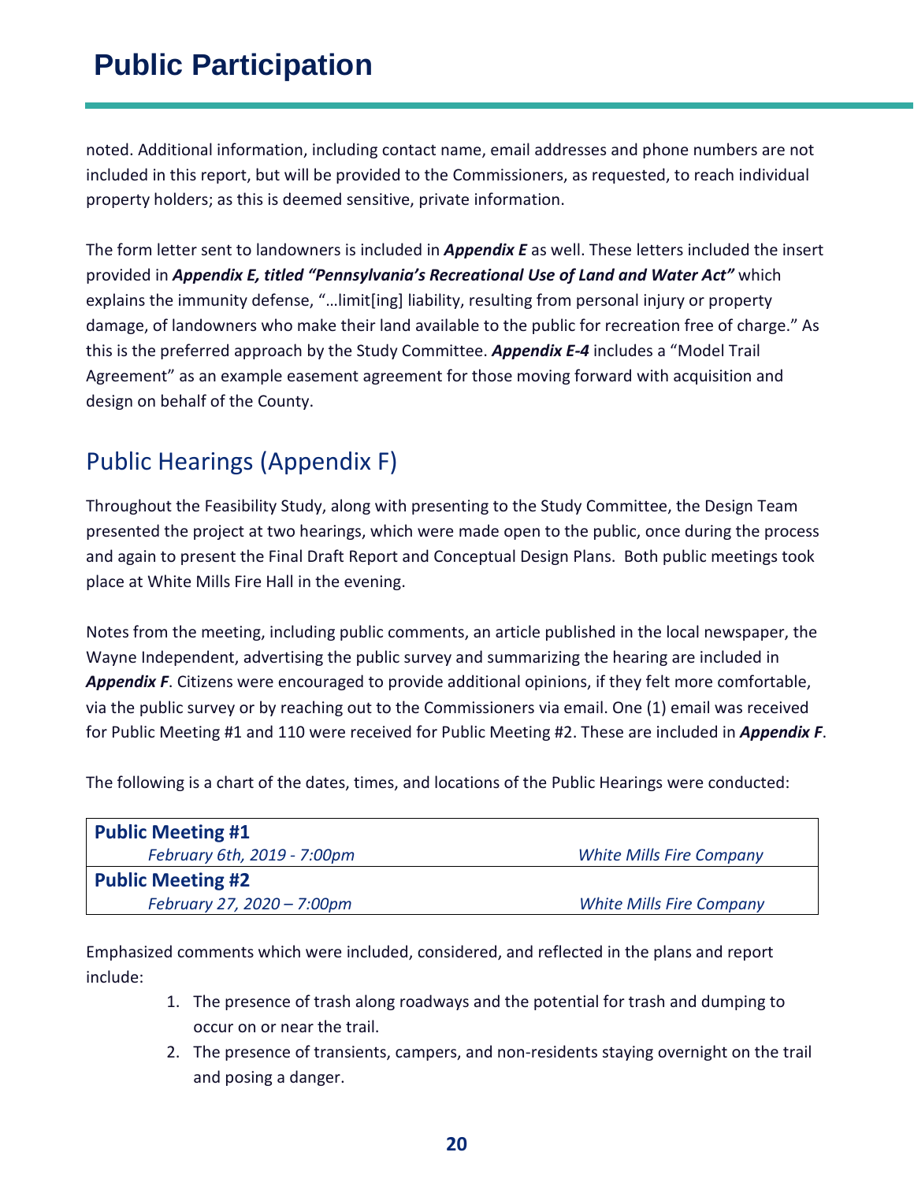# Public Participation

noted. Additional information, including contact name, email addresses and phone numbers are not included in this report, but will be provided to the Commissioners, as requested, to reach individual property holders; as this is deemed sensitive, private information.

The form letter sent to landowners is included in ***Appendix E*** as well. These letters included the insert provided in ***Appendix E, titled "Pennsylvania's Recreational Use of Land and Water Act"*** which explains the immunity defense, "…limit[ing] liability, resulting from personal injury or property damage, of landowners who make their land available to the public for recreation free of charge." As this is the preferred approach by the Study Committee. ***Appendix E-4*** includes a "Model Trail Agreement" as an example easement agreement for those moving forward with acquisition and design on behalf of the County.

## Public Hearings (Appendix F)

Throughout the Feasibility Study, along with presenting to the Study Committee, the Design Team presented the project at two hearings, which were made open to the public, once during the process and again to present the Final Draft Report and Conceptual Design Plans. Both public meetings took place at White Mills Fire Hall in the evening.

Notes from the meeting, including public comments, an article published in the local newspaper, the Wayne Independent, advertising the public survey and summarizing the hearing are included in ***Appendix F***. Citizens were encouraged to provide additional opinions, if they felt more comfortable, via the public survey or by reaching out to the Commissioners via email. One (1) email was received for Public Meeting #1 and 110 were received for Public Meeting #2. These are included in ***Appendix F***.

The following is a chart of the dates, times, and locations of the Public Hearings were conducted:

| **Public Meeting #1** | |
|---|---|
| *February 6th, 2019 - 7:00pm* | *White Mills Fire Company* |
| **Public Meeting #2** | |
| *February 27, 2020 – 7:00pm* | *White Mills Fire Company* |

Emphasized comments which were included, considered, and reflected in the plans and report include:

1. The presence of trash along roadways and the potential for trash and dumping to occur on or near the trail.
2. The presence of transients, campers, and non-residents staying overnight on the trail and posing a danger.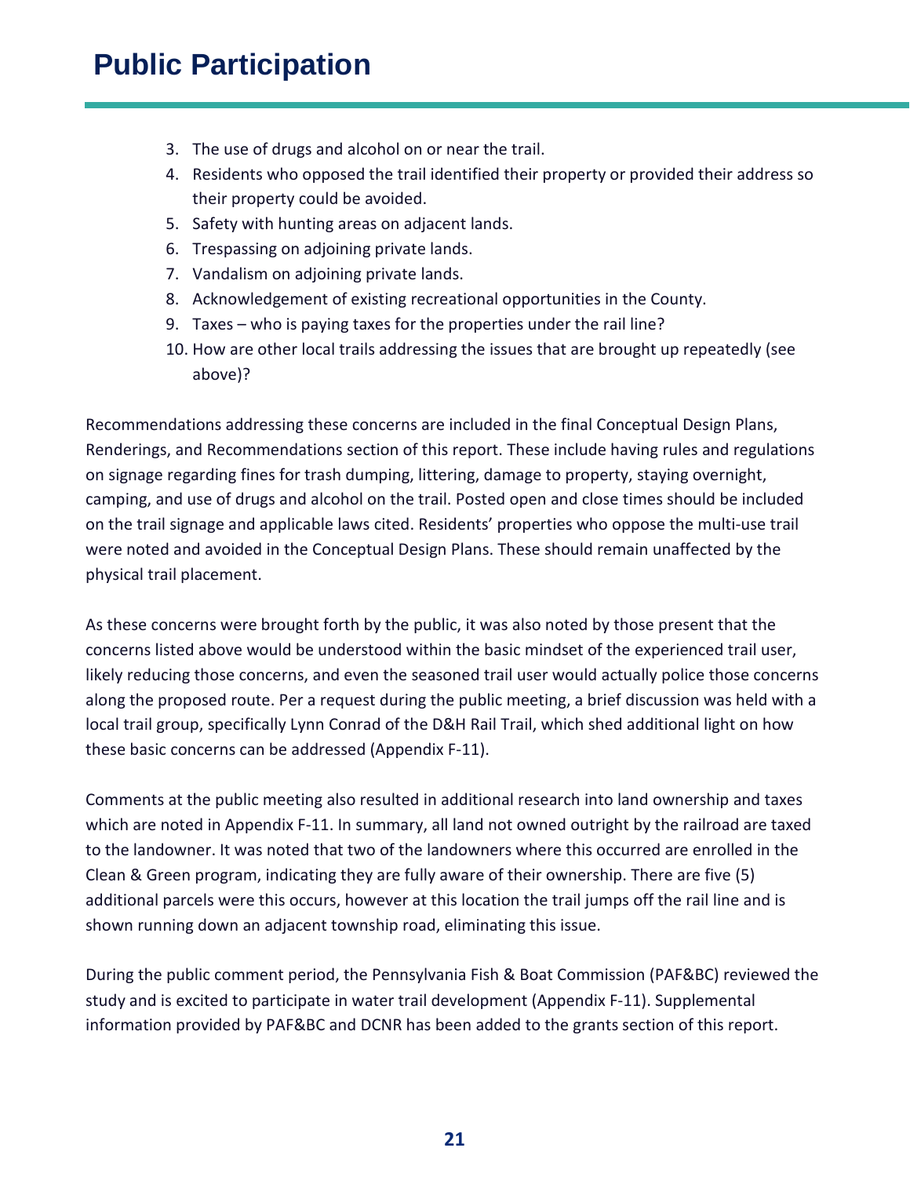# Public Participation

3. The use of drugs and alcohol on or near the trail.
4. Residents who opposed the trail identified their property or provided their address so their property could be avoided.
5. Safety with hunting areas on adjacent lands.
6. Trespassing on adjoining private lands.
7. Vandalism on adjoining private lands.
8. Acknowledgement of existing recreational opportunities in the County.
9. Taxes – who is paying taxes for the properties under the rail line?
10. How are other local trails addressing the issues that are brought up repeatedly (see above)?

Recommendations addressing these concerns are included in the final Conceptual Design Plans, Renderings, and Recommendations section of this report. These include having rules and regulations on signage regarding fines for trash dumping, littering, damage to property, staying overnight, camping, and use of drugs and alcohol on the trail. Posted open and close times should be included on the trail signage and applicable laws cited. Residents' properties who oppose the multi-use trail were noted and avoided in the Conceptual Design Plans. These should remain unaffected by the physical trail placement.

As these concerns were brought forth by the public, it was also noted by those present that the concerns listed above would be understood within the basic mindset of the experienced trail user, likely reducing those concerns, and even the seasoned trail user would actually police those concerns along the proposed route. Per a request during the public meeting, a brief discussion was held with a local trail group, specifically Lynn Conrad of the D&H Rail Trail, which shed additional light on how these basic concerns can be addressed (Appendix F-11).

Comments at the public meeting also resulted in additional research into land ownership and taxes which are noted in Appendix F-11. In summary, all land not owned outright by the railroad are taxed to the landowner. It was noted that two of the landowners where this occurred are enrolled in the Clean & Green program, indicating they are fully aware of their ownership. There are five (5) additional parcels were this occurs, however at this location the trail jumps off the rail line and is shown running down an adjacent township road, eliminating this issue.

During the public comment period, the Pennsylvania Fish & Boat Commission (PAF&BC) reviewed the study and is excited to participate in water trail development (Appendix F-11). Supplemental information provided by PAF&BC and DCNR has been added to the grants section of this report.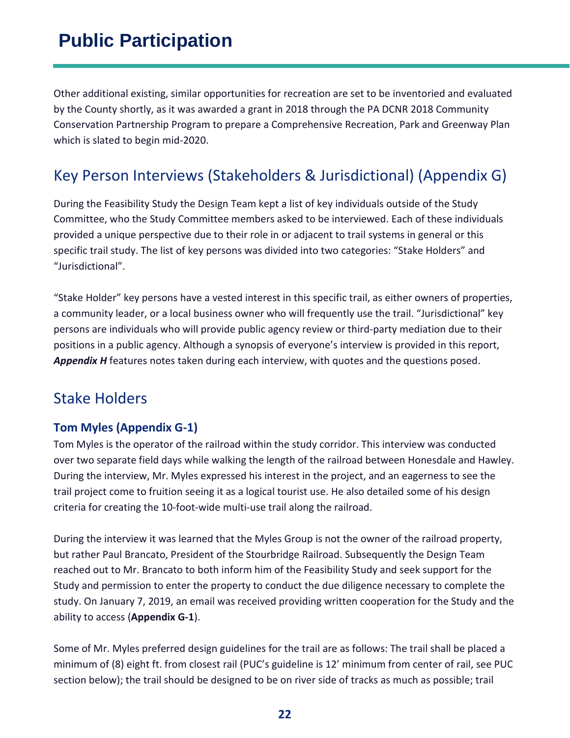# Public Participation

Other additional existing, similar opportunities for recreation are set to be inventoried and evaluated by the County shortly, as it was awarded a grant in 2018 through the PA DCNR 2018 Community Conservation Partnership Program to prepare a Comprehensive Recreation, Park and Greenway Plan which is slated to begin mid-2020.

## Key Person Interviews (Stakeholders & Jurisdictional) (Appendix G)

During the Feasibility Study the Design Team kept a list of key individuals outside of the Study Committee, who the Study Committee members asked to be interviewed. Each of these individuals provided a unique perspective due to their role in or adjacent to trail systems in general or this specific trail study. The list of key persons was divided into two categories: “Stake Holders” and “Jurisdictional”.

“Stake Holder” key persons have a vested interest in this specific trail, as either owners of properties, a community leader, or a local business owner who will frequently use the trail. “Jurisdictional” key persons are individuals who will provide public agency review or third-party mediation due to their positions in a public agency. Although a synopsis of everyone’s interview is provided in this report, ***Appendix H*** features notes taken during each interview, with quotes and the questions posed.

## Stake Holders

### Tom Myles (Appendix G-1)

Tom Myles is the operator of the railroad within the study corridor. This interview was conducted over two separate field days while walking the length of the railroad between Honesdale and Hawley. During the interview, Mr. Myles expressed his interest in the project, and an eagerness to see the trail project come to fruition seeing it as a logical tourist use. He also detailed some of his design criteria for creating the 10-foot-wide multi-use trail along the railroad.

During the interview it was learned that the Myles Group is not the owner of the railroad property, but rather Paul Brancato, President of the Stourbridge Railroad. Subsequently the Design Team reached out to Mr. Brancato to both inform him of the Feasibility Study and seek support for the Study and permission to enter the property to conduct the due diligence necessary to complete the study. On January 7, 2019, an email was received providing written cooperation for the Study and the ability to access (**Appendix G-1**).

Some of Mr. Myles preferred design guidelines for the trail are as follows: The trail shall be placed a minimum of (8) eight ft. from closest rail (PUC’s guideline is 12’ minimum from center of rail, see PUC section below); the trail should be designed to be on river side of tracks as much as possible; trail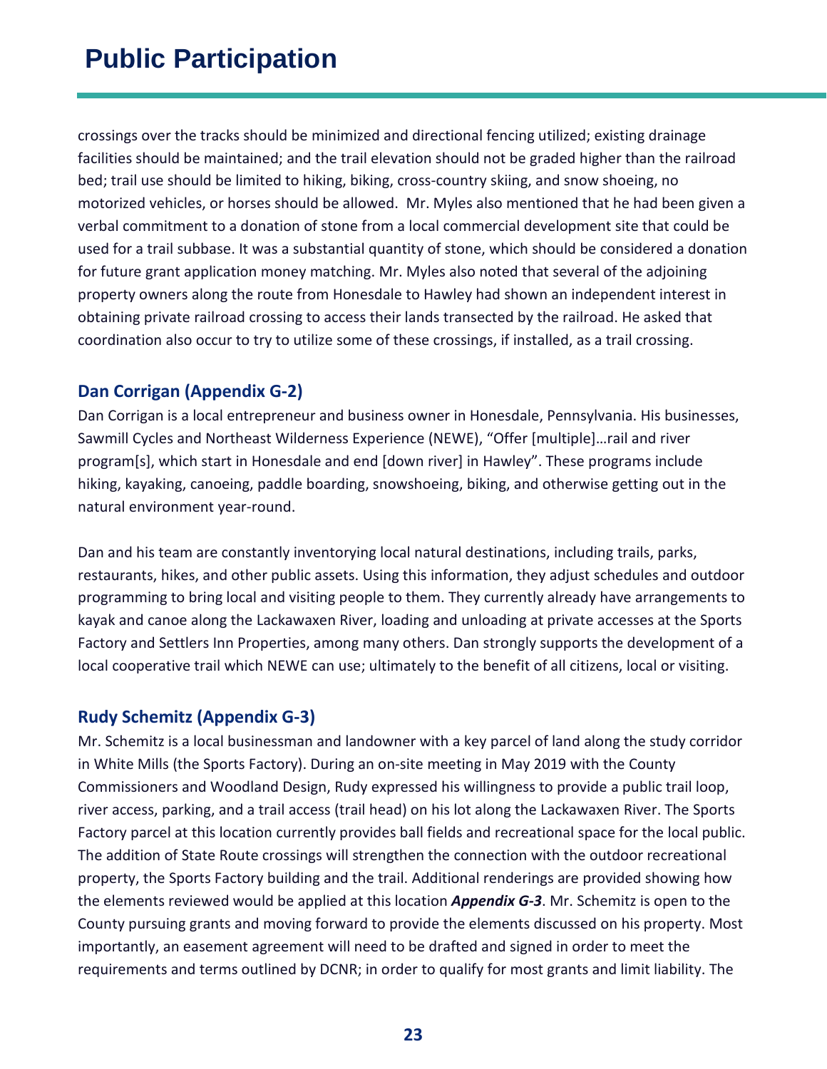crossings over the tracks should be minimized and directional fencing utilized; existing drainage facilities should be maintained; and the trail elevation should not be graded higher than the railroad bed; trail use should be limited to hiking, biking, cross-country skiing, and snow shoeing, no motorized vehicles, or horses should be allowed.  Mr. Myles also mentioned that he had been given a verbal commitment to a donation of stone from a local commercial development site that could be used for a trail subbase. It was a substantial quantity of stone, which should be considered a donation for future grant application money matching. Mr. Myles also noted that several of the adjoining property owners along the route from Honesdale to Hawley had shown an independent interest in obtaining private railroad crossing to access their lands transected by the railroad. He asked that coordination also occur to try to utilize some of these crossings, if installed, as a trail crossing.

### Dan Corrigan (Appendix G-2)

Dan Corrigan is a local entrepreneur and business owner in Honesdale, Pennsylvania. His businesses, Sawmill Cycles and Northeast Wilderness Experience (NEWE), "Offer [multiple]…rail and river program[s], which start in Honesdale and end [down river] in Hawley". These programs include hiking, kayaking, canoeing, paddle boarding, snowshoeing, biking, and otherwise getting out in the natural environment year-round.

Dan and his team are constantly inventorying local natural destinations, including trails, parks, restaurants, hikes, and other public assets. Using this information, they adjust schedules and outdoor programming to bring local and visiting people to them. They currently already have arrangements to kayak and canoe along the Lackawaxen River, loading and unloading at private accesses at the Sports Factory and Settlers Inn Properties, among many others. Dan strongly supports the development of a local cooperative trail which NEWE can use; ultimately to the benefit of all citizens, local or visiting.

### Rudy Schemitz (Appendix G-3)

Mr. Schemitz is a local businessman and landowner with a key parcel of land along the study corridor in White Mills (the Sports Factory). During an on-site meeting in May 2019 with the County Commissioners and Woodland Design, Rudy expressed his willingness to provide a public trail loop, river access, parking, and a trail access (trail head) on his lot along the Lackawaxen River. The Sports Factory parcel at this location currently provides ball fields and recreational space for the local public. The addition of State Route crossings will strengthen the connection with the outdoor recreational property, the Sports Factory building and the trail. Additional renderings are provided showing how the elements reviewed would be applied at this location ***Appendix G-3***. Mr. Schemitz is open to the County pursuing grants and moving forward to provide the elements discussed on his property. Most importantly, an easement agreement will need to be drafted and signed in order to meet the requirements and terms outlined by DCNR; in order to qualify for most grants and limit liability. The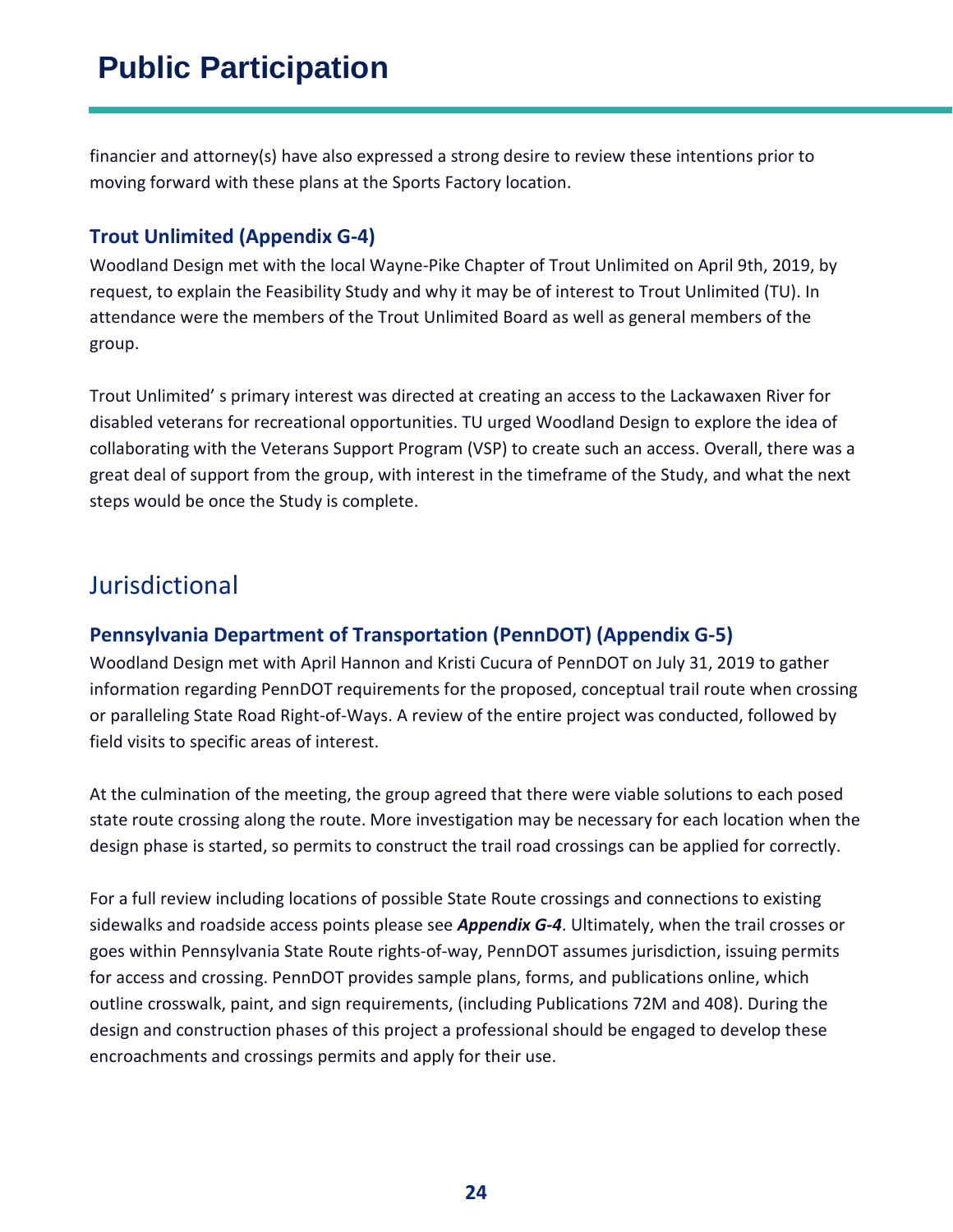# Public Participation

financier and attorney(s) have also expressed a strong desire to review these intentions prior to moving forward with these plans at the Sports Factory location.

### Trout Unlimited (Appendix G-4)

Woodland Design met with the local Wayne-Pike Chapter of Trout Unlimited on April 9th, 2019, by request, to explain the Feasibility Study and why it may be of interest to Trout Unlimited (TU). In attendance were the members of the Trout Unlimited Board as well as general members of the group.

Trout Unlimited' s primary interest was directed at creating an access to the Lackawaxen River for disabled veterans for recreational opportunities. TU urged Woodland Design to explore the idea of collaborating with the Veterans Support Program (VSP) to create such an access. Overall, there was a great deal of support from the group, with interest in the timeframe of the Study, and what the next steps would be once the Study is complete.

## Jurisdictional

### Pennsylvania Department of Transportation (PennDOT) (Appendix G-5)

Woodland Design met with April Hannon and Kristi Cucura of PennDOT on July 31, 2019 to gather information regarding PennDOT requirements for the proposed, conceptual trail route when crossing or paralleling State Road Right-of-Ways. A review of the entire project was conducted, followed by field visits to specific areas of interest.

At the culmination of the meeting, the group agreed that there were viable solutions to each posed state route crossing along the route. More investigation may be necessary for each location when the design phase is started, so permits to construct the trail road crossings can be applied for correctly.

For a full review including locations of possible State Route crossings and connections to existing sidewalks and roadside access points please see ***Appendix G-4***. Ultimately, when the trail crosses or goes within Pennsylvania State Route rights-of-way, PennDOT assumes jurisdiction, issuing permits for access and crossing. PennDOT provides sample plans, forms, and publications online, which outline crosswalk, paint, and sign requirements, (including Publications 72M and 408). During the design and construction phases of this project a professional should be engaged to develop these encroachments and crossings permits and apply for their use.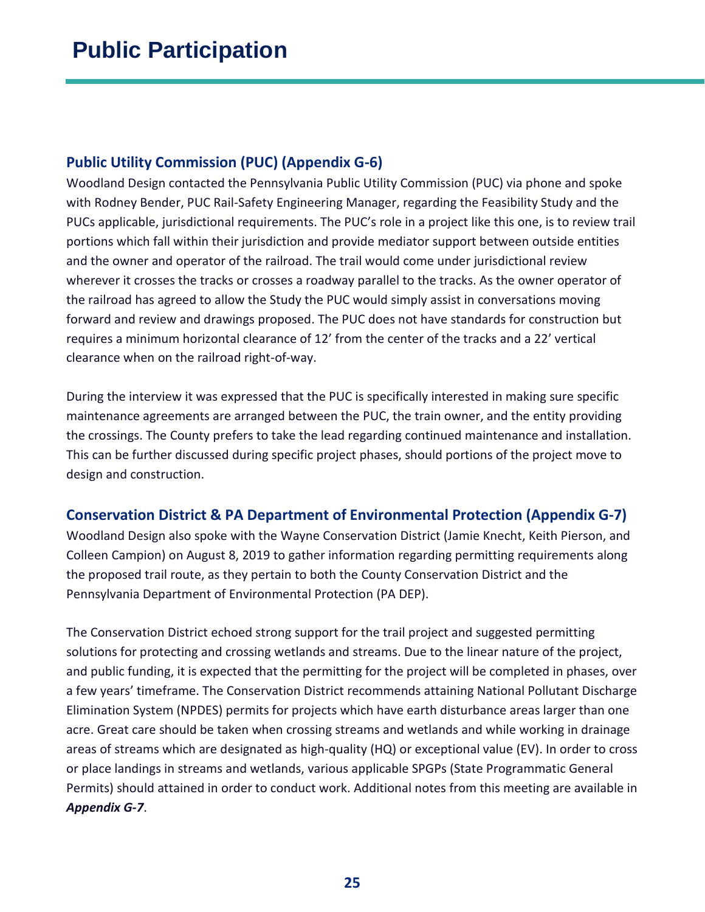# Public Participation

## Public Utility Commission (PUC) (Appendix G-6)

Woodland Design contacted the Pennsylvania Public Utility Commission (PUC) via phone and spoke with Rodney Bender, PUC Rail-Safety Engineering Manager, regarding the Feasibility Study and the PUCs applicable, jurisdictional requirements. The PUC's role in a project like this one, is to review trail portions which fall within their jurisdiction and provide mediator support between outside entities and the owner and operator of the railroad. The trail would come under jurisdictional review wherever it crosses the tracks or crosses a roadway parallel to the tracks. As the owner operator of the railroad has agreed to allow the Study the PUC would simply assist in conversations moving forward and review and drawings proposed. The PUC does not have standards for construction but requires a minimum horizontal clearance of 12' from the center of the tracks and a 22' vertical clearance when on the railroad right-of-way.

During the interview it was expressed that the PUC is specifically interested in making sure specific maintenance agreements are arranged between the PUC, the train owner, and the entity providing the crossings. The County prefers to take the lead regarding continued maintenance and installation. This can be further discussed during specific project phases, should portions of the project move to design and construction.

## Conservation District & PA Department of Environmental Protection (Appendix G-7)

Woodland Design also spoke with the Wayne Conservation District (Jamie Knecht, Keith Pierson, and Colleen Campion) on August 8, 2019 to gather information regarding permitting requirements along the proposed trail route, as they pertain to both the County Conservation District and the Pennsylvania Department of Environmental Protection (PA DEP).

The Conservation District echoed strong support for the trail project and suggested permitting solutions for protecting and crossing wetlands and streams. Due to the linear nature of the project, and public funding, it is expected that the permitting for the project will be completed in phases, over a few years' timeframe. The Conservation District recommends attaining National Pollutant Discharge Elimination System (NPDES) permits for projects which have earth disturbance areas larger than one acre. Great care should be taken when crossing streams and wetlands and while working in drainage areas of streams which are designated as high-quality (HQ) or exceptional value (EV). In order to cross or place landings in streams and wetlands, various applicable SPGPs (State Programmatic General Permits) should attained in order to conduct work. Additional notes from this meeting are available in ***Appendix G-7***.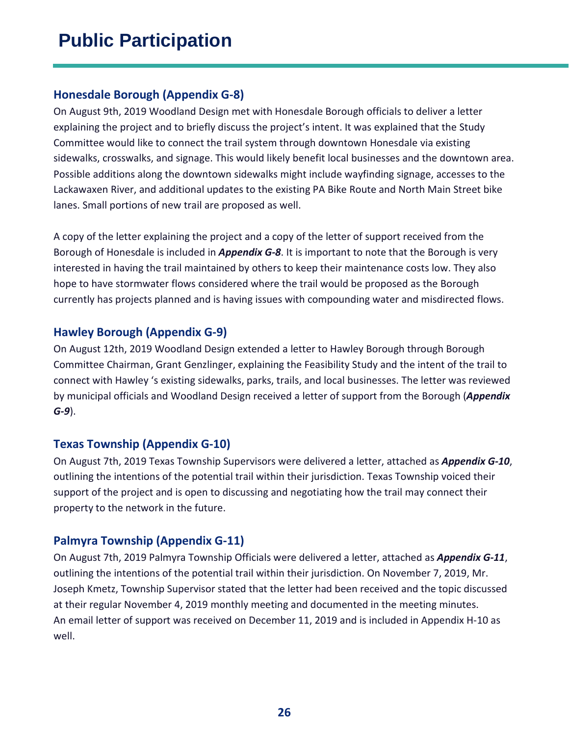# Public Participation

## Honesdale Borough (Appendix G-8)

On August 9th, 2019 Woodland Design met with Honesdale Borough officials to deliver a letter explaining the project and to briefly discuss the project's intent. It was explained that the Study Committee would like to connect the trail system through downtown Honesdale via existing sidewalks, crosswalks, and signage. This would likely benefit local businesses and the downtown area. Possible additions along the downtown sidewalks might include wayfinding signage, accesses to the Lackawaxen River, and additional updates to the existing PA Bike Route and North Main Street bike lanes. Small portions of new trail are proposed as well.

A copy of the letter explaining the project and a copy of the letter of support received from the Borough of Honesdale is included in ***Appendix G-8***. It is important to note that the Borough is very interested in having the trail maintained by others to keep their maintenance costs low. They also hope to have stormwater flows considered where the trail would be proposed as the Borough currently has projects planned and is having issues with compounding water and misdirected flows.

## Hawley Borough (Appendix G-9)

On August 12th, 2019 Woodland Design extended a letter to Hawley Borough through Borough Committee Chairman, Grant Genzlinger, explaining the Feasibility Study and the intent of the trail to connect with Hawley 's existing sidewalks, parks, trails, and local businesses. The letter was reviewed by municipal officials and Woodland Design received a letter of support from the Borough (***Appendix G-9***).

## Texas Township (Appendix G-10)

On August 7th, 2019 Texas Township Supervisors were delivered a letter, attached as ***Appendix G-10***, outlining the intentions of the potential trail within their jurisdiction. Texas Township voiced their support of the project and is open to discussing and negotiating how the trail may connect their property to the network in the future.

## Palmyra Township (Appendix G-11)

On August 7th, 2019 Palmyra Township Officials were delivered a letter, attached as ***Appendix G-11***, outlining the intentions of the potential trail within their jurisdiction. On November 7, 2019, Mr. Joseph Kmetz, Township Supervisor stated that the letter had been received and the topic discussed at their regular November 4, 2019 monthly meeting and documented in the meeting minutes. An email letter of support was received on December 11, 2019 and is included in Appendix H-10 as well.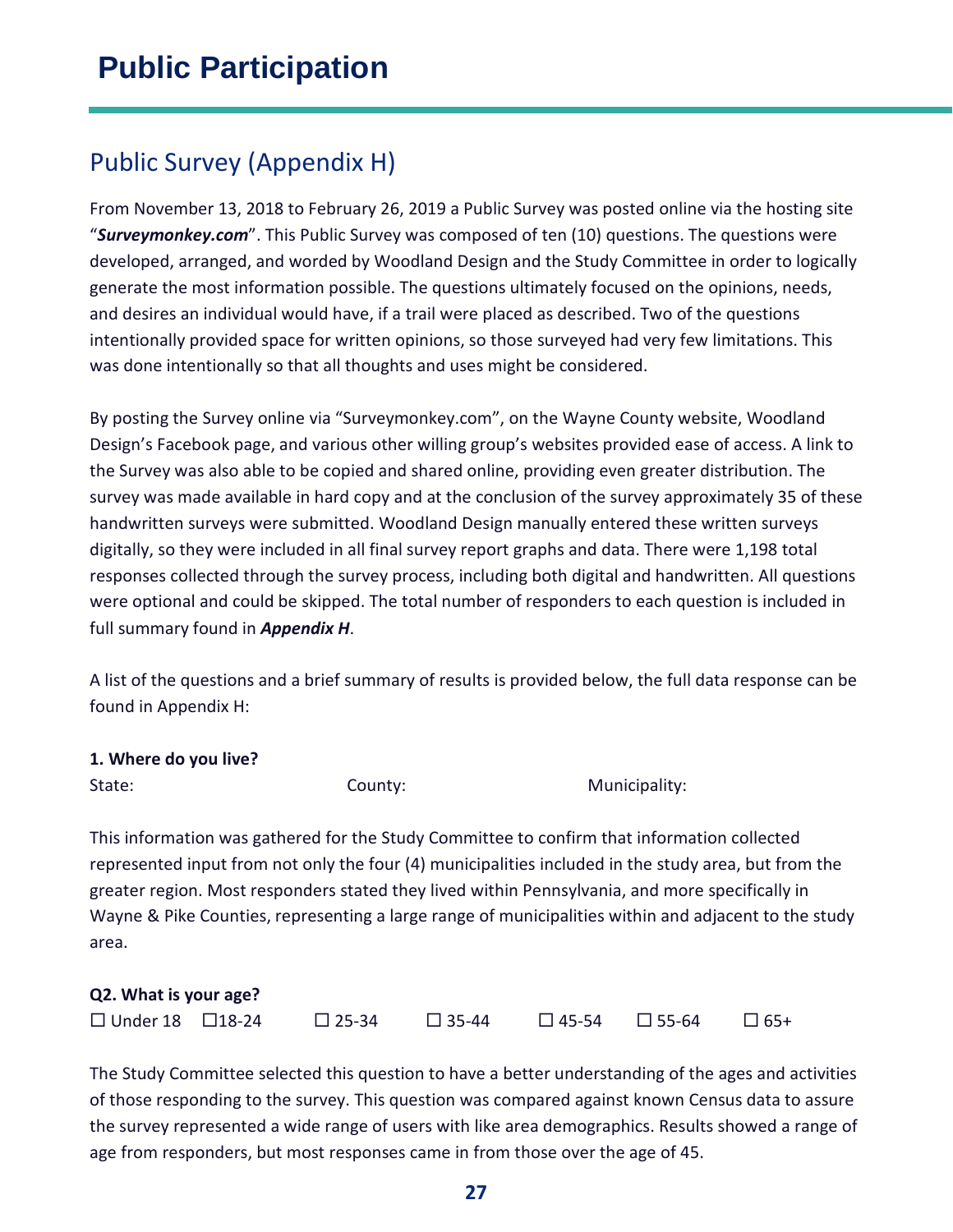# Public Participation

## Public Survey (Appendix H)

From November 13, 2018 to February 26, 2019 a Public Survey was posted online via the hosting site "***Surveymonkey.com***". This Public Survey was composed of ten (10) questions. The questions were developed, arranged, and worded by Woodland Design and the Study Committee in order to logically generate the most information possible. The questions ultimately focused on the opinions, needs, and desires an individual would have, if a trail were placed as described. Two of the questions intentionally provided space for written opinions, so those surveyed had very few limitations. This was done intentionally so that all thoughts and uses might be considered.

By posting the Survey online via "Surveymonkey.com", on the Wayne County website, Woodland Design's Facebook page, and various other willing group's websites provided ease of access. A link to the Survey was also able to be copied and shared online, providing even greater distribution. The survey was made available in hard copy and at the conclusion of the survey approximately 35 of these handwritten surveys were submitted. Woodland Design manually entered these written surveys digitally, so they were included in all final survey report graphs and data. There were 1,198 total responses collected through the survey process, including both digital and handwritten. All questions were optional and could be skipped. The total number of responders to each question is included in full summary found in ***Appendix H***.

A list of the questions and a brief summary of results is provided below, the full data response can be found in Appendix H:

**1. Where do you live?**

State: County: Municipality:

This information was gathered for the Study Committee to confirm that information collected represented input from not only the four (4) municipalities included in the study area, but from the greater region. Most responders stated they lived within Pennsylvania, and more specifically in Wayne & Pike Counties, representing a large range of municipalities within and adjacent to the study area.

**Q2. What is your age?**

☐ Under 18 ☐18-24 ☐ 25-34 ☐ 35-44 ☐ 45-54 ☐ 55-64 ☐ 65+

The Study Committee selected this question to have a better understanding of the ages and activities of those responding to the survey. This question was compared against known Census data to assure the survey represented a wide range of users with like area demographics. Results showed a range of age from responders, but most responses came in from those over the age of 45.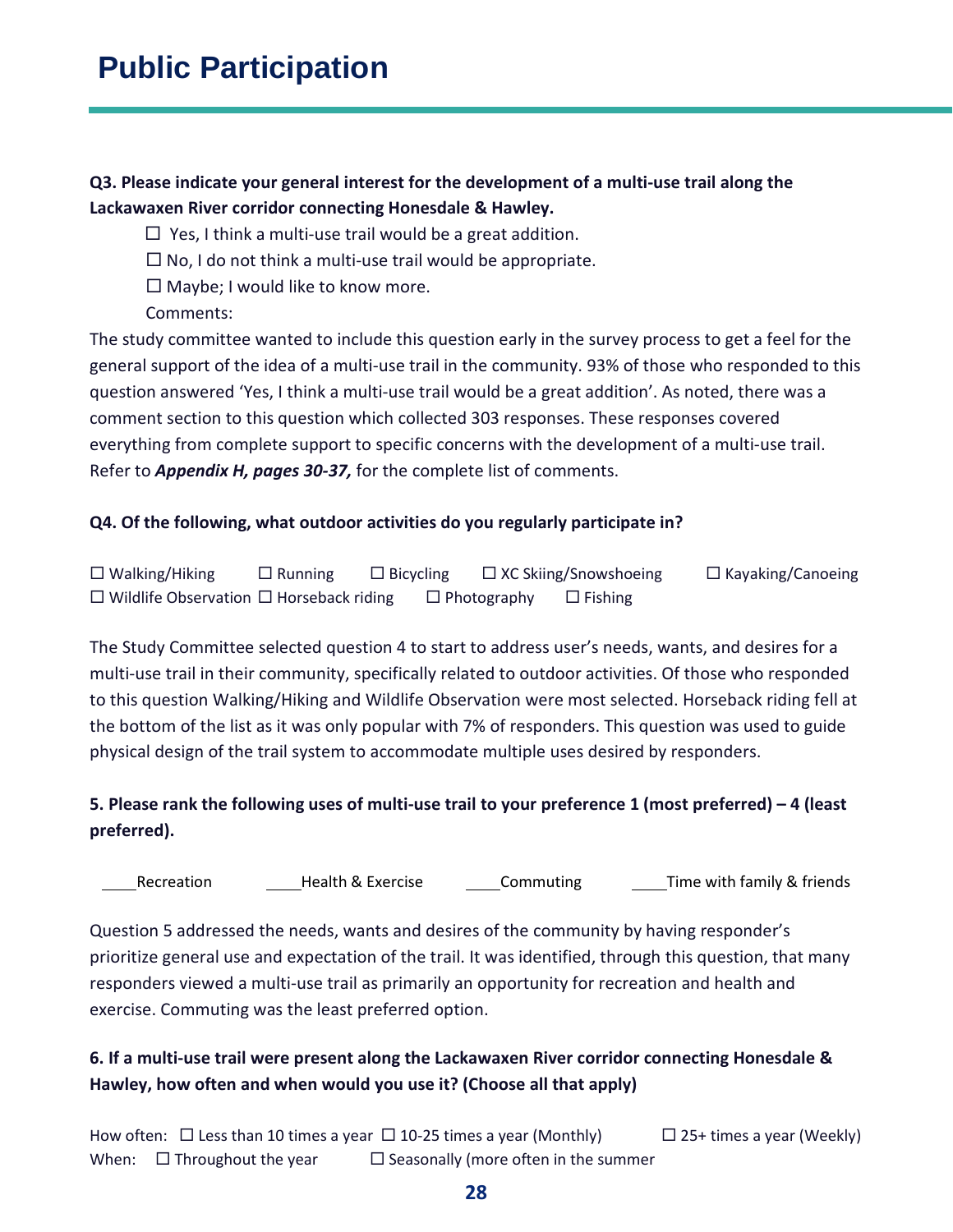# Public Participation

**Q3. Please indicate your general interest for the development of a multi-use trail along the Lackawaxen River corridor connecting Honesdale & Hawley.**

☐ Yes, I think a multi-use trail would be a great addition.
☐ No, I do not think a multi-use trail would be appropriate.
☐ Maybe; I would like to know more.
Comments:

The study committee wanted to include this question early in the survey process to get a feel for the general support of the idea of a multi-use trail in the community. 93% of those who responded to this question answered 'Yes, I think a multi-use trail would be a great addition'. As noted, there was a comment section to this question which collected 303 responses. These responses covered everything from complete support to specific concerns with the development of a multi-use trail. Refer to ***Appendix H, pages 30-37,*** for the complete list of comments.

**Q4. Of the following, what outdoor activities do you regularly participate in?**

☐ Walking/Hiking ☐ Running ☐ Bicycling ☐ XC Skiing/Snowshoeing ☐ Kayaking/Canoeing
☐ Wildlife Observation ☐ Horseback riding ☐ Photography ☐ Fishing

The Study Committee selected question 4 to start to address user's needs, wants, and desires for a multi-use trail in their community, specifically related to outdoor activities. Of those who responded to this question Walking/Hiking and Wildlife Observation were most selected. Horseback riding fell at the bottom of the list as it was only popular with 7% of responders. This question was used to guide physical design of the trail system to accommodate multiple uses desired by responders.

**5. Please rank the following uses of multi-use trail to your preference 1 (most preferred) – 4 (least preferred).**

____Recreation ____Health & Exercise ____Commuting ____Time with family & friends

Question 5 addressed the needs, wants and desires of the community by having responder's prioritize general use and expectation of the trail. It was identified, through this question, that many responders viewed a multi-use trail as primarily an opportunity for recreation and health and exercise. Commuting was the least preferred option.

**6. If a multi-use trail were present along the Lackawaxen River corridor connecting Honesdale & Hawley, how often and when would you use it? (Choose all that apply)**

How often: ☐ Less than 10 times a year ☐ 10-25 times a year (Monthly) ☐ 25+ times a year (Weekly)
When: ☐ Throughout the year ☐ Seasonally (more often in the summer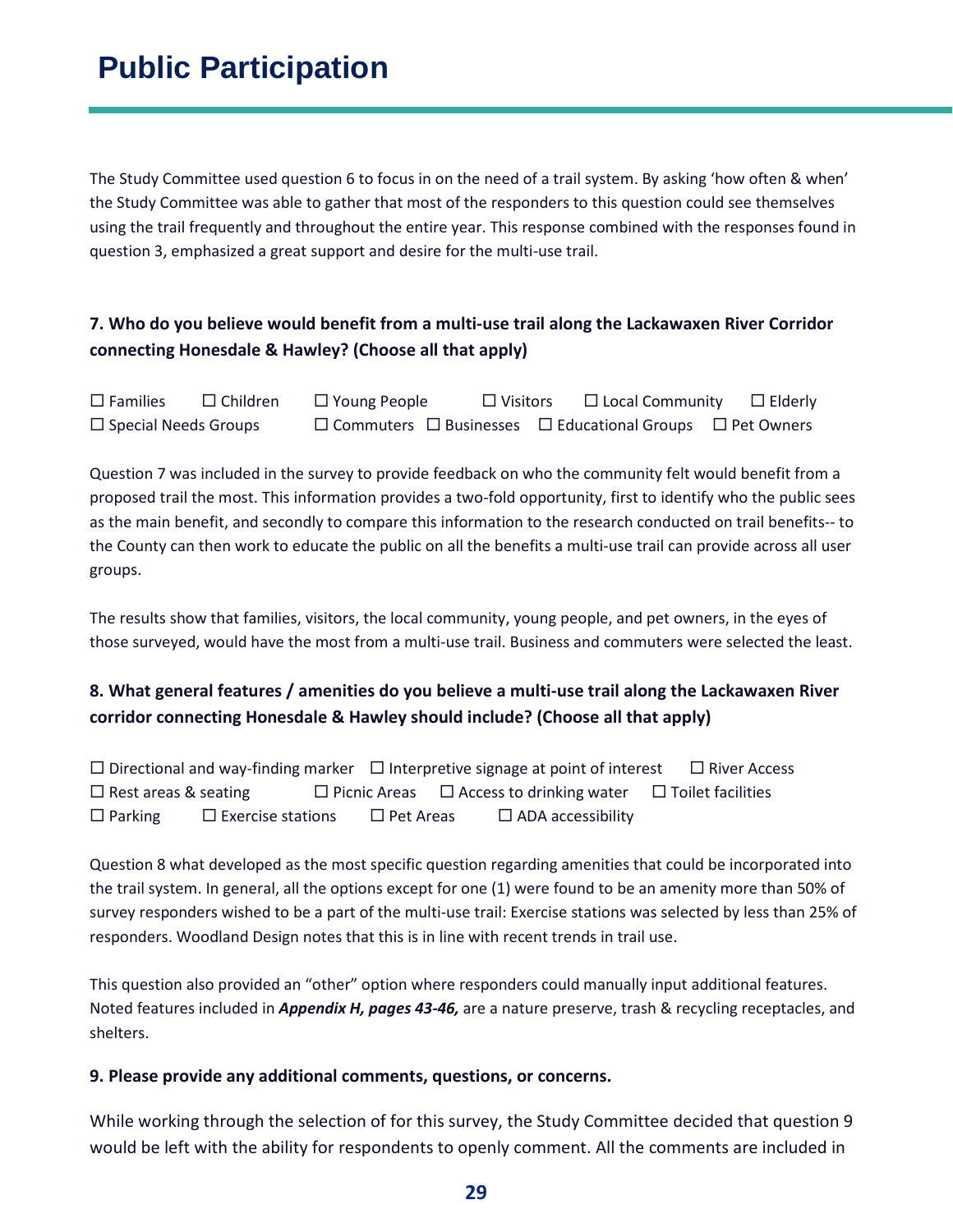# Public Participation

The Study Committee used question 6 to focus in on the need of a trail system. By asking 'how often & when' the Study Committee was able to gather that most of the responders to this question could see themselves using the trail frequently and throughout the entire year. This response combined with the responses found in question 3, emphasized a great support and desire for the multi-use trail.

**7. Who do you believe would benefit from a multi-use trail along the Lackawaxen River Corridor connecting Honesdale & Hawley? (Choose all that apply)**

☐ Families ☐ Children ☐ Young People ☐ Visitors ☐ Local Community ☐ Elderly
☐ Special Needs Groups ☐ Commuters ☐ Businesses ☐ Educational Groups ☐ Pet Owners

Question 7 was included in the survey to provide feedback on who the community felt would benefit from a proposed trail the most. This information provides a two-fold opportunity, first to identify who the public sees as the main benefit, and secondly to compare this information to the research conducted on trail benefits-- to the County can then work to educate the public on all the benefits a multi-use trail can provide across all user groups.

The results show that families, visitors, the local community, young people, and pet owners, in the eyes of those surveyed, would have the most from a multi-use trail. Business and commuters were selected the least.

**8. What general features / amenities do you believe a multi-use trail along the Lackawaxen River corridor connecting Honesdale & Hawley should include? (Choose all that apply)**

☐ Directional and way-finding marker ☐ Interpretive signage at point of interest ☐ River Access
☐ Rest areas & seating ☐ Picnic Areas ☐ Access to drinking water ☐ Toilet facilities
☐ Parking ☐ Exercise stations ☐ Pet Areas ☐ ADA accessibility

Question 8 what developed as the most specific question regarding amenities that could be incorporated into the trail system. In general, all the options except for one (1) were found to be an amenity more than 50% of survey responders wished to be a part of the multi-use trail: Exercise stations was selected by less than 25% of responders. Woodland Design notes that this is in line with recent trends in trail use.

This question also provided an "other" option where responders could manually input additional features. Noted features included in ***Appendix H, pages 43-46,*** are a nature preserve, trash & recycling receptacles, and shelters.

**9. Please provide any additional comments, questions, or concerns.**

While working through the selection of for this survey, the Study Committee decided that question 9 would be left with the ability for respondents to openly comment. All the comments are included in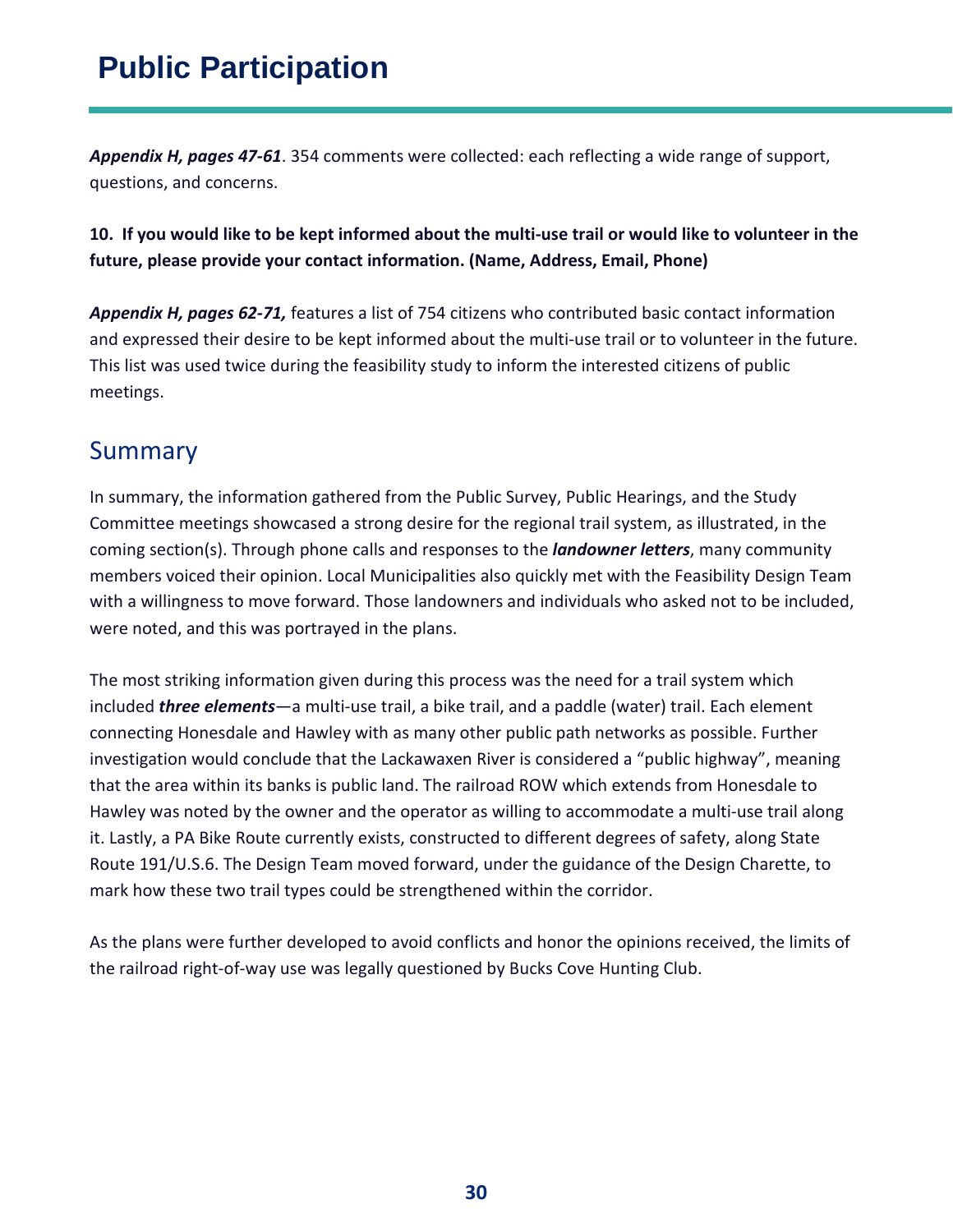# Public Participation

***Appendix H, pages 47-61***. 354 comments were collected: each reflecting a wide range of support, questions, and concerns.

**10. If you would like to be kept informed about the multi-use trail or would like to volunteer in the future, please provide your contact information. (Name, Address, Email, Phone)**

***Appendix H, pages 62-71,*** features a list of 754 citizens who contributed basic contact information and expressed their desire to be kept informed about the multi-use trail or to volunteer in the future. This list was used twice during the feasibility study to inform the interested citizens of public meetings.

## Summary

In summary, the information gathered from the Public Survey, Public Hearings, and the Study Committee meetings showcased a strong desire for the regional trail system, as illustrated, in the coming section(s). Through phone calls and responses to the ***landowner letters***, many community members voiced their opinion. Local Municipalities also quickly met with the Feasibility Design Team with a willingness to move forward. Those landowners and individuals who asked not to be included, were noted, and this was portrayed in the plans.

The most striking information given during this process was the need for a trail system which included ***three elements***—a multi-use trail, a bike trail, and a paddle (water) trail. Each element connecting Honesdale and Hawley with as many other public path networks as possible. Further investigation would conclude that the Lackawaxen River is considered a "public highway", meaning that the area within its banks is public land. The railroad ROW which extends from Honesdale to Hawley was noted by the owner and the operator as willing to accommodate a multi-use trail along it. Lastly, a PA Bike Route currently exists, constructed to different degrees of safety, along State Route 191/U.S.6. The Design Team moved forward, under the guidance of the Design Charette, to mark how these two trail types could be strengthened within the corridor.

As the plans were further developed to avoid conflicts and honor the opinions received, the limits of the railroad right-of-way use was legally questioned by Bucks Cove Hunting Club.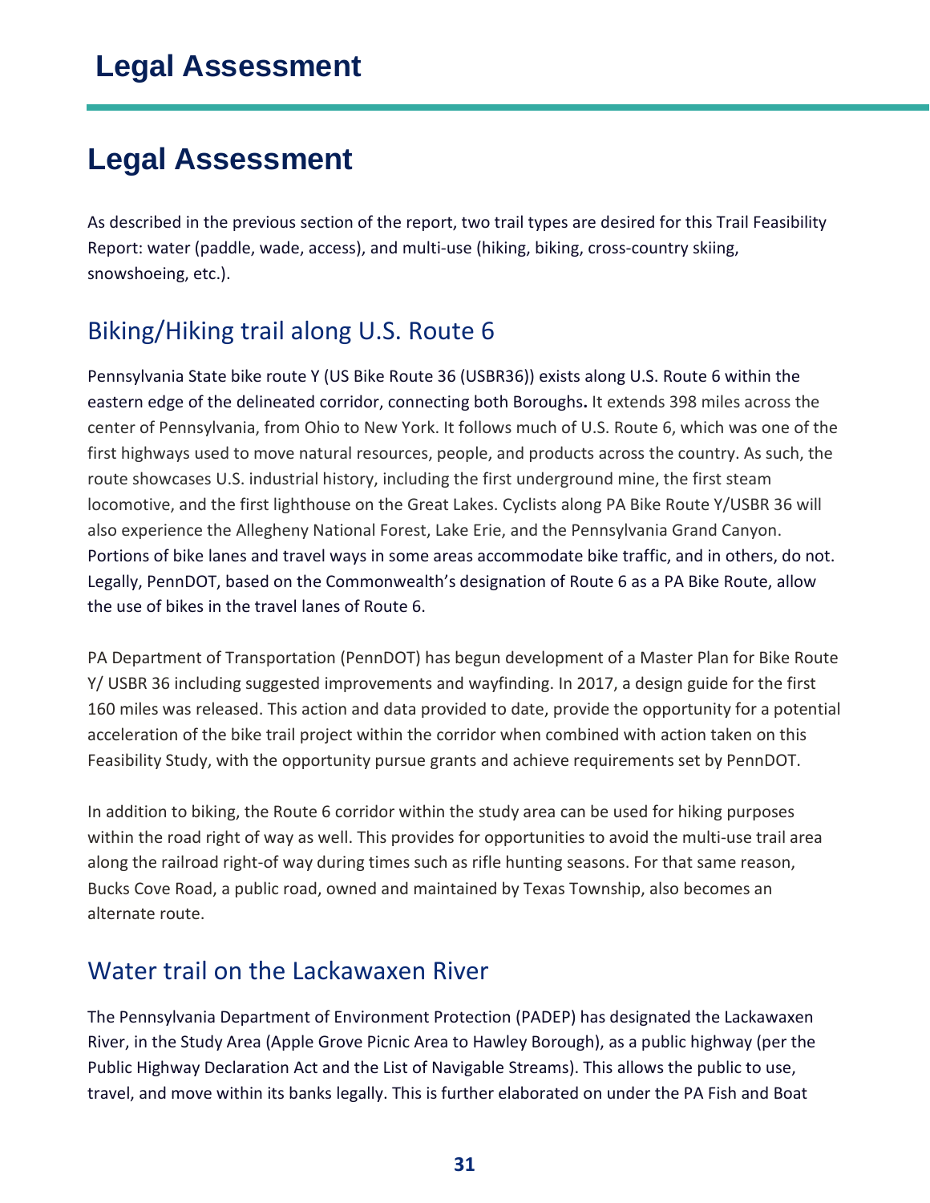# Legal Assessment

As described in the previous section of the report, two trail types are desired for this Trail Feasibility Report: water (paddle, wade, access), and multi-use (hiking, biking, cross-country skiing, snowshoeing, etc.).

## Biking/Hiking trail along U.S. Route 6

Pennsylvania State bike route Y (US Bike Route 36 (USBR36)) exists along U.S. Route 6 within the eastern edge of the delineated corridor, connecting both Boroughs**.** It extends 398 miles across the center of Pennsylvania, from Ohio to New York. It follows much of U.S. Route 6, which was one of the first highways used to move natural resources, people, and products across the country. As such, the route showcases U.S. industrial history, including the first underground mine, the first steam locomotive, and the first lighthouse on the Great Lakes. Cyclists along PA Bike Route Y/USBR 36 will also experience the Allegheny National Forest, Lake Erie, and the Pennsylvania Grand Canyon. Portions of bike lanes and travel ways in some areas accommodate bike traffic, and in others, do not. Legally, PennDOT, based on the Commonwealth's designation of Route 6 as a PA Bike Route, allow the use of bikes in the travel lanes of Route 6.

PA Department of Transportation (PennDOT) has begun development of a Master Plan for Bike Route Y/ USBR 36 including suggested improvements and wayfinding. In 2017, a design guide for the first 160 miles was released. This action and data provided to date, provide the opportunity for a potential acceleration of the bike trail project within the corridor when combined with action taken on this Feasibility Study, with the opportunity pursue grants and achieve requirements set by PennDOT.

In addition to biking, the Route 6 corridor within the study area can be used for hiking purposes within the road right of way as well. This provides for opportunities to avoid the multi-use trail area along the railroad right-of way during times such as rifle hunting seasons. For that same reason, Bucks Cove Road, a public road, owned and maintained by Texas Township, also becomes an alternate route.

## Water trail on the Lackawaxen River

The Pennsylvania Department of Environment Protection (PADEP) has designated the Lackawaxen River, in the Study Area (Apple Grove Picnic Area to Hawley Borough), as a public highway (per the Public Highway Declaration Act and the List of Navigable Streams). This allows the public to use, travel, and move within its banks legally. This is further elaborated on under the PA Fish and Boat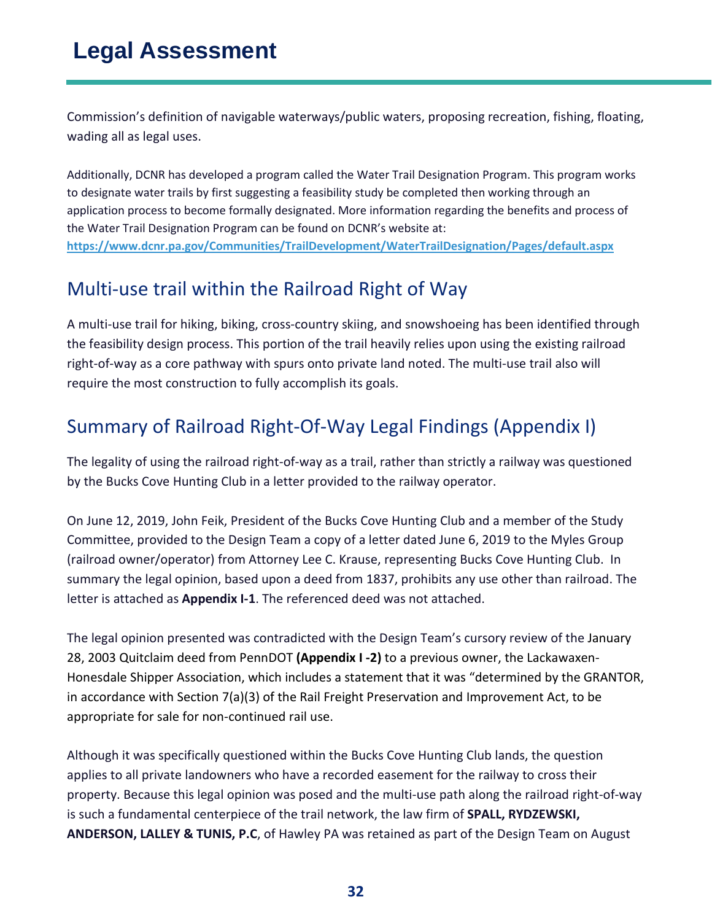# Legal Assessment

Commission's definition of navigable waterways/public waters, proposing recreation, fishing, floating, wading all as legal uses.

Additionally, DCNR has developed a program called the Water Trail Designation Program. This program works to designate water trails by first suggesting a feasibility study be completed then working through an application process to become formally designated. More information regarding the benefits and process of the Water Trail Designation Program can be found on DCNR's website at: **https://www.dcnr.pa.gov/Communities/TrailDevelopment/WaterTrailDesignation/Pages/default.aspx**

## Multi-use trail within the Railroad Right of Way

A multi-use trail for hiking, biking, cross-country skiing, and snowshoeing has been identified through the feasibility design process. This portion of the trail heavily relies upon using the existing railroad right-of-way as a core pathway with spurs onto private land noted. The multi-use trail also will require the most construction to fully accomplish its goals.

## Summary of Railroad Right-Of-Way Legal Findings (Appendix I)

The legality of using the railroad right-of-way as a trail, rather than strictly a railway was questioned by the Bucks Cove Hunting Club in a letter provided to the railway operator.

On June 12, 2019, John Feik, President of the Bucks Cove Hunting Club and a member of the Study Committee, provided to the Design Team a copy of a letter dated June 6, 2019 to the Myles Group (railroad owner/operator) from Attorney Lee C. Krause, representing Bucks Cove Hunting Club. In summary the legal opinion, based upon a deed from 1837, prohibits any use other than railroad. The letter is attached as **Appendix I-1**. The referenced deed was not attached.

The legal opinion presented was contradicted with the Design Team's cursory review of the January 28, 2003 Quitclaim deed from PennDOT **(Appendix I -2)** to a previous owner, the Lackawaxen-Honesdale Shipper Association, which includes a statement that it was "determined by the GRANTOR, in accordance with Section 7(a)(3) of the Rail Freight Preservation and Improvement Act, to be appropriate for sale for non-continued rail use.

Although it was specifically questioned within the Bucks Cove Hunting Club lands, the question applies to all private landowners who have a recorded easement for the railway to cross their property. Because this legal opinion was posed and the multi-use path along the railroad right-of-way is such a fundamental centerpiece of the trail network, the law firm of **SPALL, RYDZEWSKI, ANDERSON, LALLEY & TUNIS, P.C**, of Hawley PA was retained as part of the Design Team on August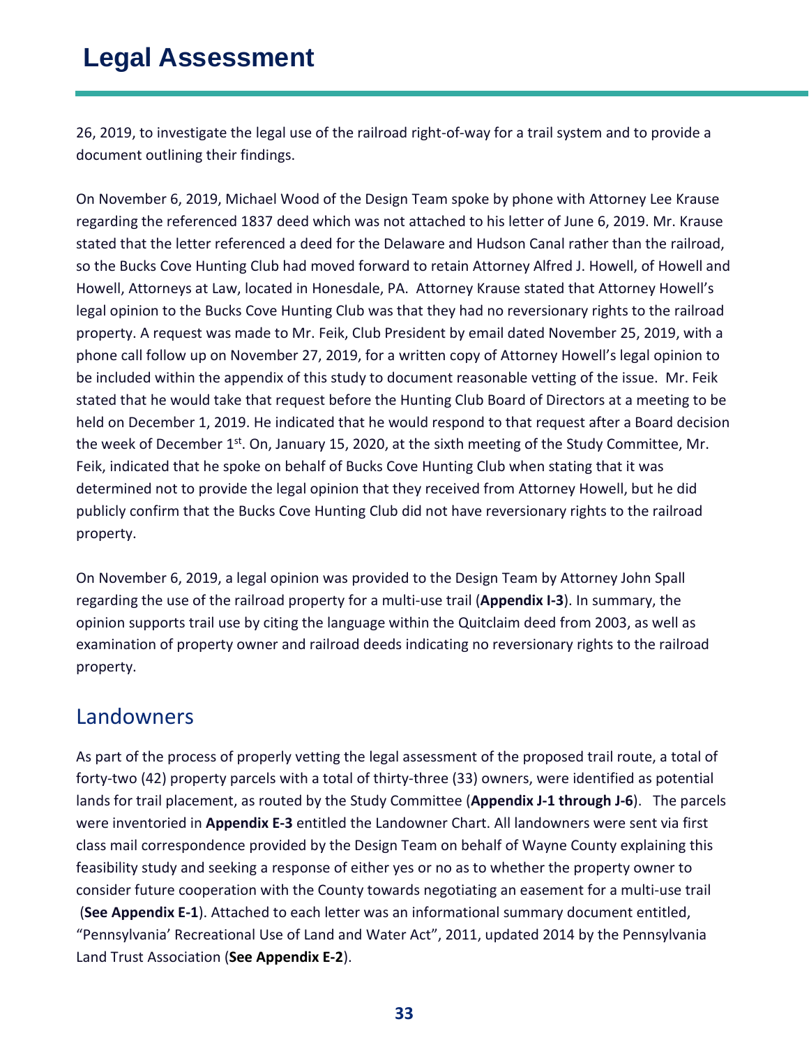# Legal Assessment

26, 2019, to investigate the legal use of the railroad right-of-way for a trail system and to provide a document outlining their findings.

On November 6, 2019, Michael Wood of the Design Team spoke by phone with Attorney Lee Krause regarding the referenced 1837 deed which was not attached to his letter of June 6, 2019. Mr. Krause stated that the letter referenced a deed for the Delaware and Hudson Canal rather than the railroad, so the Bucks Cove Hunting Club had moved forward to retain Attorney Alfred J. Howell, of Howell and Howell, Attorneys at Law, located in Honesdale, PA. Attorney Krause stated that Attorney Howell's legal opinion to the Bucks Cove Hunting Club was that they had no reversionary rights to the railroad property. A request was made to Mr. Feik, Club President by email dated November 25, 2019, with a phone call follow up on November 27, 2019, for a written copy of Attorney Howell's legal opinion to be included within the appendix of this study to document reasonable vetting of the issue. Mr. Feik stated that he would take that request before the Hunting Club Board of Directors at a meeting to be held on December 1, 2019. He indicated that he would respond to that request after a Board decision the week of December 1st. On, January 15, 2020, at the sixth meeting of the Study Committee, Mr. Feik, indicated that he spoke on behalf of Bucks Cove Hunting Club when stating that it was determined not to provide the legal opinion that they received from Attorney Howell, but he did publicly confirm that the Bucks Cove Hunting Club did not have reversionary rights to the railroad property.

On November 6, 2019, a legal opinion was provided to the Design Team by Attorney John Spall regarding the use of the railroad property for a multi-use trail (**Appendix I-3**). In summary, the opinion supports trail use by citing the language within the Quitclaim deed from 2003, as well as examination of property owner and railroad deeds indicating no reversionary rights to the railroad property.

## Landowners

As part of the process of properly vetting the legal assessment of the proposed trail route, a total of forty-two (42) property parcels with a total of thirty-three (33) owners, were identified as potential lands for trail placement, as routed by the Study Committee (**Appendix J-1 through J-6**). The parcels were inventoried in **Appendix E-3** entitled the Landowner Chart. All landowners were sent via first class mail correspondence provided by the Design Team on behalf of Wayne County explaining this feasibility study and seeking a response of either yes or no as to whether the property owner to consider future cooperation with the County towards negotiating an easement for a multi-use trail (**See Appendix E-1**). Attached to each letter was an informational summary document entitled, "Pennsylvania' Recreational Use of Land and Water Act", 2011, updated 2014 by the Pennsylvania Land Trust Association (**See Appendix E-2**).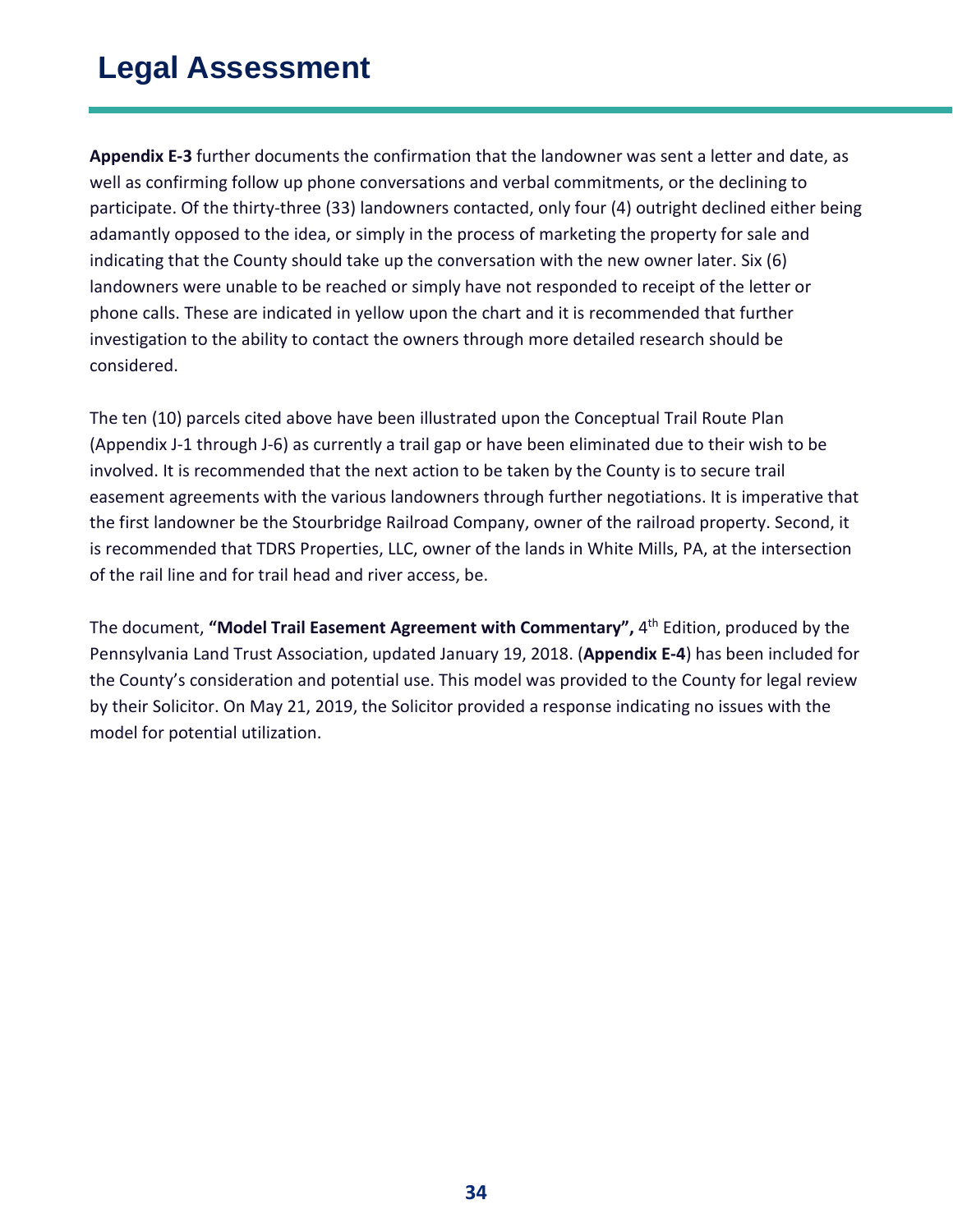# Legal Assessment

**Appendix E-3** further documents the confirmation that the landowner was sent a letter and date, as well as confirming follow up phone conversations and verbal commitments, or the declining to participate. Of the thirty-three (33) landowners contacted, only four (4) outright declined either being adamantly opposed to the idea, or simply in the process of marketing the property for sale and indicating that the County should take up the conversation with the new owner later. Six (6) landowners were unable to be reached or simply have not responded to receipt of the letter or phone calls. These are indicated in yellow upon the chart and it is recommended that further investigation to the ability to contact the owners through more detailed research should be considered.

The ten (10) parcels cited above have been illustrated upon the Conceptual Trail Route Plan (Appendix J-1 through J-6) as currently a trail gap or have been eliminated due to their wish to be involved. It is recommended that the next action to be taken by the County is to secure trail easement agreements with the various landowners through further negotiations. It is imperative that the first landowner be the Stourbridge Railroad Company, owner of the railroad property. Second, it is recommended that TDRS Properties, LLC, owner of the lands in White Mills, PA, at the intersection of the rail line and for trail head and river access, be.

The document, **"Model Trail Easement Agreement with Commentary",** 4th Edition, produced by the Pennsylvania Land Trust Association, updated January 19, 2018. (**Appendix E-4**) has been included for the County's consideration and potential use. This model was provided to the County for legal review by their Solicitor. On May 21, 2019, the Solicitor provided a response indicating no issues with the model for potential utilization.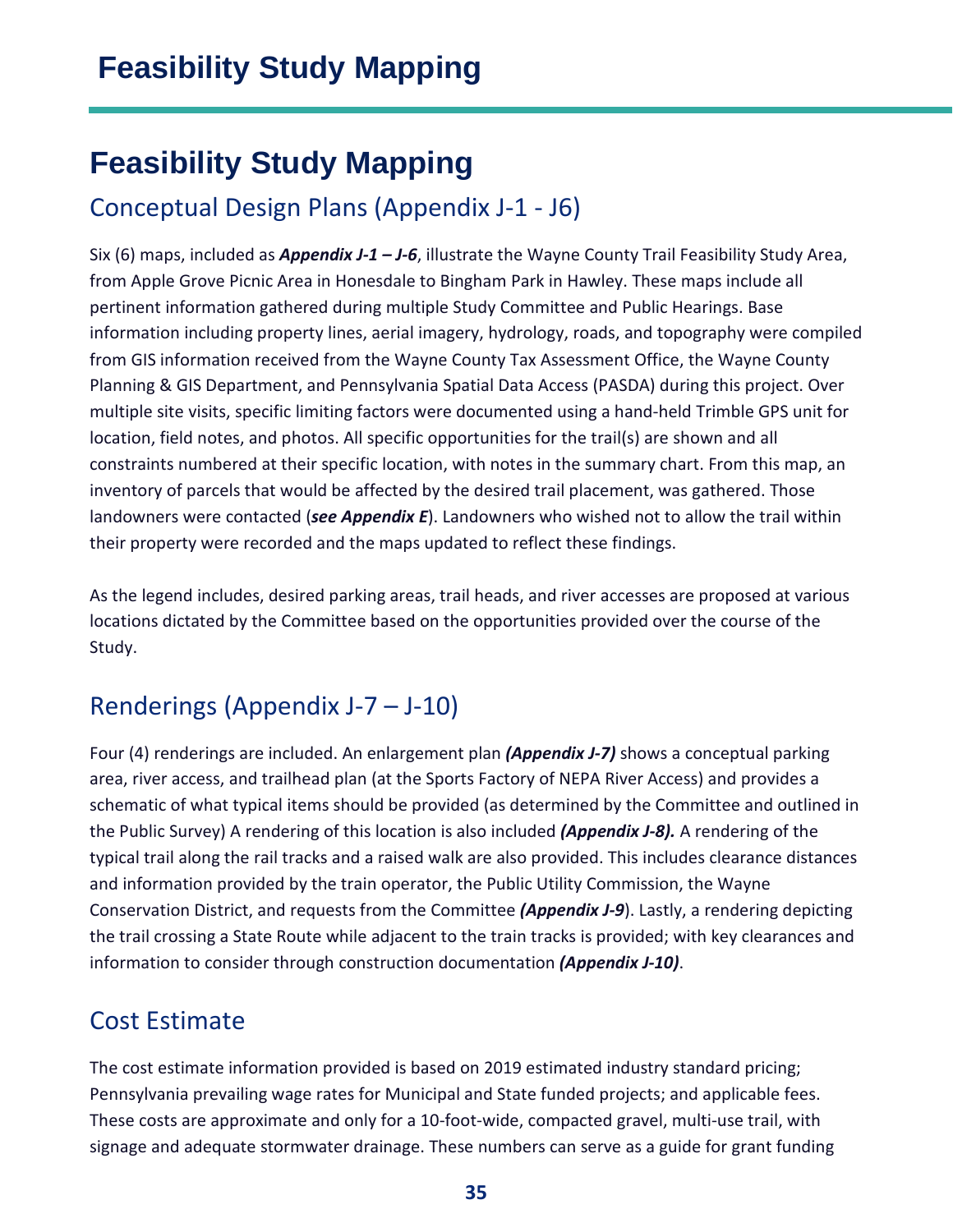## Feasibility Study Mapping

### Conceptual Design Plans (Appendix J-1 - J6)

Six (6) maps, included as ***Appendix J-1 – J-6***, illustrate the Wayne County Trail Feasibility Study Area, from Apple Grove Picnic Area in Honesdale to Bingham Park in Hawley. These maps include all pertinent information gathered during multiple Study Committee and Public Hearings. Base information including property lines, aerial imagery, hydrology, roads, and topography were compiled from GIS information received from the Wayne County Tax Assessment Office, the Wayne County Planning & GIS Department, and Pennsylvania Spatial Data Access (PASDA) during this project. Over multiple site visits, specific limiting factors were documented using a hand-held Trimble GPS unit for location, field notes, and photos. All specific opportunities for the trail(s) are shown and all constraints numbered at their specific location, with notes in the summary chart. From this map, an inventory of parcels that would be affected by the desired trail placement, was gathered. Those landowners were contacted (***see Appendix E***). Landowners who wished not to allow the trail within their property were recorded and the maps updated to reflect these findings.

As the legend includes, desired parking areas, trail heads, and river accesses are proposed at various locations dictated by the Committee based on the opportunities provided over the course of the Study.

### Renderings (Appendix J-7 – J-10)

Four (4) renderings are included. An enlargement plan ***(Appendix J-7)*** shows a conceptual parking area, river access, and trailhead plan (at the Sports Factory of NEPA River Access) and provides a schematic of what typical items should be provided (as determined by the Committee and outlined in the Public Survey) A rendering of this location is also included ***(Appendix J-8).*** A rendering of the typical trail along the rail tracks and a raised walk are also provided. This includes clearance distances and information provided by the train operator, the Public Utility Commission, the Wayne Conservation District, and requests from the Committee ***(Appendix J-9***). Lastly, a rendering depicting the trail crossing a State Route while adjacent to the train tracks is provided; with key clearances and information to consider through construction documentation ***(Appendix J-10)***.

### Cost Estimate

The cost estimate information provided is based on 2019 estimated industry standard pricing; Pennsylvania prevailing wage rates for Municipal and State funded projects; and applicable fees. These costs are approximate and only for a 10-foot-wide, compacted gravel, multi-use trail, with signage and adequate stormwater drainage. These numbers can serve as a guide for grant funding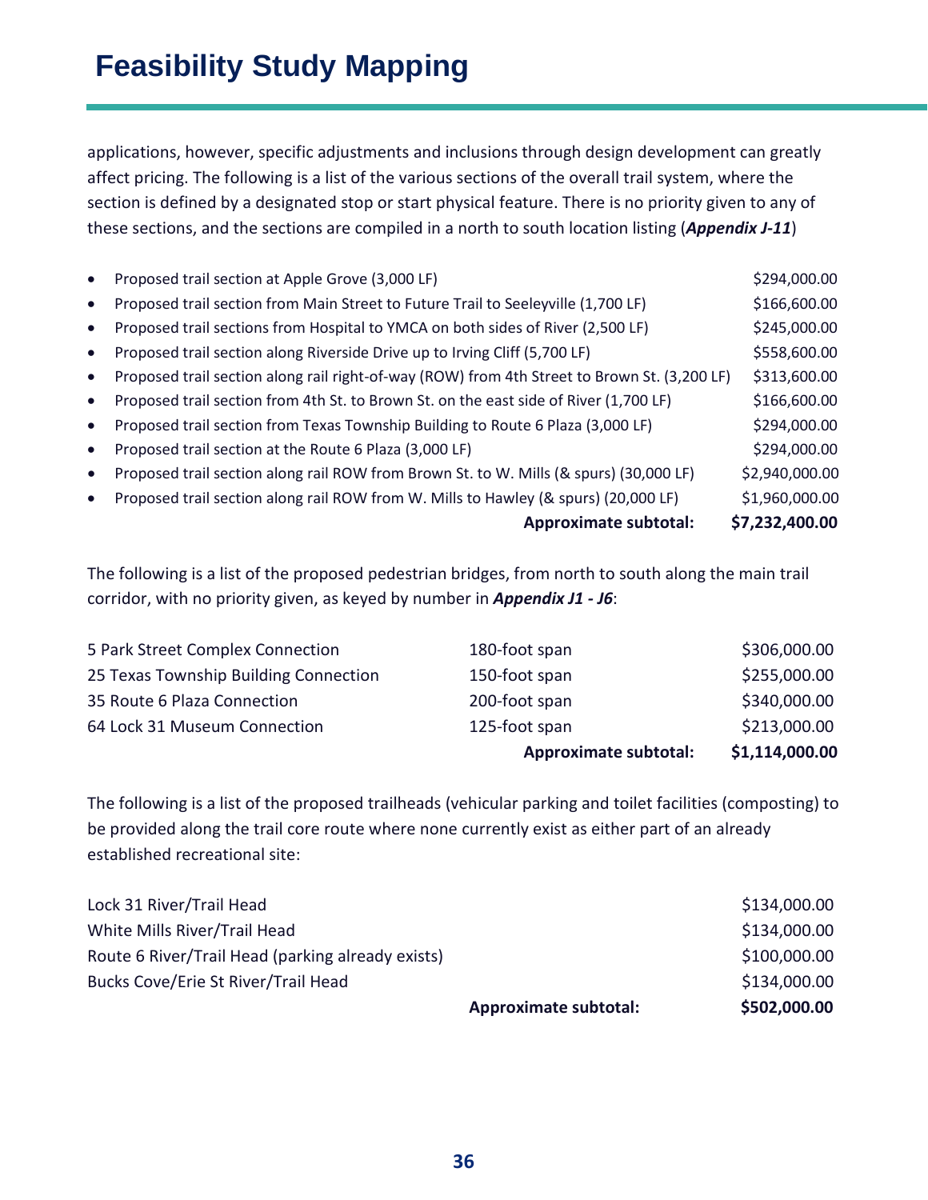# Feasibility Study Mapping

applications, however, specific adjustments and inclusions through design development can greatly affect pricing. The following is a list of the various sections of the overall trail system, where the section is defined by a designated stop or start physical feature. There is no priority given to any of these sections, and the sections are compiled in a north to south location listing (***Appendix J-11***)

| | |
|---|---|
| • Proposed trail section at Apple Grove (3,000 LF) | $294,000.00 |
| • Proposed trail section from Main Street to Future Trail to Seeleyville (1,700 LF) | $166,600.00 |
| • Proposed trail sections from Hospital to YMCA on both sides of River (2,500 LF) | $245,000.00 |
| • Proposed trail section along Riverside Drive up to Irving Cliff (5,700 LF) | $558,600.00 |
| • Proposed trail section along rail right-of-way (ROW) from 4th Street to Brown St. (3,200 LF) | $313,600.00 |
| • Proposed trail section from 4th St. to Brown St. on the east side of River (1,700 LF) | $166,600.00 |
| • Proposed trail section from Texas Township Building to Route 6 Plaza (3,000 LF) | $294,000.00 |
| • Proposed trail section at the Route 6 Plaza (3,000 LF) | $294,000.00 |
| • Proposed trail section along rail ROW from Brown St. to W. Mills (& spurs) (30,000 LF) | $2,940,000.00 |
| • Proposed trail section along rail ROW from W. Mills to Hawley (& spurs) (20,000 LF) | $1,960,000.00 |
| **Approximate subtotal:** | **$7,232,400.00** |

The following is a list of the proposed pedestrian bridges, from north to south along the main trail corridor, with no priority given, as keyed by number in ***Appendix J1 - J6***:

| | | |
|---|---|---|
| 5 Park Street Complex Connection | 180-foot span | $306,000.00 |
| 25 Texas Township Building Connection | 150-foot span | $255,000.00 |
| 35 Route 6 Plaza Connection | 200-foot span | $340,000.00 |
| 64 Lock 31 Museum Connection | 125-foot span | $213,000.00 |
| | **Approximate subtotal:** | **$1,114,000.00** |

The following is a list of the proposed trailheads (vehicular parking and toilet facilities (composting) to be provided along the trail core route where none currently exist as either part of an already established recreational site:

| | | |
|---|---|---|
| Lock 31 River/Trail Head | | $134,000.00 |
| White Mills River/Trail Head | | $134,000.00 |
| Route 6 River/Trail Head (parking already exists) | | $100,000.00 |
| Bucks Cove/Erie St River/Trail Head | | $134,000.00 |
| | **Approximate subtotal:** | **$502,000.00** |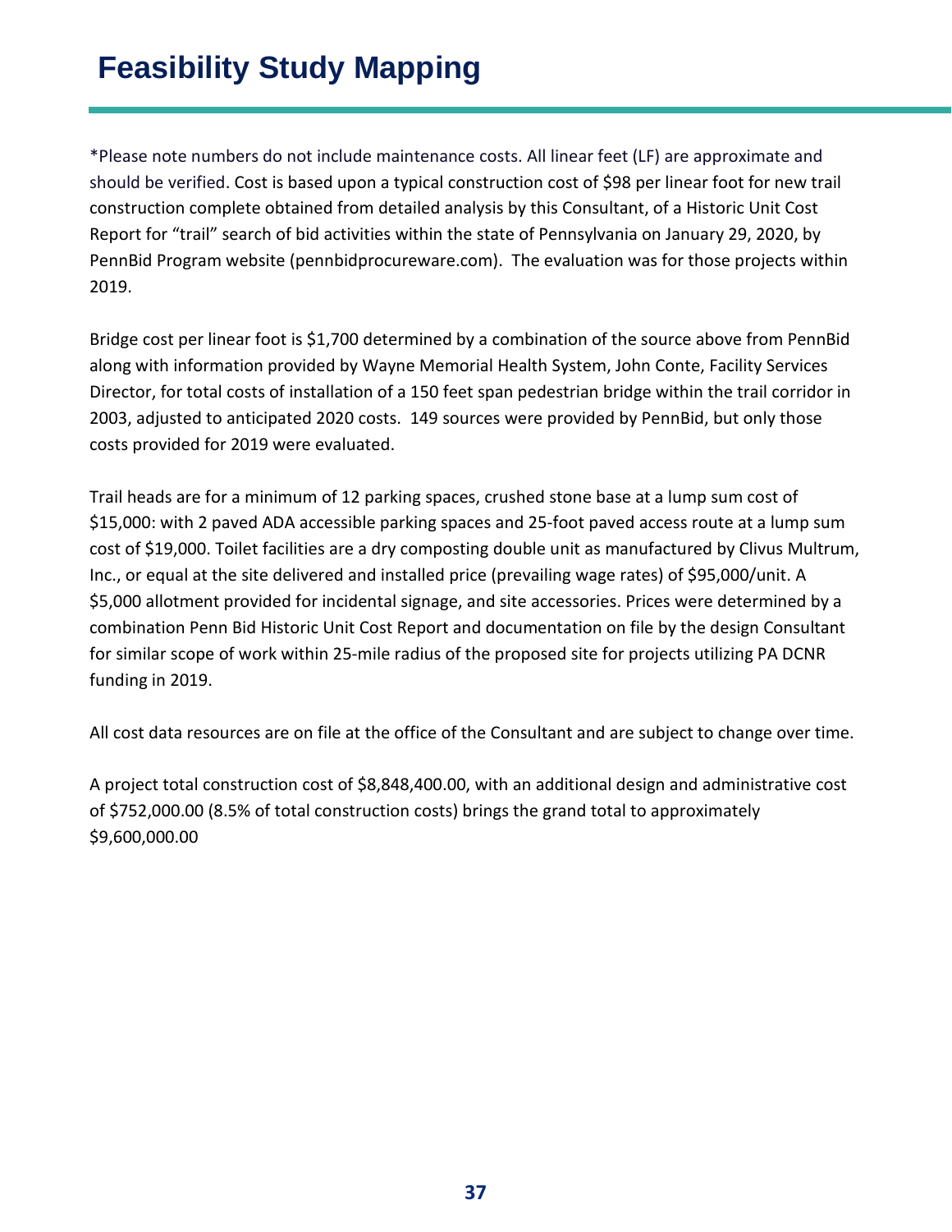# Feasibility Study Mapping

*Please note numbers do not include maintenance costs. All linear feet (LF) are approximate and should be verified. Cost is based upon a typical construction cost of $98 per linear foot for new trail construction complete obtained from detailed analysis by this Consultant, of a Historic Unit Cost Report for "trail" search of bid activities within the state of Pennsylvania on January 29, 2020, by PennBid Program website (pennbidprocureware.com). The evaluation was for those projects within 2019.

Bridge cost per linear foot is $1,700 determined by a combination of the source above from PennBid along with information provided by Wayne Memorial Health System, John Conte, Facility Services Director, for total costs of installation of a 150 feet span pedestrian bridge within the trail corridor in 2003, adjusted to anticipated 2020 costs. 149 sources were provided by PennBid, but only those costs provided for 2019 were evaluated.

Trail heads are for a minimum of 12 parking spaces, crushed stone base at a lump sum cost of $15,000: with 2 paved ADA accessible parking spaces and 25-foot paved access route at a lump sum cost of $19,000. Toilet facilities are a dry composting double unit as manufactured by Clivus Multrum, Inc., or equal at the site delivered and installed price (prevailing wage rates) of $95,000/unit. A $5,000 allotment provided for incidental signage, and site accessories. Prices were determined by a combination Penn Bid Historic Unit Cost Report and documentation on file by the design Consultant for similar scope of work within 25-mile radius of the proposed site for projects utilizing PA DCNR funding in 2019.

All cost data resources are on file at the office of the Consultant and are subject to change over time.

A project total construction cost of $8,848,400.00, with an additional design and administrative cost of $752,000.00 (8.5% of total construction costs) brings the grand total to approximately $9,600,000.00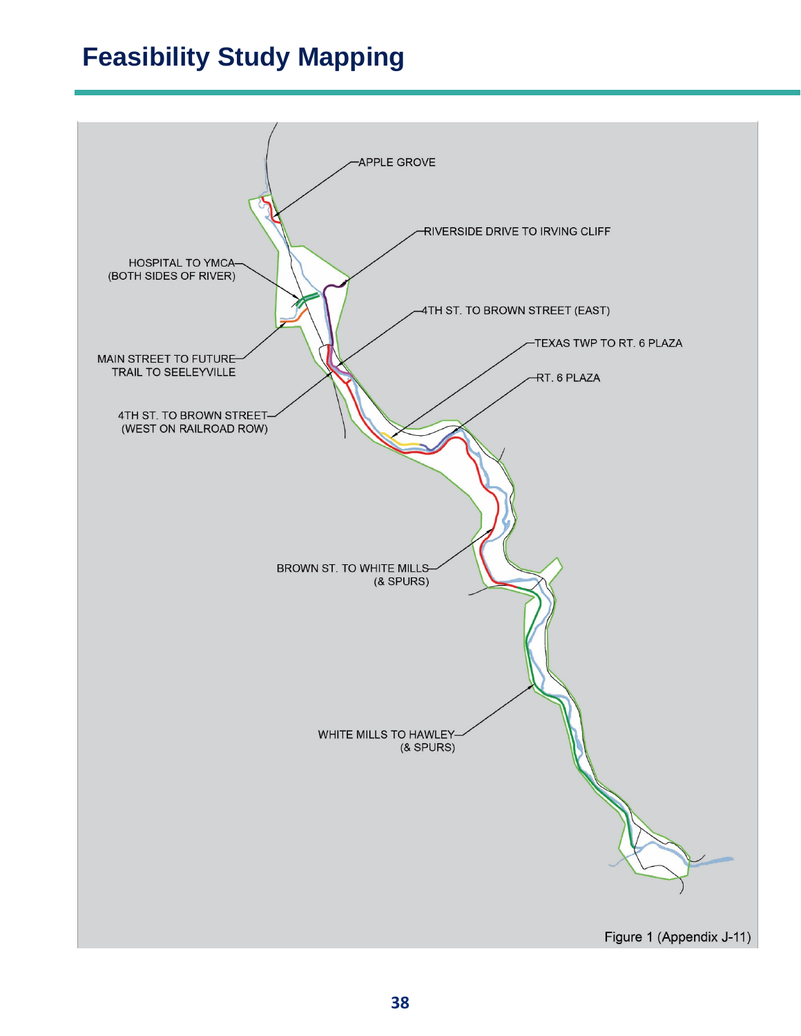# Feasibility Study Mapping

APPLE GROVE

RIVERSIDE DRIVE TO IRVING CLIFF

HOSPITAL TO YMCA (BOTH SIDES OF RIVER)

4TH ST. TO BROWN STREET (EAST)

TEXAS TWP TO RT. 6 PLAZA

MAIN STREET TO FUTURE TRAIL TO SEELEYVILLE

RT. 6 PLAZA

4TH ST. TO BROWN STREET (WEST ON RAILROAD ROW)

BROWN ST. TO WHITE MILLS (& SPURS)

WHITE MILLS TO HAWLEY (& SPURS)

Figure 1 (Appendix J-11)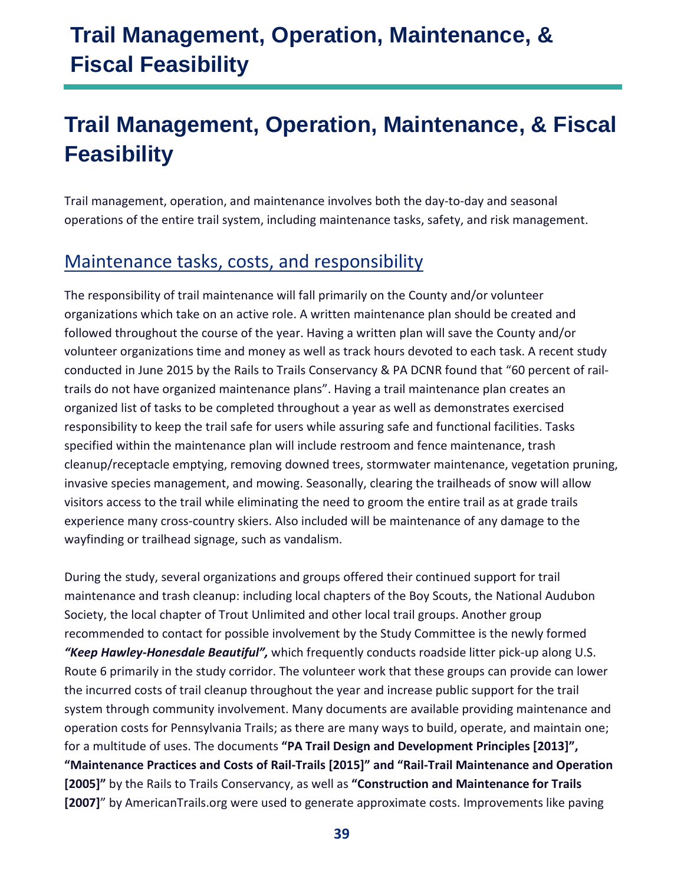# Trail Management, Operation, Maintenance, & Fiscal Feasibility

Trail management, operation, and maintenance involves both the day-to-day and seasonal operations of the entire trail system, including maintenance tasks, safety, and risk management.

## Maintenance tasks, costs, and responsibility

The responsibility of trail maintenance will fall primarily on the County and/or volunteer organizations which take on an active role. A written maintenance plan should be created and followed throughout the course of the year. Having a written plan will save the County and/or volunteer organizations time and money as well as track hours devoted to each task. A recent study conducted in June 2015 by the Rails to Trails Conservancy & PA DCNR found that "60 percent of rail-trails do not have organized maintenance plans". Having a trail maintenance plan creates an organized list of tasks to be completed throughout a year as well as demonstrates exercised responsibility to keep the trail safe for users while assuring safe and functional facilities. Tasks specified within the maintenance plan will include restroom and fence maintenance, trash cleanup/receptacle emptying, removing downed trees, stormwater maintenance, vegetation pruning, invasive species management, and mowing. Seasonally, clearing the trailheads of snow will allow visitors access to the trail while eliminating the need to groom the entire trail as at grade trails experience many cross-country skiers. Also included will be maintenance of any damage to the wayfinding or trailhead signage, such as vandalism.

During the study, several organizations and groups offered their continued support for trail maintenance and trash cleanup: including local chapters of the Boy Scouts, the National Audubon Society, the local chapter of Trout Unlimited and other local trail groups. Another group recommended to contact for possible involvement by the Study Committee is the newly formed ***"Keep Hawley-Honesdale Beautiful",*** which frequently conducts roadside litter pick-up along U.S. Route 6 primarily in the study corridor. The volunteer work that these groups can provide can lower the incurred costs of trail cleanup throughout the year and increase public support for the trail system through community involvement. Many documents are available providing maintenance and operation costs for Pennsylvania Trails; as there are many ways to build, operate, and maintain one; for a multitude of uses. The documents **"PA Trail Design and Development Principles [2013]", "Maintenance Practices and Costs of Rail-Trails [2015]" and "Rail-Trail Maintenance and Operation [2005]"** by the Rails to Trails Conservancy, as well as **"Construction and Maintenance for Trails [2007]"** by AmericanTrails.org were used to generate approximate costs. Improvements like paving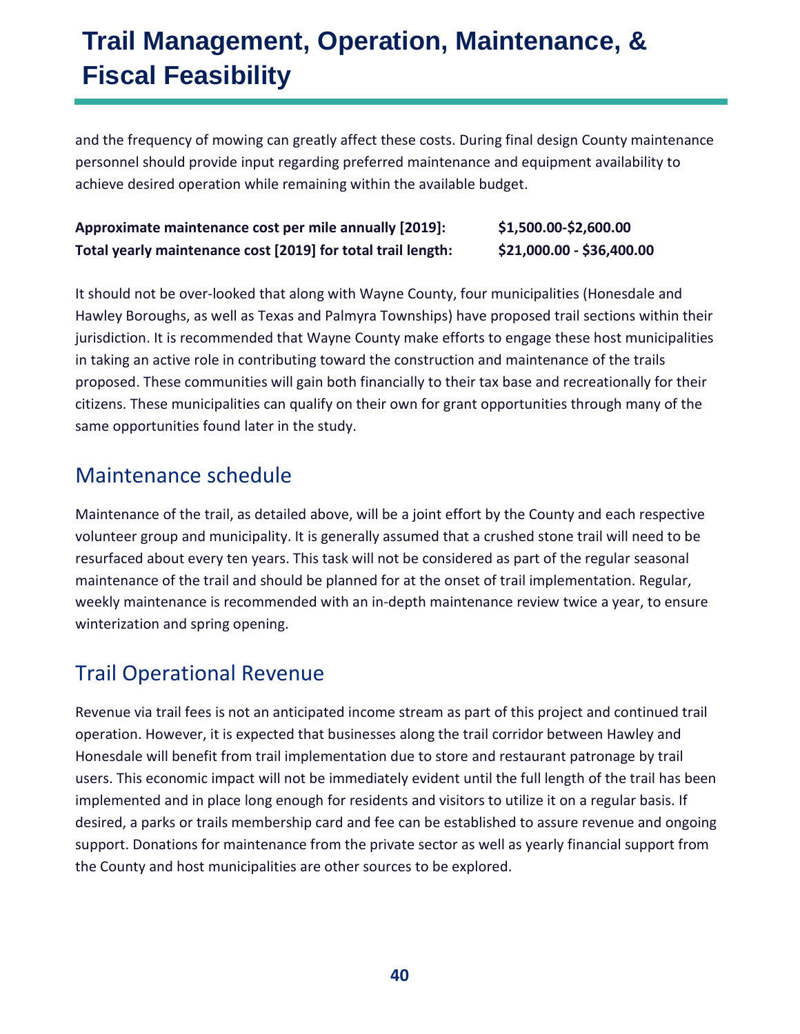# Trail Management, Operation, Maintenance, & Fiscal Feasibility

and the frequency of mowing can greatly affect these costs. During final design County maintenance personnel should provide input regarding preferred maintenance and equipment availability to achieve desired operation while remaining within the available budget.

| | |
|---|---|
| **Approximate maintenance cost per mile annually [2019]:** | **$1,500.00-$2,600.00** |
| **Total yearly maintenance cost [2019] for total trail length:** | **$21,000.00 - $36,400.00** |

It should not be over-looked that along with Wayne County, four municipalities (Honesdale and Hawley Boroughs, as well as Texas and Palmyra Townships) have proposed trail sections within their jurisdiction. It is recommended that Wayne County make efforts to engage these host municipalities in taking an active role in contributing toward the construction and maintenance of the trails proposed. These communities will gain both financially to their tax base and recreationally for their citizens. These municipalities can qualify on their own for grant opportunities through many of the same opportunities found later in the study.

## Maintenance schedule

Maintenance of the trail, as detailed above, will be a joint effort by the County and each respective volunteer group and municipality. It is generally assumed that a crushed stone trail will need to be resurfaced about every ten years. This task will not be considered as part of the regular seasonal maintenance of the trail and should be planned for at the onset of trail implementation. Regular, weekly maintenance is recommended with an in-depth maintenance review twice a year, to ensure winterization and spring opening.

## Trail Operational Revenue

Revenue via trail fees is not an anticipated income stream as part of this project and continued trail operation. However, it is expected that businesses along the trail corridor between Hawley and Honesdale will benefit from trail implementation due to store and restaurant patronage by trail users. This economic impact will not be immediately evident until the full length of the trail has been implemented and in place long enough for residents and visitors to utilize it on a regular basis. If desired, a parks or trails membership card and fee can be established to assure revenue and ongoing support. Donations for maintenance from the private sector as well as yearly financial support from the County and host municipalities are other sources to be explored.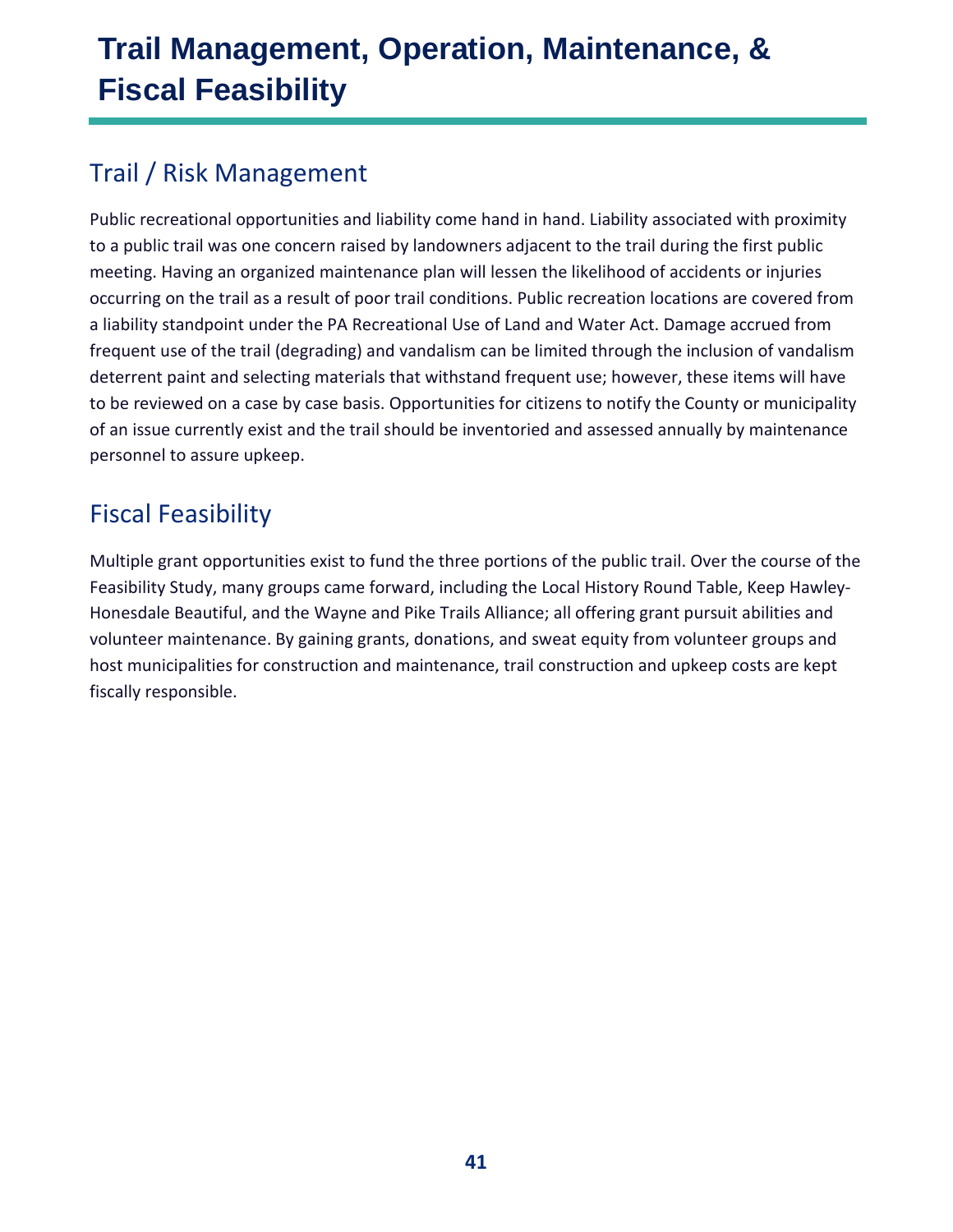# Trail Management, Operation, Maintenance, & Fiscal Feasibility

## Trail / Risk Management

Public recreational opportunities and liability come hand in hand. Liability associated with proximity to a public trail was one concern raised by landowners adjacent to the trail during the first public meeting. Having an organized maintenance plan will lessen the likelihood of accidents or injuries occurring on the trail as a result of poor trail conditions. Public recreation locations are covered from a liability standpoint under the PA Recreational Use of Land and Water Act. Damage accrued from frequent use of the trail (degrading) and vandalism can be limited through the inclusion of vandalism deterrent paint and selecting materials that withstand frequent use; however, these items will have to be reviewed on a case by case basis. Opportunities for citizens to notify the County or municipality of an issue currently exist and the trail should be inventoried and assessed annually by maintenance personnel to assure upkeep.

## Fiscal Feasibility

Multiple grant opportunities exist to fund the three portions of the public trail. Over the course of the Feasibility Study, many groups came forward, including the Local History Round Table, Keep Hawley-Honesdale Beautiful, and the Wayne and Pike Trails Alliance; all offering grant pursuit abilities and volunteer maintenance. By gaining grants, donations, and sweat equity from volunteer groups and host municipalities for construction and maintenance, trail construction and upkeep costs are kept fiscally responsible.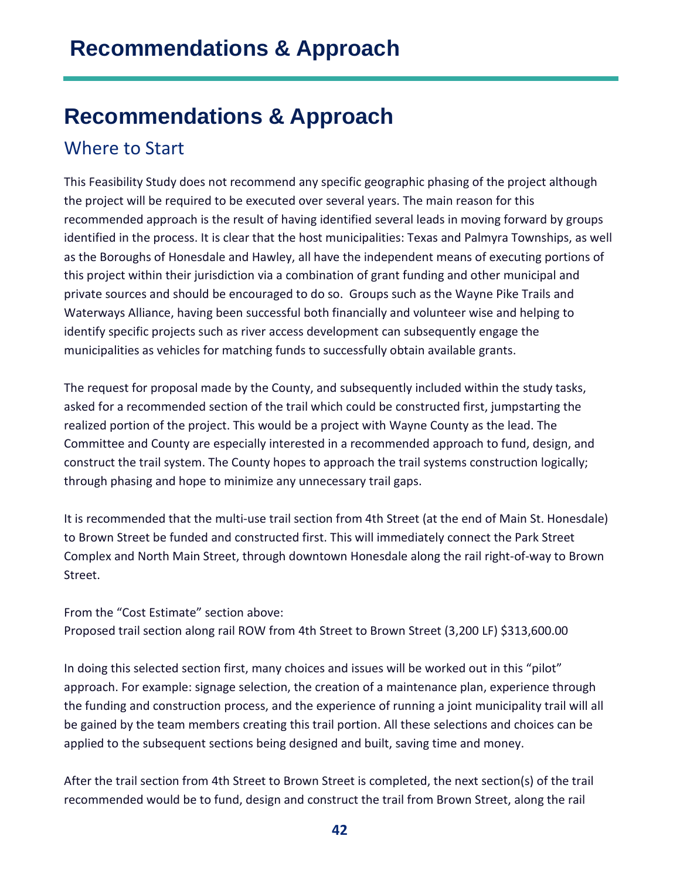# Recommendations & Approach

## Where to Start

This Feasibility Study does not recommend any specific geographic phasing of the project although the project will be required to be executed over several years. The main reason for this recommended approach is the result of having identified several leads in moving forward by groups identified in the process. It is clear that the host municipalities: Texas and Palmyra Townships, as well as the Boroughs of Honesdale and Hawley, all have the independent means of executing portions of this project within their jurisdiction via a combination of grant funding and other municipal and private sources and should be encouraged to do so. Groups such as the Wayne Pike Trails and Waterways Alliance, having been successful both financially and volunteer wise and helping to identify specific projects such as river access development can subsequently engage the municipalities as vehicles for matching funds to successfully obtain available grants.

The request for proposal made by the County, and subsequently included within the study tasks, asked for a recommended section of the trail which could be constructed first, jumpstarting the realized portion of the project. This would be a project with Wayne County as the lead. The Committee and County are especially interested in a recommended approach to fund, design, and construct the trail system. The County hopes to approach the trail systems construction logically; through phasing and hope to minimize any unnecessary trail gaps.

It is recommended that the multi-use trail section from 4th Street (at the end of Main St. Honesdale) to Brown Street be funded and constructed first. This will immediately connect the Park Street Complex and North Main Street, through downtown Honesdale along the rail right-of-way to Brown Street.

From the "Cost Estimate" section above:
Proposed trail section along rail ROW from 4th Street to Brown Street (3,200 LF) $313,600.00

In doing this selected section first, many choices and issues will be worked out in this "pilot" approach. For example: signage selection, the creation of a maintenance plan, experience through the funding and construction process, and the experience of running a joint municipality trail will all be gained by the team members creating this trail portion. All these selections and choices can be applied to the subsequent sections being designed and built, saving time and money.

After the trail section from 4th Street to Brown Street is completed, the next section(s) of the trail recommended would be to fund, design and construct the trail from Brown Street, along the rail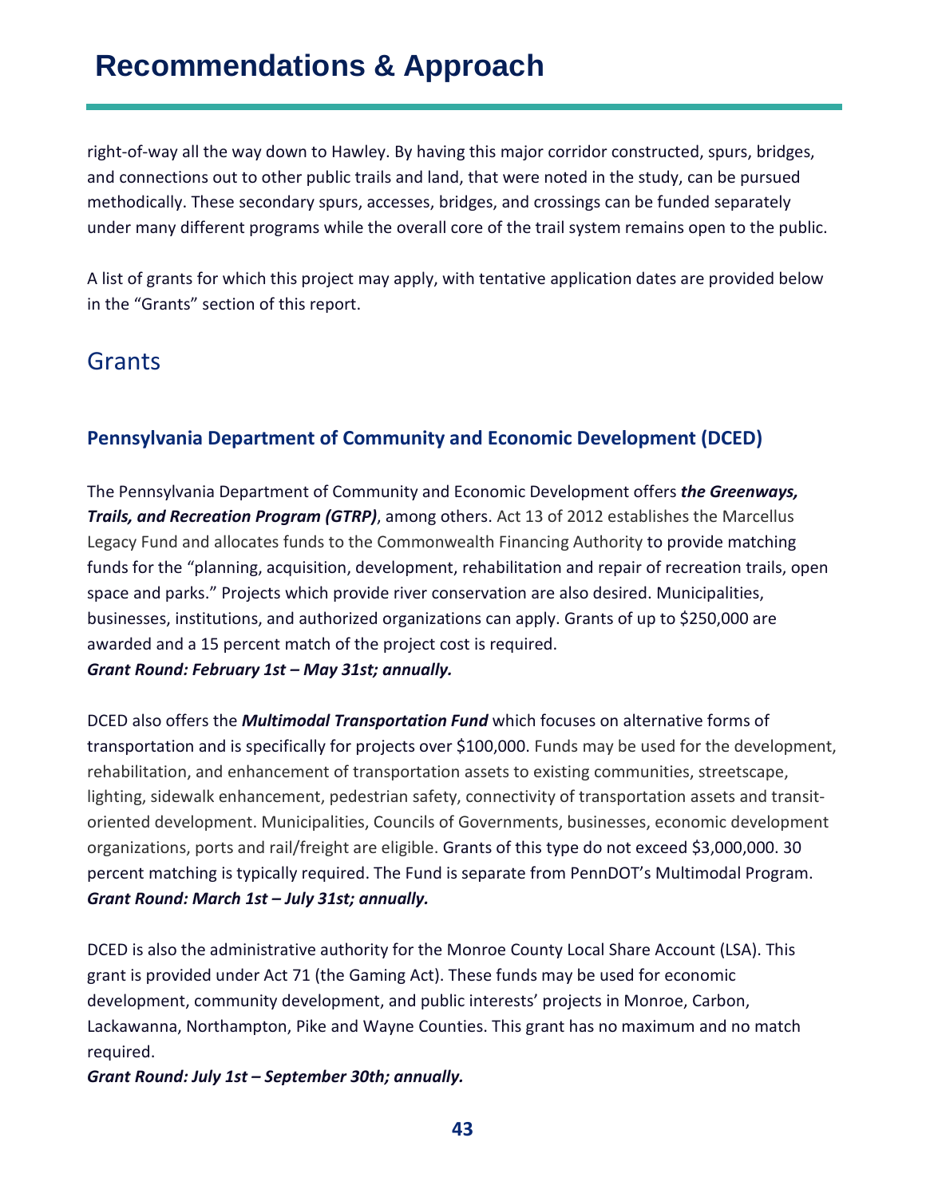# Recommendations & Approach

right-of-way all the way down to Hawley. By having this major corridor constructed, spurs, bridges, and connections out to other public trails and land, that were noted in the study, can be pursued methodically. These secondary spurs, accesses, bridges, and crossings can be funded separately under many different programs while the overall core of the trail system remains open to the public.

A list of grants for which this project may apply, with tentative application dates are provided below in the "Grants" section of this report.

## Grants

### Pennsylvania Department of Community and Economic Development (DCED)

The Pennsylvania Department of Community and Economic Development offers ***the Greenways, Trails, and Recreation Program (GTRP)***, among others. Act 13 of 2012 establishes the Marcellus Legacy Fund and allocates funds to the Commonwealth Financing Authority to provide matching funds for the "planning, acquisition, development, rehabilitation and repair of recreation trails, open space and parks." Projects which provide river conservation are also desired. Municipalities, businesses, institutions, and authorized organizations can apply. Grants of up to $250,000 are awarded and a 15 percent match of the project cost is required.
***Grant Round: February 1st – May 31st; annually.***

DCED also offers the ***Multimodal Transportation Fund*** which focuses on alternative forms of transportation and is specifically for projects over $100,000. Funds may be used for the development, rehabilitation, and enhancement of transportation assets to existing communities, streetscape, lighting, sidewalk enhancement, pedestrian safety, connectivity of transportation assets and transit-oriented development. Municipalities, Councils of Governments, businesses, economic development organizations, ports and rail/freight are eligible. Grants of this type do not exceed $3,000,000. 30 percent matching is typically required. The Fund is separate from PennDOT's Multimodal Program.
***Grant Round: March 1st – July 31st; annually.***

DCED is also the administrative authority for the Monroe County Local Share Account (LSA). This grant is provided under Act 71 (the Gaming Act). These funds may be used for economic development, community development, and public interests' projects in Monroe, Carbon, Lackawanna, Northampton, Pike and Wayne Counties. This grant has no maximum and no match required.
***Grant Round: July 1st – September 30th; annually.***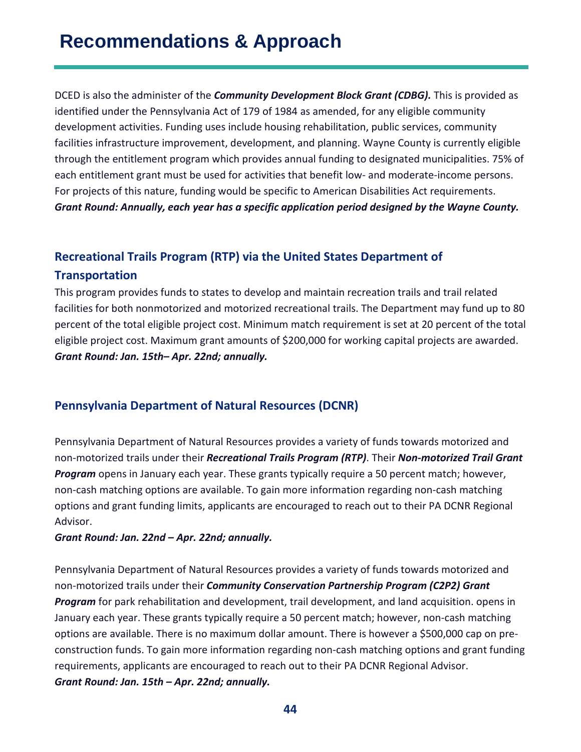# Recommendations & Approach

DCED is also the administer of the ***Community Development Block Grant (CDBG).*** This is provided as identified under the Pennsylvania Act of 179 of 1984 as amended, for any eligible community development activities. Funding uses include housing rehabilitation, public services, community facilities infrastructure improvement, development, and planning. Wayne County is currently eligible through the entitlement program which provides annual funding to designated municipalities. 75% of each entitlement grant must be used for activities that benefit low- and moderate-income persons. For projects of this nature, funding would be specific to American Disabilities Act requirements.
***Grant Round: Annually, each year has a specific application period designed by the Wayne County.***

### Recreational Trails Program (RTP) via the United States Department of Transportation

This program provides funds to states to develop and maintain recreation trails and trail related facilities for both nonmotorized and motorized recreational trails. The Department may fund up to 80 percent of the total eligible project cost. Minimum match requirement is set at 20 percent of the total eligible project cost. Maximum grant amounts of $200,000 for working capital projects are awarded.
***Grant Round: Jan. 15th– Apr. 22nd; annually.***

### Pennsylvania Department of Natural Resources (DCNR)

Pennsylvania Department of Natural Resources provides a variety of funds towards motorized and non-motorized trails under their ***Recreational Trails Program (RTP)***. Their ***Non-motorized Trail Grant Program*** opens in January each year. These grants typically require a 50 percent match; however, non-cash matching options are available. To gain more information regarding non-cash matching options and grant funding limits, applicants are encouraged to reach out to their PA DCNR Regional Advisor.
***Grant Round: Jan. 22nd – Apr. 22nd; annually.***

Pennsylvania Department of Natural Resources provides a variety of funds towards motorized and non-motorized trails under their ***Community Conservation Partnership Program (C2P2) Grant Program*** for park rehabilitation and development, trail development, and land acquisition. opens in January each year. These grants typically require a 50 percent match; however, non-cash matching options are available. There is no maximum dollar amount. There is however a $500,000 cap on pre-construction funds. To gain more information regarding non-cash matching options and grant funding requirements, applicants are encouraged to reach out to their PA DCNR Regional Advisor.
***Grant Round: Jan. 15th – Apr. 22nd; annually.***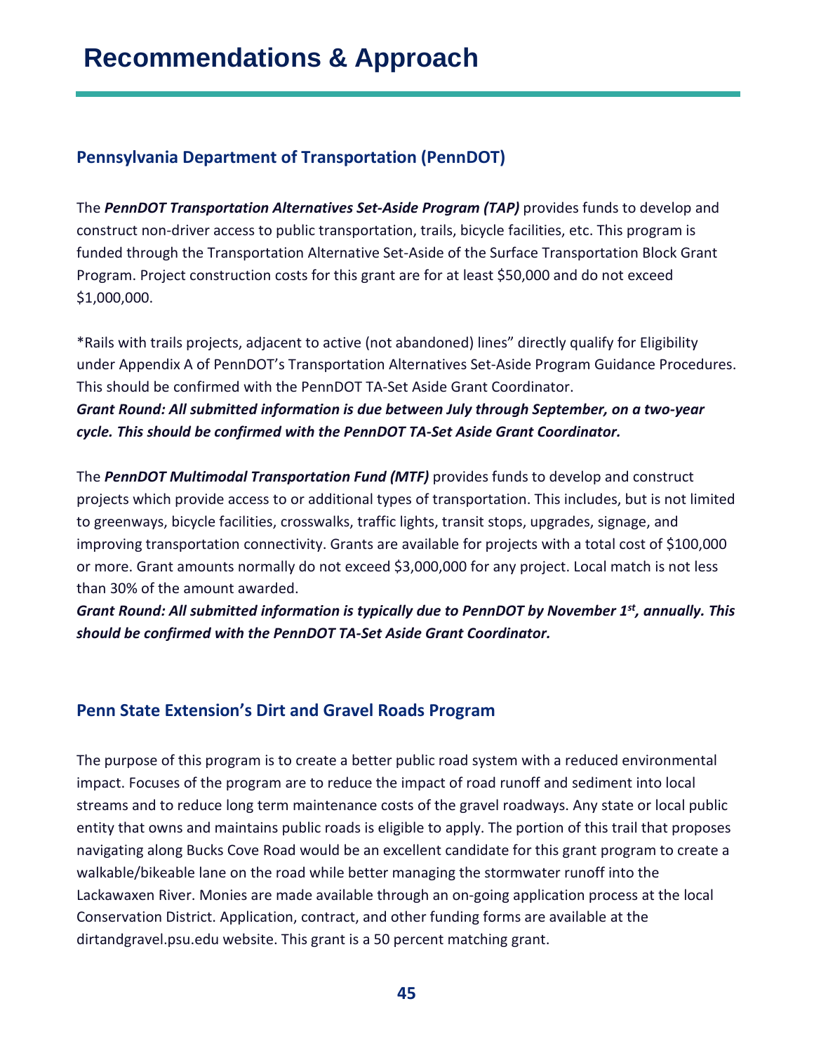# Recommendations & Approach

## Pennsylvania Department of Transportation (PennDOT)

The ***PennDOT Transportation Alternatives Set-Aside Program (TAP)*** provides funds to develop and construct non-driver access to public transportation, trails, bicycle facilities, etc. This program is funded through the Transportation Alternative Set-Aside of the Surface Transportation Block Grant Program. Project construction costs for this grant are for at least $50,000 and do not exceed $1,000,000.

*Rails with trails projects, adjacent to active (not abandoned) lines" directly qualify for Eligibility under Appendix A of PennDOT's Transportation Alternatives Set-Aside Program Guidance Procedures. This should be confirmed with the PennDOT TA-Set Aside Grant Coordinator.
***Grant Round: All submitted information is due between July through September, on a two-year cycle. This should be confirmed with the PennDOT TA-Set Aside Grant Coordinator.***

The ***PennDOT Multimodal Transportation Fund (MTF)*** provides funds to develop and construct projects which provide access to or additional types of transportation. This includes, but is not limited to greenways, bicycle facilities, crosswalks, traffic lights, transit stops, upgrades, signage, and improving transportation connectivity. Grants are available for projects with a total cost of $100,000 or more. Grant amounts normally do not exceed $3,000,000 for any project. Local match is not less than 30% of the amount awarded.
***Grant Round: All submitted information is typically due to PennDOT by November 1st, annually. This should be confirmed with the PennDOT TA-Set Aside Grant Coordinator.***

## Penn State Extension's Dirt and Gravel Roads Program

The purpose of this program is to create a better public road system with a reduced environmental impact. Focuses of the program are to reduce the impact of road runoff and sediment into local streams and to reduce long term maintenance costs of the gravel roadways. Any state or local public entity that owns and maintains public roads is eligible to apply. The portion of this trail that proposes navigating along Bucks Cove Road would be an excellent candidate for this grant program to create a walkable/bikeable lane on the road while better managing the stormwater runoff into the Lackawaxen River. Monies are made available through an on-going application process at the local Conservation District. Application, contract, and other funding forms are available at the dirtandgravel.psu.edu website. This grant is a 50 percent matching grant.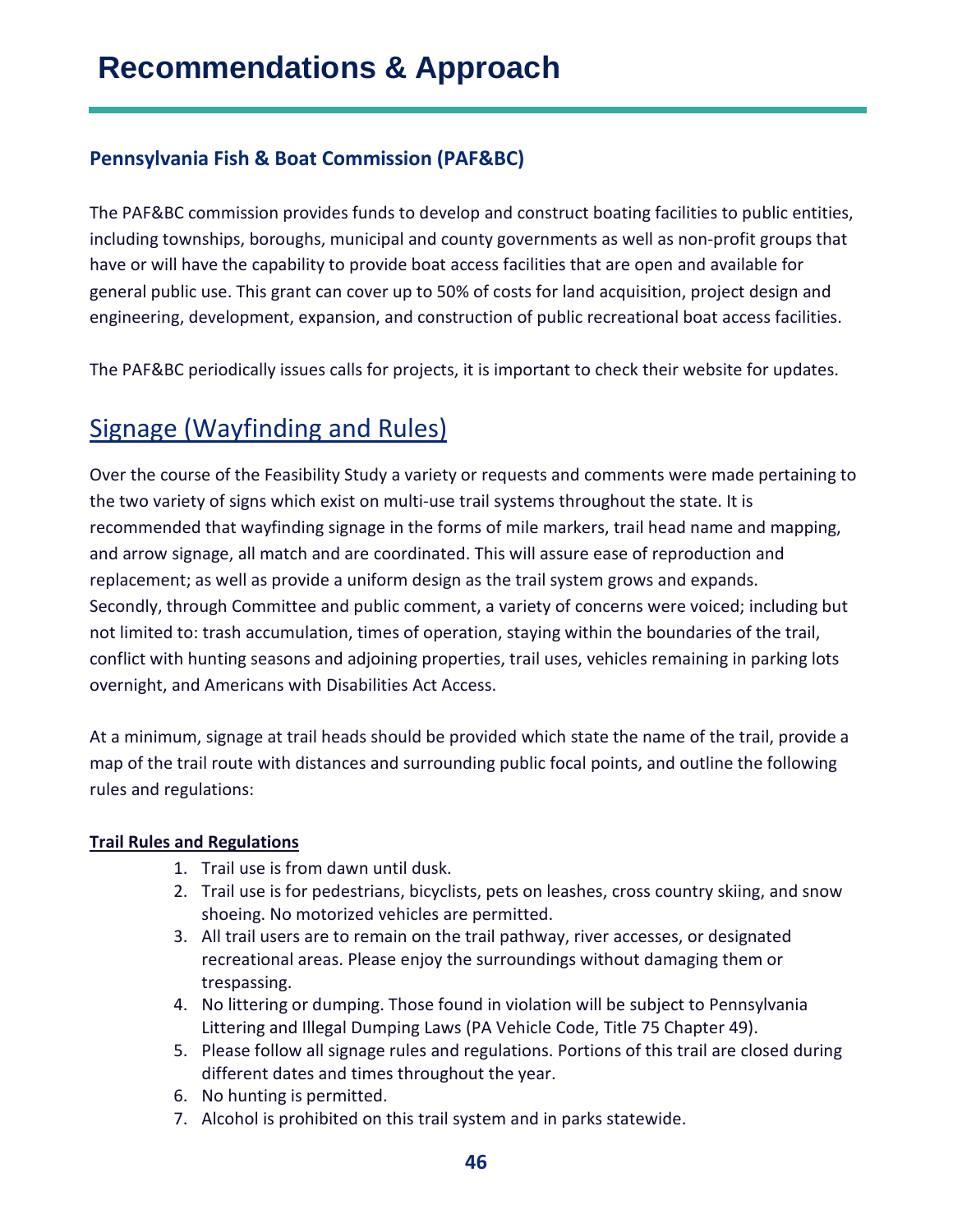# Recommendations & Approach

### Pennsylvania Fish & Boat Commission (PAF&BC)

The PAF&BC commission provides funds to develop and construct boating facilities to public entities, including townships, boroughs, municipal and county governments as well as non-profit groups that have or will have the capability to provide boat access facilities that are open and available for general public use. This grant can cover up to 50% of costs for land acquisition, project design and engineering, development, expansion, and construction of public recreational boat access facilities.

The PAF&BC periodically issues calls for projects, it is important to check their website for updates.

## Signage (Wayfinding and Rules)

Over the course of the Feasibility Study a variety or requests and comments were made pertaining to the two variety of signs which exist on multi-use trail systems throughout the state. It is recommended that wayfinding signage in the forms of mile markers, trail head name and mapping, and arrow signage, all match and are coordinated. This will assure ease of reproduction and replacement; as well as provide a uniform design as the trail system grows and expands. Secondly, through Committee and public comment, a variety of concerns were voiced; including but not limited to: trash accumulation, times of operation, staying within the boundaries of the trail, conflict with hunting seasons and adjoining properties, trail uses, vehicles remaining in parking lots overnight, and Americans with Disabilities Act Access.

At a minimum, signage at trail heads should be provided which state the name of the trail, provide a map of the trail route with distances and surrounding public focal points, and outline the following rules and regulations:

**Trail Rules and Regulations**

1. Trail use is from dawn until dusk.
2. Trail use is for pedestrians, bicyclists, pets on leashes, cross country skiing, and snow shoeing. No motorized vehicles are permitted.
3. All trail users are to remain on the trail pathway, river accesses, or designated recreational areas. Please enjoy the surroundings without damaging them or trespassing.
4. No littering or dumping. Those found in violation will be subject to Pennsylvania Littering and Illegal Dumping Laws (PA Vehicle Code, Title 75 Chapter 49).
5. Please follow all signage rules and regulations. Portions of this trail are closed during different dates and times throughout the year.
6. No hunting is permitted.
7. Alcohol is prohibited on this trail system and in parks statewide.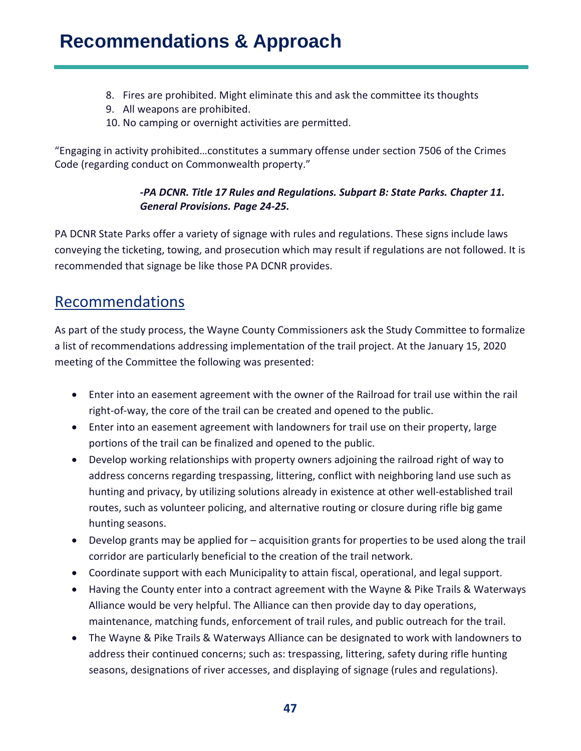# Recommendations & Approach

8. Fires are prohibited. Might eliminate this and ask the committee its thoughts
9. All weapons are prohibited.
10. No camping or overnight activities are permitted.

"Engaging in activity prohibited…constitutes a summary offense under section 7506 of the Crimes Code (regarding conduct on Commonwealth property."

> ***-PA DCNR. Title 17 Rules and Regulations. Subpart B: State Parks. Chapter 11. General Provisions. Page 24-25.***

PA DCNR State Parks offer a variety of signage with rules and regulations. These signs include laws conveying the ticketing, towing, and prosecution which may result if regulations are not followed. It is recommended that signage be like those PA DCNR provides.

## Recommendations

As part of the study process, the Wayne County Commissioners ask the Study Committee to formalize a list of recommendations addressing implementation of the trail project. At the January 15, 2020 meeting of the Committee the following was presented:

- Enter into an easement agreement with the owner of the Railroad for trail use within the rail right-of-way, the core of the trail can be created and opened to the public.
- Enter into an easement agreement with landowners for trail use on their property, large portions of the trail can be finalized and opened to the public.
- Develop working relationships with property owners adjoining the railroad right of way to address concerns regarding trespassing, littering, conflict with neighboring land use such as hunting and privacy, by utilizing solutions already in existence at other well-established trail routes, such as volunteer policing, and alternative routing or closure during rifle big game hunting seasons.
- Develop grants may be applied for – acquisition grants for properties to be used along the trail corridor are particularly beneficial to the creation of the trail network.
- Coordinate support with each Municipality to attain fiscal, operational, and legal support.
- Having the County enter into a contract agreement with the Wayne & Pike Trails & Waterways Alliance would be very helpful. The Alliance can then provide day to day operations, maintenance, matching funds, enforcement of trail rules, and public outreach for the trail.
- The Wayne & Pike Trails & Waterways Alliance can be designated to work with landowners to address their continued concerns; such as: trespassing, littering, safety during rifle hunting seasons, designations of river accesses, and displaying of signage (rules and regulations).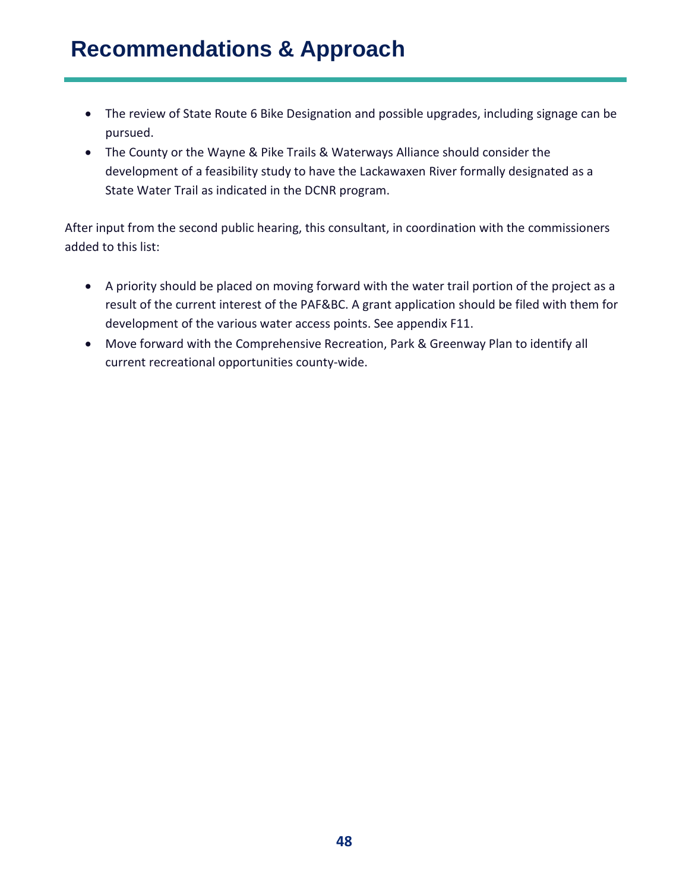# Recommendations & Approach

- The review of State Route 6 Bike Designation and possible upgrades, including signage can be pursued.
- The County or the Wayne & Pike Trails & Waterways Alliance should consider the development of a feasibility study to have the Lackawaxen River formally designated as a State Water Trail as indicated in the DCNR program.

After input from the second public hearing, this consultant, in coordination with the commissioners added to this list:

- A priority should be placed on moving forward with the water trail portion of the project as a result of the current interest of the PAF&BC. A grant application should be filed with them for development of the various water access points. See appendix F11.
- Move forward with the Comprehensive Recreation, Park & Greenway Plan to identify all current recreational opportunities county-wide.